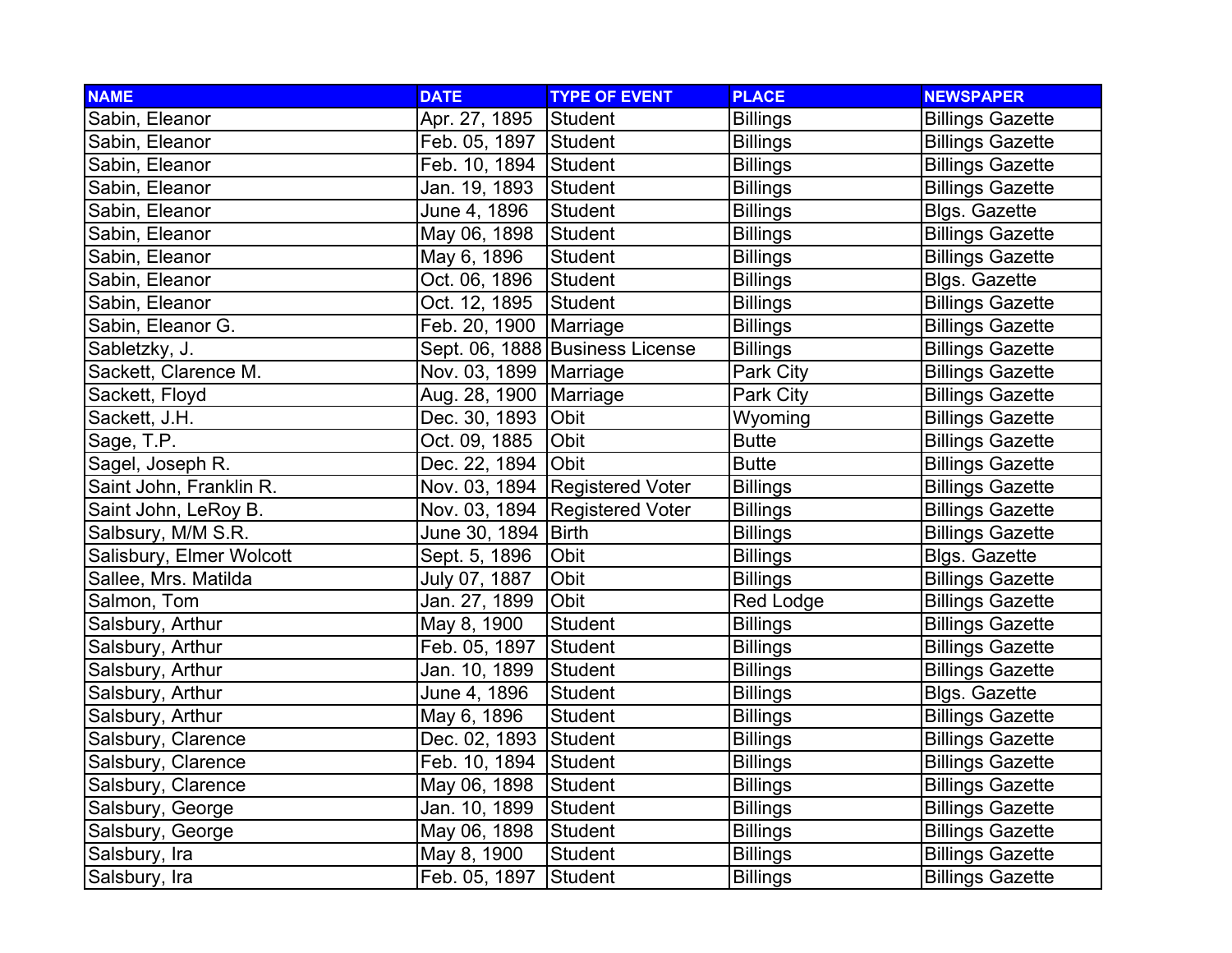| NAME | DATE | TYPE OF EVENT | PLACE | NEWSPAPER |
|---|---|---|---|---|
| Sabin, Eleanor | Apr. 27, 1895 | Student | Billings | Billings Gazette |
| Sabin, Eleanor | Feb. 05, 1897 | Student | Billings | Billings Gazette |
| Sabin, Eleanor | Feb. 10, 1894 | Student | Billings | Billings Gazette |
| Sabin, Eleanor | Jan. 19, 1893 | Student | Billings | Billings Gazette |
| Sabin, Eleanor | June 4, 1896 | Student | Billings | Blgs. Gazette |
| Sabin, Eleanor | May 06, 1898 | Student | Billings | Billings Gazette |
| Sabin, Eleanor | May 6, 1896 | Student | Billings | Billings Gazette |
| Sabin, Eleanor | Oct. 06, 1896 | Student | Billings | Blgs. Gazette |
| Sabin, Eleanor | Oct. 12, 1895 | Student | Billings | Billings Gazette |
| Sabin, Eleanor G. | Feb. 20, 1900 | Marriage | Billings | Billings Gazette |
| Sabletzky, J. | Sept. 06, 1888 | Business License | Billings | Billings Gazette |
| Sackett, Clarence M. | Nov. 03, 1899 | Marriage | Park City | Billings Gazette |
| Sackett, Floyd | Aug. 28, 1900 | Marriage | Park City | Billings Gazette |
| Sackett, J.H. | Dec. 30, 1893 | Obit | Wyoming | Billings Gazette |
| Sage, T.P. | Oct. 09, 1885 | Obit | Butte | Billings Gazette |
| Sagel, Joseph R. | Dec. 22, 1894 | Obit | Butte | Billings Gazette |
| Saint John, Franklin R. | Nov. 03, 1894 | Registered Voter | Billings | Billings Gazette |
| Saint John, LeRoy B. | Nov. 03, 1894 | Registered Voter | Billings | Billings Gazette |
| Salbsury, M/M S.R. | June 30, 1894 | Birth | Billings | Billings Gazette |
| Salisbury, Elmer Wolcott | Sept. 5, 1896 | Obit | Billings | Blgs. Gazette |
| Sallee, Mrs. Matilda | July 07, 1887 | Obit | Billings | Billings Gazette |
| Salmon, Tom | Jan. 27, 1899 | Obit | Red Lodge | Billings Gazette |
| Salsbury, Arthur | May 8, 1900 | Student | Billings | Billings Gazette |
| Salsbury, Arthur | Feb. 05, 1897 | Student | Billings | Billings Gazette |
| Salsbury, Arthur | Jan. 10, 1899 | Student | Billings | Billings Gazette |
| Salsbury, Arthur | June 4, 1896 | Student | Billings | Blgs. Gazette |
| Salsbury, Arthur | May 6, 1896 | Student | Billings | Billings Gazette |
| Salsbury, Clarence | Dec. 02, 1893 | Student | Billings | Billings Gazette |
| Salsbury, Clarence | Feb. 10, 1894 | Student | Billings | Billings Gazette |
| Salsbury, Clarence | May 06, 1898 | Student | Billings | Billings Gazette |
| Salsbury, George | Jan. 10, 1899 | Student | Billings | Billings Gazette |
| Salsbury, George | May 06, 1898 | Student | Billings | Billings Gazette |
| Salsbury, Ira | May 8, 1900 | Student | Billings | Billings Gazette |
| Salsbury, Ira | Feb. 05, 1897 | Student | Billings | Billings Gazette |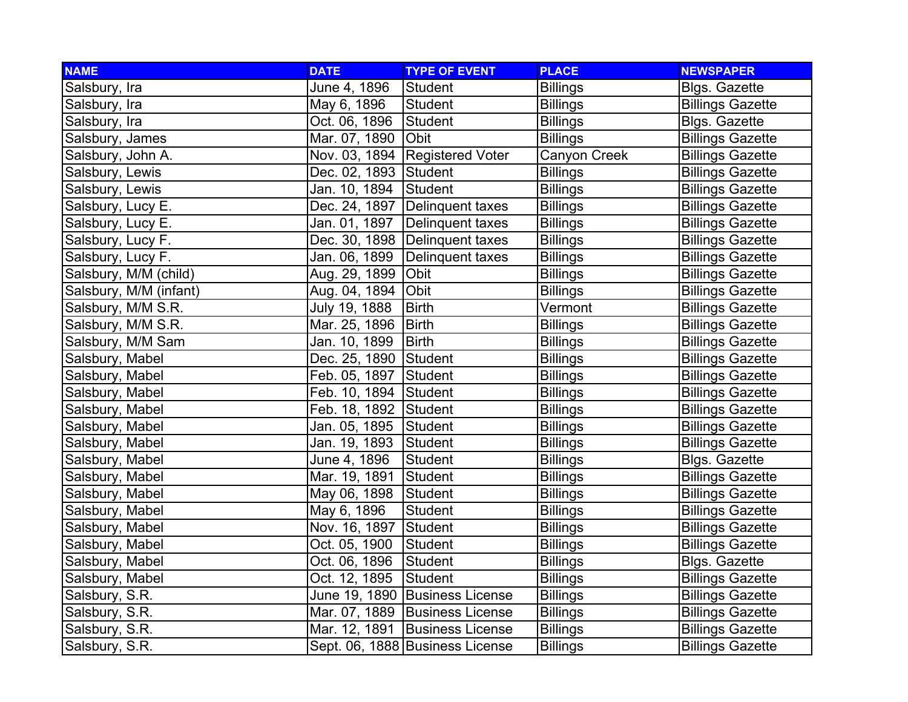| NAME | DATE | TYPE OF EVENT | PLACE | NEWSPAPER |
|---|---|---|---|---|
| Salsbury, Ira | June 4, 1896 | Student | Billings | Blgs. Gazette |
| Salsbury, Ira | May 6, 1896 | Student | Billings | Billings Gazette |
| Salsbury, Ira | Oct. 06, 1896 | Student | Billings | Blgs. Gazette |
| Salsbury, James | Mar. 07, 1890 | Obit | Billings | Billings Gazette |
| Salsbury, John A. | Nov. 03, 1894 | Registered Voter | Canyon Creek | Billings Gazette |
| Salsbury, Lewis | Dec. 02, 1893 | Student | Billings | Billings Gazette |
| Salsbury, Lewis | Jan. 10, 1894 | Student | Billings | Billings Gazette |
| Salsbury, Lucy E. | Dec. 24, 1897 | Delinquent taxes | Billings | Billings Gazette |
| Salsbury, Lucy E. | Jan. 01, 1897 | Delinquent taxes | Billings | Billings Gazette |
| Salsbury, Lucy F. | Dec. 30, 1898 | Delinquent taxes | Billings | Billings Gazette |
| Salsbury, Lucy F. | Jan. 06, 1899 | Delinquent taxes | Billings | Billings Gazette |
| Salsbury, M/M (child) | Aug. 29, 1899 | Obit | Billings | Billings Gazette |
| Salsbury, M/M (infant) | Aug. 04, 1894 | Obit | Billings | Billings Gazette |
| Salsbury, M/M S.R. | July 19, 1888 | Birth | Vermont | Billings Gazette |
| Salsbury, M/M S.R. | Mar. 25, 1896 | Birth | Billings | Billings Gazette |
| Salsbury, M/M Sam | Jan. 10, 1899 | Birth | Billings | Billings Gazette |
| Salsbury, Mabel | Dec. 25, 1890 | Student | Billings | Billings Gazette |
| Salsbury, Mabel | Feb. 05, 1897 | Student | Billings | Billings Gazette |
| Salsbury, Mabel | Feb. 10, 1894 | Student | Billings | Billings Gazette |
| Salsbury, Mabel | Feb. 18, 1892 | Student | Billings | Billings Gazette |
| Salsbury, Mabel | Jan. 05, 1895 | Student | Billings | Billings Gazette |
| Salsbury, Mabel | Jan. 19, 1893 | Student | Billings | Billings Gazette |
| Salsbury, Mabel | June 4, 1896 | Student | Billings | Blgs. Gazette |
| Salsbury, Mabel | Mar. 19, 1891 | Student | Billings | Billings Gazette |
| Salsbury, Mabel | May 06, 1898 | Student | Billings | Billings Gazette |
| Salsbury, Mabel | May 6, 1896 | Student | Billings | Billings Gazette |
| Salsbury, Mabel | Nov. 16, 1897 | Student | Billings | Billings Gazette |
| Salsbury, Mabel | Oct. 05, 1900 | Student | Billings | Billings Gazette |
| Salsbury, Mabel | Oct. 06, 1896 | Student | Billings | Blgs. Gazette |
| Salsbury, Mabel | Oct. 12, 1895 | Student | Billings | Billings Gazette |
| Salsbury, S.R. | June 19, 1890 | Business License | Billings | Billings Gazette |
| Salsbury, S.R. | Mar. 07, 1889 | Business License | Billings | Billings Gazette |
| Salsbury, S.R. | Mar. 12, 1891 | Business License | Billings | Billings Gazette |
| Salsbury, S.R. | Sept. 06, 1888 | Business License | Billings | Billings Gazette |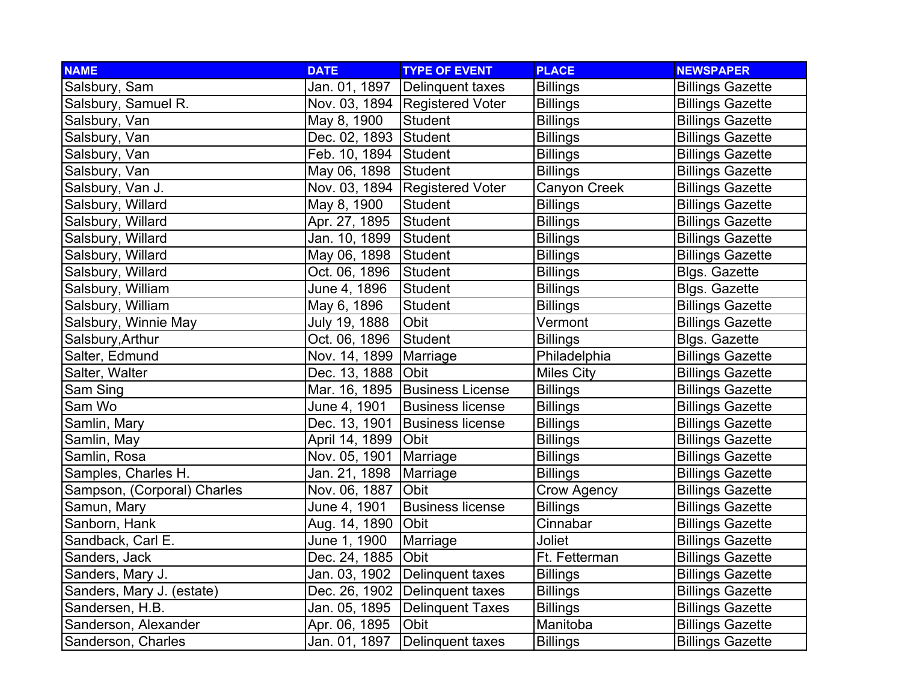| NAME | DATE | TYPE OF EVENT | PLACE | NEWSPAPER |
|---|---|---|---|---|
| Salsbury, Sam | Jan. 01, 1897 | Delinquent taxes | Billings | Billings Gazette |
| Salsbury, Samuel R. | Nov. 03, 1894 | Registered Voter | Billings | Billings Gazette |
| Salsbury, Van | May 8, 1900 | Student | Billings | Billings Gazette |
| Salsbury, Van | Dec. 02, 1893 | Student | Billings | Billings Gazette |
| Salsbury, Van | Feb. 10, 1894 | Student | Billings | Billings Gazette |
| Salsbury, Van | May 06, 1898 | Student | Billings | Billings Gazette |
| Salsbury, Van J. | Nov. 03, 1894 | Registered Voter | Canyon Creek | Billings Gazette |
| Salsbury, Willard | May 8, 1900 | Student | Billings | Billings Gazette |
| Salsbury, Willard | Apr. 27, 1895 | Student | Billings | Billings Gazette |
| Salsbury, Willard | Jan. 10, 1899 | Student | Billings | Billings Gazette |
| Salsbury, Willard | May 06, 1898 | Student | Billings | Billings Gazette |
| Salsbury, Willard | Oct. 06, 1896 | Student | Billings | Blgs. Gazette |
| Salsbury, William | June 4, 1896 | Student | Billings | Blgs. Gazette |
| Salsbury, William | May 6, 1896 | Student | Billings | Billings Gazette |
| Salsbury, Winnie May | July 19, 1888 | Obit | Vermont | Billings Gazette |
| Salsbury,Arthur | Oct. 06, 1896 | Student | Billings | Blgs. Gazette |
| Salter, Edmund | Nov. 14, 1899 | Marriage | Philadelphia | Billings Gazette |
| Salter, Walter | Dec. 13, 1888 | Obit | Miles City | Billings Gazette |
| Sam Sing | Mar. 16, 1895 | Business License | Billings | Billings Gazette |
| Sam Wo | June 4, 1901 | Business license | Billings | Billings Gazette |
| Samlin, Mary | Dec. 13, 1901 | Business license | Billings | Billings Gazette |
| Samlin, May | April 14, 1899 | Obit | Billings | Billings Gazette |
| Samlin, Rosa | Nov. 05, 1901 | Marriage | Billings | Billings Gazette |
| Samples, Charles H. | Jan. 21, 1898 | Marriage | Billings | Billings Gazette |
| Sampson, (Corporal) Charles | Nov. 06, 1887 | Obit | Crow Agency | Billings Gazette |
| Samun, Mary | June 4, 1901 | Business license | Billings | Billings Gazette |
| Sanborn, Hank | Aug. 14, 1890 | Obit | Cinnabar | Billings Gazette |
| Sandback, Carl E. | June 1, 1900 | Marriage | Joliet | Billings Gazette |
| Sanders, Jack | Dec. 24, 1885 | Obit | Ft. Fetterman | Billings Gazette |
| Sanders, Mary J. | Jan. 03, 1902 | Delinquent taxes | Billings | Billings Gazette |
| Sanders, Mary J. (estate) | Dec. 26, 1902 | Delinquent taxes | Billings | Billings Gazette |
| Sandersen, H.B. | Jan. 05, 1895 | Delinquent Taxes | Billings | Billings Gazette |
| Sanderson, Alexander | Apr. 06, 1895 | Obit | Manitoba | Billings Gazette |
| Sanderson, Charles | Jan. 01, 1897 | Delinquent taxes | Billings | Billings Gazette |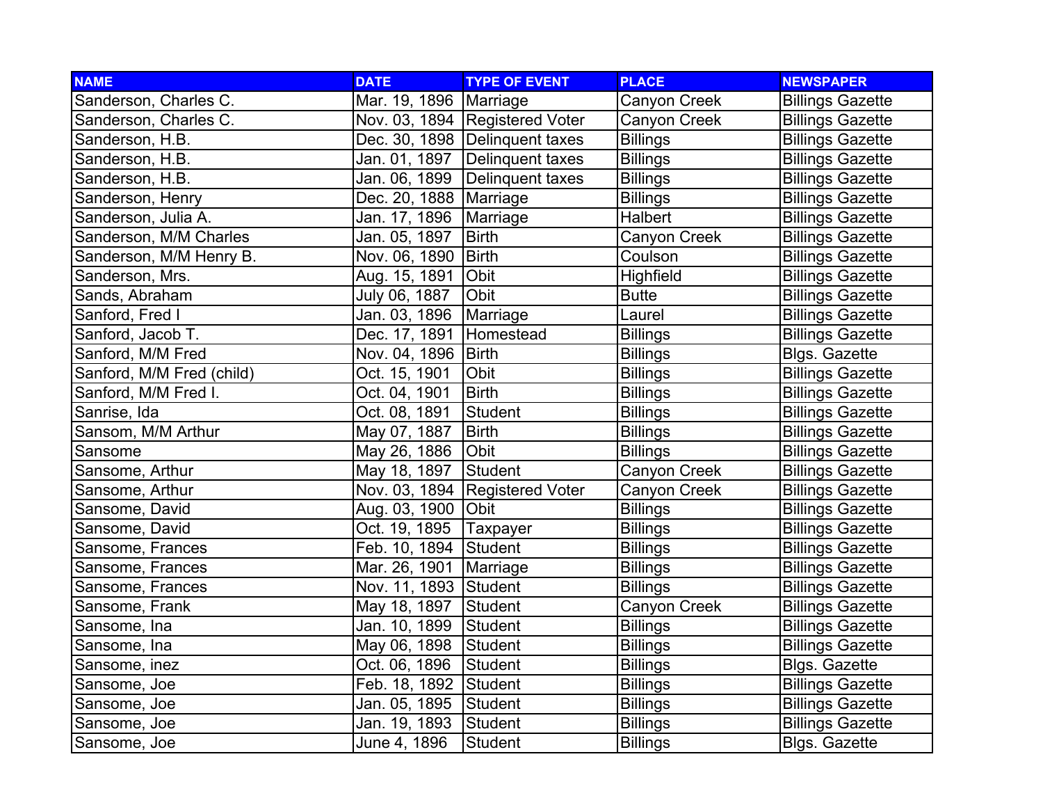| NAME | DATE | TYPE OF EVENT | PLACE | NEWSPAPER |
|---|---|---|---|---|
| Sanderson, Charles C. | Mar. 19, 1896 | Marriage | Canyon Creek | Billings Gazette |
| Sanderson, Charles C. | Nov. 03, 1894 | Registered Voter | Canyon Creek | Billings Gazette |
| Sanderson, H.B. | Dec. 30, 1898 | Delinquent taxes | Billings | Billings Gazette |
| Sanderson, H.B. | Jan. 01, 1897 | Delinquent taxes | Billings | Billings Gazette |
| Sanderson, H.B. | Jan. 06, 1899 | Delinquent taxes | Billings | Billings Gazette |
| Sanderson, Henry | Dec. 20, 1888 | Marriage | Billings | Billings Gazette |
| Sanderson, Julia A. | Jan. 17, 1896 | Marriage | Halbert | Billings Gazette |
| Sanderson, M/M Charles | Jan. 05, 1897 | Birth | Canyon Creek | Billings Gazette |
| Sanderson, M/M Henry B. | Nov. 06, 1890 | Birth | Coulson | Billings Gazette |
| Sanderson, Mrs. | Aug. 15, 1891 | Obit | Highfield | Billings Gazette |
| Sands, Abraham | July 06, 1887 | Obit | Butte | Billings Gazette |
| Sanford, Fred I | Jan. 03, 1896 | Marriage | Laurel | Billings Gazette |
| Sanford, Jacob T. | Dec. 17, 1891 | Homestead | Billings | Billings Gazette |
| Sanford, M/M Fred | Nov. 04, 1896 | Birth | Billings | Blgs. Gazette |
| Sanford, M/M Fred (child) | Oct. 15, 1901 | Obit | Billings | Billings Gazette |
| Sanford, M/M Fred I. | Oct. 04, 1901 | Birth | Billings | Billings Gazette |
| Sanrise, Ida | Oct. 08, 1891 | Student | Billings | Billings Gazette |
| Sansom, M/M Arthur | May 07, 1887 | Birth | Billings | Billings Gazette |
| Sansome | May 26, 1886 | Obit | Billings | Billings Gazette |
| Sansome, Arthur | May 18, 1897 | Student | Canyon Creek | Billings Gazette |
| Sansome, Arthur | Nov. 03, 1894 | Registered Voter | Canyon Creek | Billings Gazette |
| Sansome, David | Aug. 03, 1900 | Obit | Billings | Billings Gazette |
| Sansome, David | Oct. 19, 1895 | Taxpayer | Billings | Billings Gazette |
| Sansome, Frances | Feb. 10, 1894 | Student | Billings | Billings Gazette |
| Sansome, Frances | Mar. 26, 1901 | Marriage | Billings | Billings Gazette |
| Sansome, Frances | Nov. 11, 1893 | Student | Billings | Billings Gazette |
| Sansome, Frank | May 18, 1897 | Student | Canyon Creek | Billings Gazette |
| Sansome, Ina | Jan. 10, 1899 | Student | Billings | Billings Gazette |
| Sansome, Ina | May 06, 1898 | Student | Billings | Billings Gazette |
| Sansome, inez | Oct. 06, 1896 | Student | Billings | Blgs. Gazette |
| Sansome, Joe | Feb. 18, 1892 | Student | Billings | Billings Gazette |
| Sansome, Joe | Jan. 05, 1895 | Student | Billings | Billings Gazette |
| Sansome, Joe | Jan. 19, 1893 | Student | Billings | Billings Gazette |
| Sansome, Joe | June 4, 1896 | Student | Billings | Blgs. Gazette |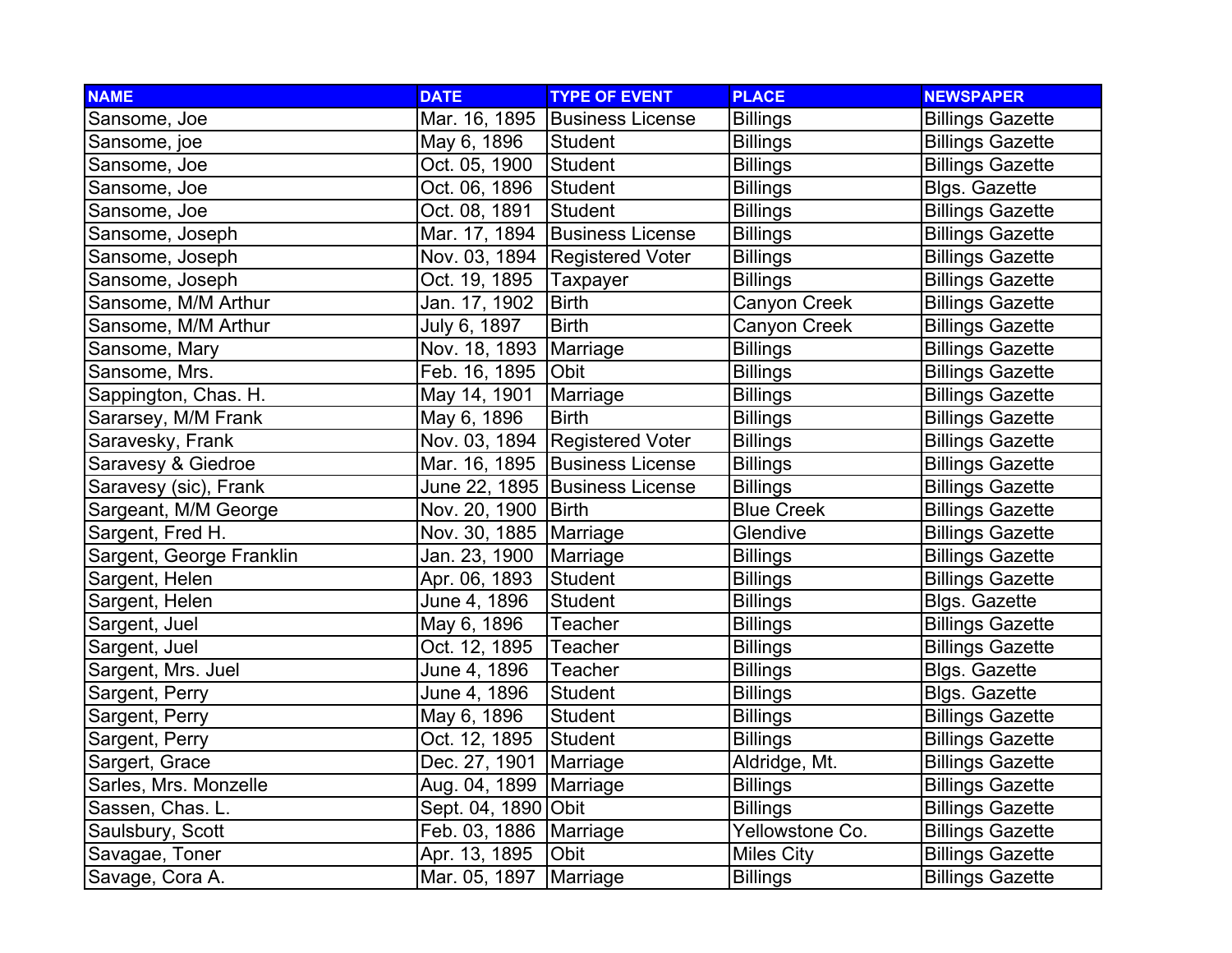| NAME | DATE | TYPE OF EVENT | PLACE | NEWSPAPER |
|---|---|---|---|---|
| Sansome, Joe | Mar. 16, 1895 | Business License | Billings | Billings Gazette |
| Sansome, joe | May 6, 1896 | Student | Billings | Billings Gazette |
| Sansome, Joe | Oct. 05, 1900 | Student | Billings | Billings Gazette |
| Sansome, Joe | Oct. 06, 1896 | Student | Billings | Blgs. Gazette |
| Sansome, Joe | Oct. 08, 1891 | Student | Billings | Billings Gazette |
| Sansome, Joseph | Mar. 17, 1894 | Business License | Billings | Billings Gazette |
| Sansome, Joseph | Nov. 03, 1894 | Registered Voter | Billings | Billings Gazette |
| Sansome, Joseph | Oct. 19, 1895 | Taxpayer | Billings | Billings Gazette |
| Sansome, M/M Arthur | Jan. 17, 1902 | Birth | Canyon Creek | Billings Gazette |
| Sansome, M/M Arthur | July 6, 1897 | Birth | Canyon Creek | Billings Gazette |
| Sansome, Mary | Nov. 18, 1893 | Marriage | Billings | Billings Gazette |
| Sansome, Mrs. | Feb. 16, 1895 | Obit | Billings | Billings Gazette |
| Sappington, Chas. H. | May 14, 1901 | Marriage | Billings | Billings Gazette |
| Sararsey, M/M Frank | May 6, 1896 | Birth | Billings | Billings Gazette |
| Saravesky, Frank | Nov. 03, 1894 | Registered Voter | Billings | Billings Gazette |
| Saravesy & Giedroe | Mar. 16, 1895 | Business License | Billings | Billings Gazette |
| Saravesy (sic), Frank | June 22, 1895 | Business License | Billings | Billings Gazette |
| Sargeant, M/M George | Nov. 20, 1900 | Birth | Blue Creek | Billings Gazette |
| Sargent, Fred H. | Nov. 30, 1885 | Marriage | Glendive | Billings Gazette |
| Sargent, George Franklin | Jan. 23, 1900 | Marriage | Billings | Billings Gazette |
| Sargent, Helen | Apr. 06, 1893 | Student | Billings | Billings Gazette |
| Sargent, Helen | June 4, 1896 | Student | Billings | Blgs. Gazette |
| Sargent, Juel | May 6, 1896 | Teacher | Billings | Billings Gazette |
| Sargent, Juel | Oct. 12, 1895 | Teacher | Billings | Billings Gazette |
| Sargent, Mrs. Juel | June 4, 1896 | Teacher | Billings | Blgs. Gazette |
| Sargent, Perry | June 4, 1896 | Student | Billings | Blgs. Gazette |
| Sargent, Perry | May 6, 1896 | Student | Billings | Billings Gazette |
| Sargent, Perry | Oct. 12, 1895 | Student | Billings | Billings Gazette |
| Sargert, Grace | Dec. 27, 1901 | Marriage | Aldridge, Mt. | Billings Gazette |
| Sarles, Mrs. Monzelle | Aug. 04, 1899 | Marriage | Billings | Billings Gazette |
| Sassen, Chas. L. | Sept. 04, 1890 | Obit | Billings | Billings Gazette |
| Saulsbury, Scott | Feb. 03, 1886 | Marriage | Yellowstone Co. | Billings Gazette |
| Savagae, Toner | Apr. 13, 1895 | Obit | Miles City | Billings Gazette |
| Savage, Cora A. | Mar. 05, 1897 | Marriage | Billings | Billings Gazette |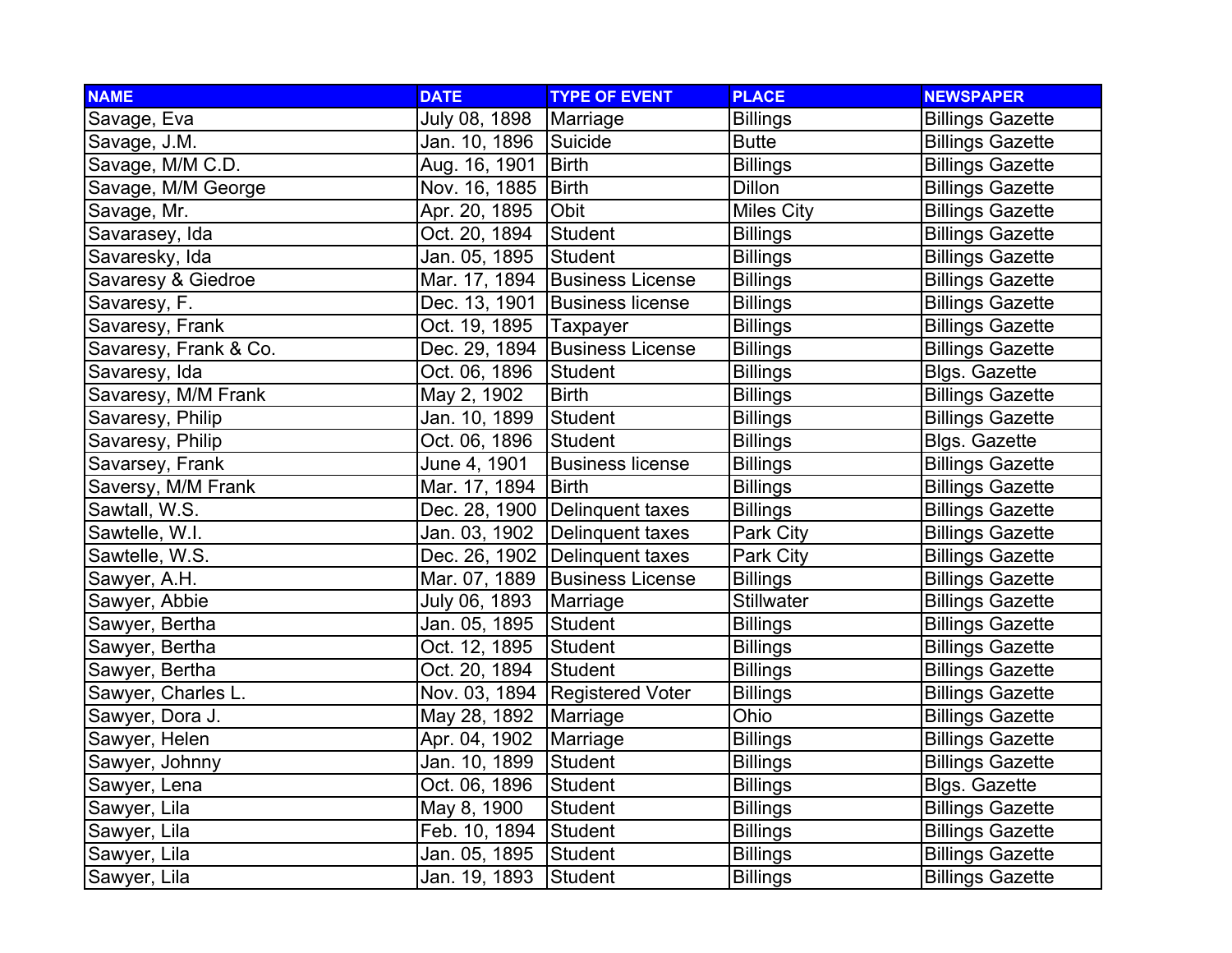| NAME | DATE | TYPE OF EVENT | PLACE | NEWSPAPER |
|---|---|---|---|---|
| Savage, Eva | July 08, 1898 | Marriage | Billings | Billings Gazette |
| Savage, J.M. | Jan. 10, 1896 | Suicide | Butte | Billings Gazette |
| Savage, M/M C.D. | Aug. 16, 1901 | Birth | Billings | Billings Gazette |
| Savage, M/M George | Nov. 16, 1885 | Birth | Dillon | Billings Gazette |
| Savage, Mr. | Apr. 20, 1895 | Obit | Miles City | Billings Gazette |
| Savarasey, Ida | Oct. 20, 1894 | Student | Billings | Billings Gazette |
| Savaresky, Ida | Jan. 05, 1895 | Student | Billings | Billings Gazette |
| Savaresy & Giedroe | Mar. 17, 1894 | Business License | Billings | Billings Gazette |
| Savaresy, F. | Dec. 13, 1901 | Business license | Billings | Billings Gazette |
| Savaresy, Frank | Oct. 19, 1895 | Taxpayer | Billings | Billings Gazette |
| Savaresy, Frank & Co. | Dec. 29, 1894 | Business License | Billings | Billings Gazette |
| Savaresy, Ida | Oct. 06, 1896 | Student | Billings | Blgs. Gazette |
| Savaresy, M/M Frank | May 2, 1902 | Birth | Billings | Billings Gazette |
| Savaresy, Philip | Jan. 10, 1899 | Student | Billings | Billings Gazette |
| Savaresy, Philip | Oct. 06, 1896 | Student | Billings | Blgs. Gazette |
| Savarsey, Frank | June 4, 1901 | Business license | Billings | Billings Gazette |
| Saversy, M/M Frank | Mar. 17, 1894 | Birth | Billings | Billings Gazette |
| Sawtall, W.S. | Dec. 28, 1900 | Delinquent taxes | Billings | Billings Gazette |
| Sawtelle, W.I. | Jan. 03, 1902 | Delinquent taxes | Park City | Billings Gazette |
| Sawtelle, W.S. | Dec. 26, 1902 | Delinquent taxes | Park City | Billings Gazette |
| Sawyer, A.H. | Mar. 07, 1889 | Business License | Billings | Billings Gazette |
| Sawyer, Abbie | July 06, 1893 | Marriage | Stillwater | Billings Gazette |
| Sawyer, Bertha | Jan. 05, 1895 | Student | Billings | Billings Gazette |
| Sawyer, Bertha | Oct. 12, 1895 | Student | Billings | Billings Gazette |
| Sawyer, Bertha | Oct. 20, 1894 | Student | Billings | Billings Gazette |
| Sawyer, Charles L. | Nov. 03, 1894 | Registered Voter | Billings | Billings Gazette |
| Sawyer, Dora J. | May 28, 1892 | Marriage | Ohio | Billings Gazette |
| Sawyer, Helen | Apr. 04, 1902 | Marriage | Billings | Billings Gazette |
| Sawyer, Johnny | Jan. 10, 1899 | Student | Billings | Billings Gazette |
| Sawyer, Lena | Oct. 06, 1896 | Student | Billings | Blgs. Gazette |
| Sawyer, Lila | May 8, 1900 | Student | Billings | Billings Gazette |
| Sawyer, Lila | Feb. 10, 1894 | Student | Billings | Billings Gazette |
| Sawyer, Lila | Jan. 05, 1895 | Student | Billings | Billings Gazette |
| Sawyer, Lila | Jan. 19, 1893 | Student | Billings | Billings Gazette |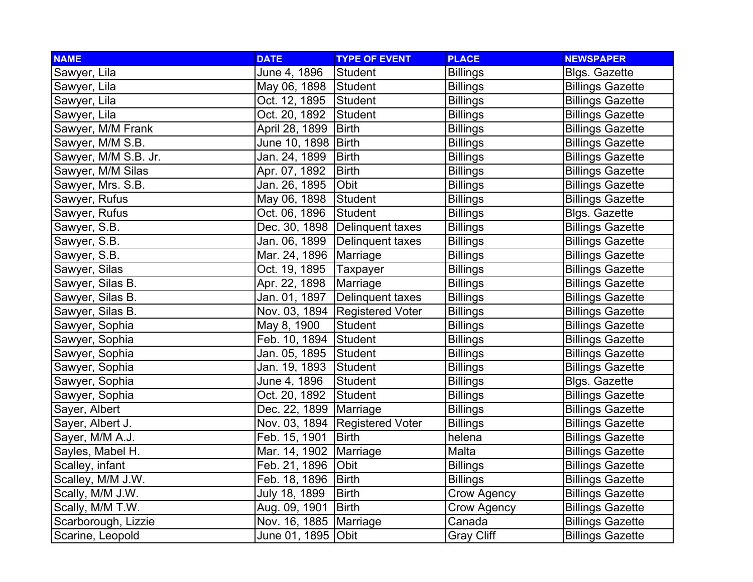| NAME | DATE | TYPE OF EVENT | PLACE | NEWSPAPER |
| --- | --- | --- | --- | --- |
| Sawyer, Lila | June 4, 1896 | Student | Billings | Blgs. Gazette |
| Sawyer, Lila | May 06, 1898 | Student | Billings | Billings Gazette |
| Sawyer, Lila | Oct. 12, 1895 | Student | Billings | Billings Gazette |
| Sawyer, Lila | Oct. 20, 1892 | Student | Billings | Billings Gazette |
| Sawyer, M/M Frank | April 28, 1899 | Birth | Billings | Billings Gazette |
| Sawyer, M/M S.B. | June 10, 1898 | Birth | Billings | Billings Gazette |
| Sawyer, M/M S.B. Jr. | Jan. 24, 1899 | Birth | Billings | Billings Gazette |
| Sawyer, M/M Silas | Apr. 07, 1892 | Birth | Billings | Billings Gazette |
| Sawyer, Mrs. S.B. | Jan. 26, 1895 | Obit | Billings | Billings Gazette |
| Sawyer, Rufus | May 06, 1898 | Student | Billings | Billings Gazette |
| Sawyer, Rufus | Oct. 06, 1896 | Student | Billings | Blgs. Gazette |
| Sawyer, S.B. | Dec. 30, 1898 | Delinquent taxes | Billings | Billings Gazette |
| Sawyer, S.B. | Jan. 06, 1899 | Delinquent taxes | Billings | Billings Gazette |
| Sawyer, S.B. | Mar. 24, 1896 | Marriage | Billings | Billings Gazette |
| Sawyer, Silas | Oct. 19, 1895 | Taxpayer | Billings | Billings Gazette |
| Sawyer, Silas B. | Apr. 22, 1898 | Marriage | Billings | Billings Gazette |
| Sawyer, Silas B. | Jan. 01, 1897 | Delinquent taxes | Billings | Billings Gazette |
| Sawyer, Silas B. | Nov. 03, 1894 | Registered Voter | Billings | Billings Gazette |
| Sawyer, Sophia | May 8, 1900 | Student | Billings | Billings Gazette |
| Sawyer, Sophia | Feb. 10, 1894 | Student | Billings | Billings Gazette |
| Sawyer, Sophia | Jan. 05, 1895 | Student | Billings | Billings Gazette |
| Sawyer, Sophia | Jan. 19, 1893 | Student | Billings | Billings Gazette |
| Sawyer, Sophia | June 4, 1896 | Student | Billings | Blgs. Gazette |
| Sawyer, Sophia | Oct. 20, 1892 | Student | Billings | Billings Gazette |
| Sayer, Albert | Dec. 22, 1899 | Marriage | Billings | Billings Gazette |
| Sayer, Albert J. | Nov. 03, 1894 | Registered Voter | Billings | Billings Gazette |
| Sayer, M/M A.J. | Feb. 15, 1901 | Birth | helena | Billings Gazette |
| Sayles, Mabel H. | Mar. 14, 1902 | Marriage | Malta | Billings Gazette |
| Scalley, infant | Feb. 21, 1896 | Obit | Billings | Billings Gazette |
| Scalley, M/M J.W. | Feb. 18, 1896 | Birth | Billings | Billings Gazette |
| Scally, M/M J.W. | July 18, 1899 | Birth | Crow Agency | Billings Gazette |
| Scally, M/M T.W. | Aug. 09, 1901 | Birth | Crow Agency | Billings Gazette |
| Scarborough, Lizzie | Nov. 16, 1885 | Marriage | Canada | Billings Gazette |
| Scarine, Leopold | June 01, 1895 | Obit | Gray Cliff | Billings Gazette |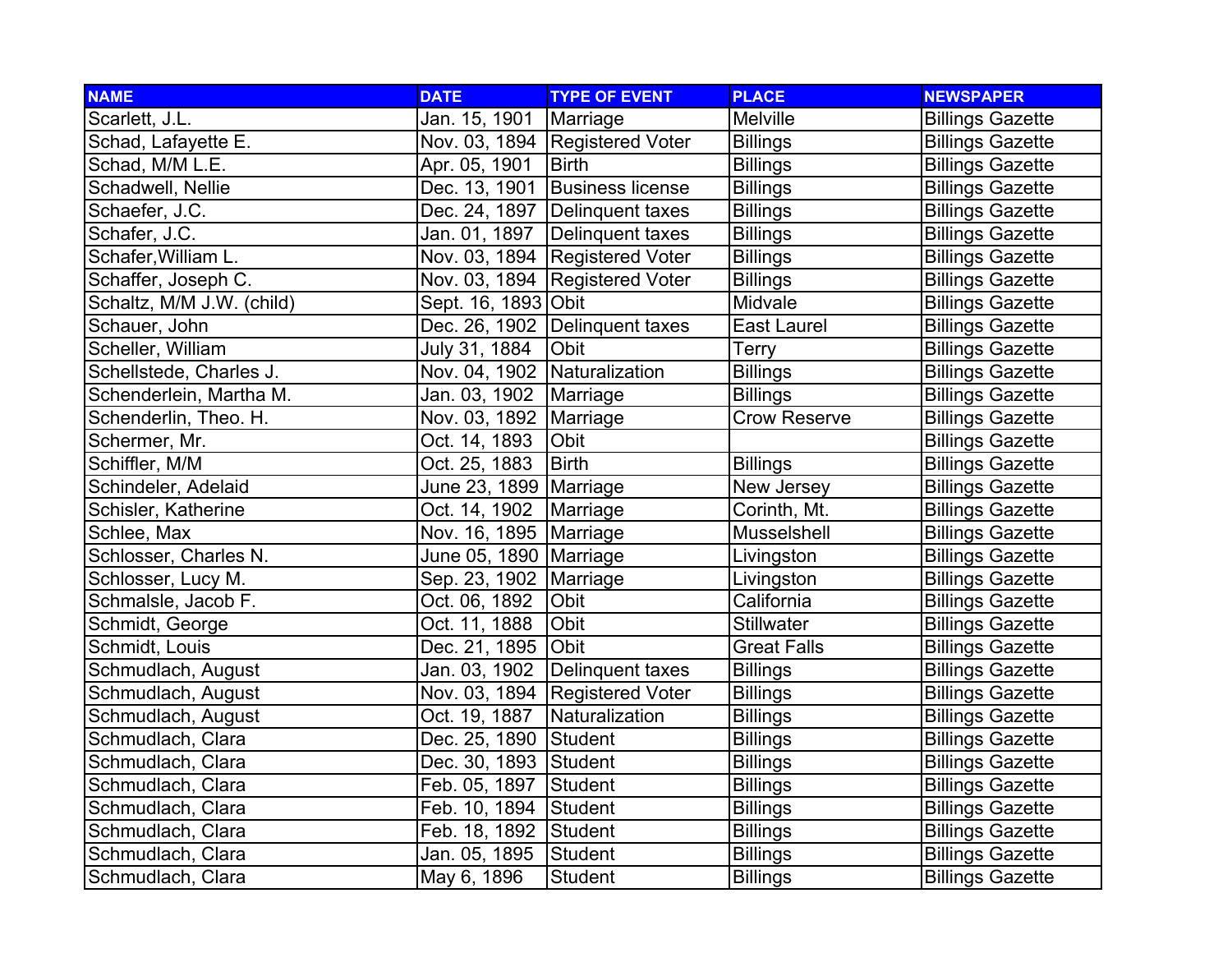| NAME | DATE | TYPE OF EVENT | PLACE | NEWSPAPER |
|---|---|---|---|---|
| Scarlett, J.L. | Jan. 15, 1901 | Marriage | Melville | Billings Gazette |
| Schad, Lafayette E. | Nov. 03, 1894 | Registered Voter | Billings | Billings Gazette |
| Schad, M/M L.E. | Apr. 05, 1901 | Birth | Billings | Billings Gazette |
| Schadwell, Nellie | Dec. 13, 1901 | Business license | Billings | Billings Gazette |
| Schaefer, J.C. | Dec. 24, 1897 | Delinquent taxes | Billings | Billings Gazette |
| Schafer, J.C. | Jan. 01, 1897 | Delinquent taxes | Billings | Billings Gazette |
| Schafer,William L. | Nov. 03, 1894 | Registered Voter | Billings | Billings Gazette |
| Schaffer, Joseph C. | Nov. 03, 1894 | Registered Voter | Billings | Billings Gazette |
| Schaltz, M/M J.W. (child) | Sept. 16, 1893 | Obit | Midvale | Billings Gazette |
| Schauer, John | Dec. 26, 1902 | Delinquent taxes | East Laurel | Billings Gazette |
| Scheller, William | July 31, 1884 | Obit | Terry | Billings Gazette |
| Schellstede, Charles J. | Nov. 04, 1902 | Naturalization | Billings | Billings Gazette |
| Schenderlein, Martha M. | Jan. 03, 1902 | Marriage | Billings | Billings Gazette |
| Schenderlin, Theo. H. | Nov. 03, 1892 | Marriage | Crow Reserve | Billings Gazette |
| Schermer, Mr. | Oct. 14, 1893 | Obit | | Billings Gazette |
| Schiffler, M/M | Oct. 25, 1883 | Birth | Billings | Billings Gazette |
| Schindeler, Adelaid | June 23, 1899 | Marriage | New Jersey | Billings Gazette |
| Schisler, Katherine | Oct. 14, 1902 | Marriage | Corinth, Mt. | Billings Gazette |
| Schlee, Max | Nov. 16, 1895 | Marriage | Musselshell | Billings Gazette |
| Schlosser, Charles N. | June 05, 1890 | Marriage | Livingston | Billings Gazette |
| Schlosser, Lucy M. | Sep. 23, 1902 | Marriage | Livingston | Billings Gazette |
| Schmalsle, Jacob F. | Oct. 06, 1892 | Obit | California | Billings Gazette |
| Schmidt, George | Oct. 11, 1888 | Obit | Stillwater | Billings Gazette |
| Schmidt, Louis | Dec. 21, 1895 | Obit | Great Falls | Billings Gazette |
| Schmudlach, August | Jan. 03, 1902 | Delinquent taxes | Billings | Billings Gazette |
| Schmudlach, August | Nov. 03, 1894 | Registered Voter | Billings | Billings Gazette |
| Schmudlach, August | Oct. 19, 1887 | Naturalization | Billings | Billings Gazette |
| Schmudlach, Clara | Dec. 25, 1890 | Student | Billings | Billings Gazette |
| Schmudlach, Clara | Dec. 30, 1893 | Student | Billings | Billings Gazette |
| Schmudlach, Clara | Feb. 05, 1897 | Student | Billings | Billings Gazette |
| Schmudlach, Clara | Feb. 10, 1894 | Student | Billings | Billings Gazette |
| Schmudlach, Clara | Feb. 18, 1892 | Student | Billings | Billings Gazette |
| Schmudlach, Clara | Jan. 05, 1895 | Student | Billings | Billings Gazette |
| Schmudlach, Clara | May 6, 1896 | Student | Billings | Billings Gazette |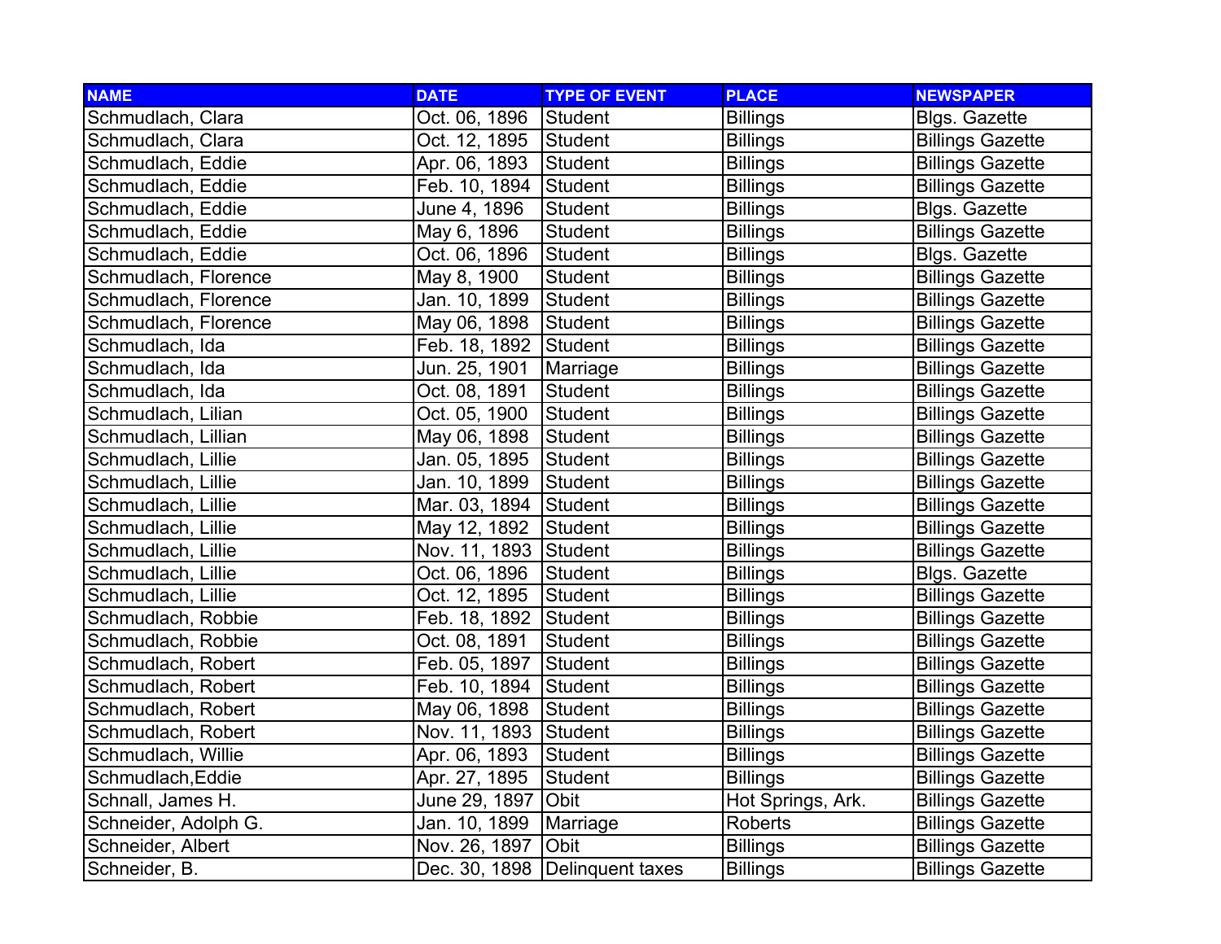| NAME | DATE | TYPE OF EVENT | PLACE | NEWSPAPER |
|---|---|---|---|---|
| Schmudlach, Clara | Oct. 06, 1896 | Student | Billings | Blgs. Gazette |
| Schmudlach, Clara | Oct. 12, 1895 | Student | Billings | Billings Gazette |
| Schmudlach, Eddie | Apr. 06, 1893 | Student | Billings | Billings Gazette |
| Schmudlach, Eddie | Feb. 10, 1894 | Student | Billings | Billings Gazette |
| Schmudlach, Eddie | June 4, 1896 | Student | Billings | Blgs. Gazette |
| Schmudlach, Eddie | May 6, 1896 | Student | Billings | Billings Gazette |
| Schmudlach, Eddie | Oct. 06, 1896 | Student | Billings | Blgs. Gazette |
| Schmudlach, Florence | May 8, 1900 | Student | Billings | Billings Gazette |
| Schmudlach, Florence | Jan. 10, 1899 | Student | Billings | Billings Gazette |
| Schmudlach, Florence | May 06, 1898 | Student | Billings | Billings Gazette |
| Schmudlach, Ida | Feb. 18, 1892 | Student | Billings | Billings Gazette |
| Schmudlach, Ida | Jun. 25, 1901 | Marriage | Billings | Billings Gazette |
| Schmudlach, Ida | Oct. 08, 1891 | Student | Billings | Billings Gazette |
| Schmudlach, Lilian | Oct. 05, 1900 | Student | Billings | Billings Gazette |
| Schmudlach, Lillian | May 06, 1898 | Student | Billings | Billings Gazette |
| Schmudlach, Lillie | Jan. 05, 1895 | Student | Billings | Billings Gazette |
| Schmudlach, Lillie | Jan. 10, 1899 | Student | Billings | Billings Gazette |
| Schmudlach, Lillie | Mar. 03, 1894 | Student | Billings | Billings Gazette |
| Schmudlach, Lillie | May 12, 1892 | Student | Billings | Billings Gazette |
| Schmudlach, Lillie | Nov. 11, 1893 | Student | Billings | Billings Gazette |
| Schmudlach, Lillie | Oct. 06, 1896 | Student | Billings | Blgs. Gazette |
| Schmudlach, Lillie | Oct. 12, 1895 | Student | Billings | Billings Gazette |
| Schmudlach, Robbie | Feb. 18, 1892 | Student | Billings | Billings Gazette |
| Schmudlach, Robbie | Oct. 08, 1891 | Student | Billings | Billings Gazette |
| Schmudlach, Robert | Feb. 05, 1897 | Student | Billings | Billings Gazette |
| Schmudlach, Robert | Feb. 10, 1894 | Student | Billings | Billings Gazette |
| Schmudlach, Robert | May 06, 1898 | Student | Billings | Billings Gazette |
| Schmudlach, Robert | Nov. 11, 1893 | Student | Billings | Billings Gazette |
| Schmudlach, Willie | Apr. 06, 1893 | Student | Billings | Billings Gazette |
| Schmudlach,Eddie | Apr. 27, 1895 | Student | Billings | Billings Gazette |
| Schnall, James H. | June 29, 1897 | Obit | Hot Springs, Ark. | Billings Gazette |
| Schneider, Adolph G. | Jan. 10, 1899 | Marriage | Roberts | Billings Gazette |
| Schneider, Albert | Nov. 26, 1897 | Obit | Billings | Billings Gazette |
| Schneider, B. | Dec. 30, 1898 | Delinquent taxes | Billings | Billings Gazette |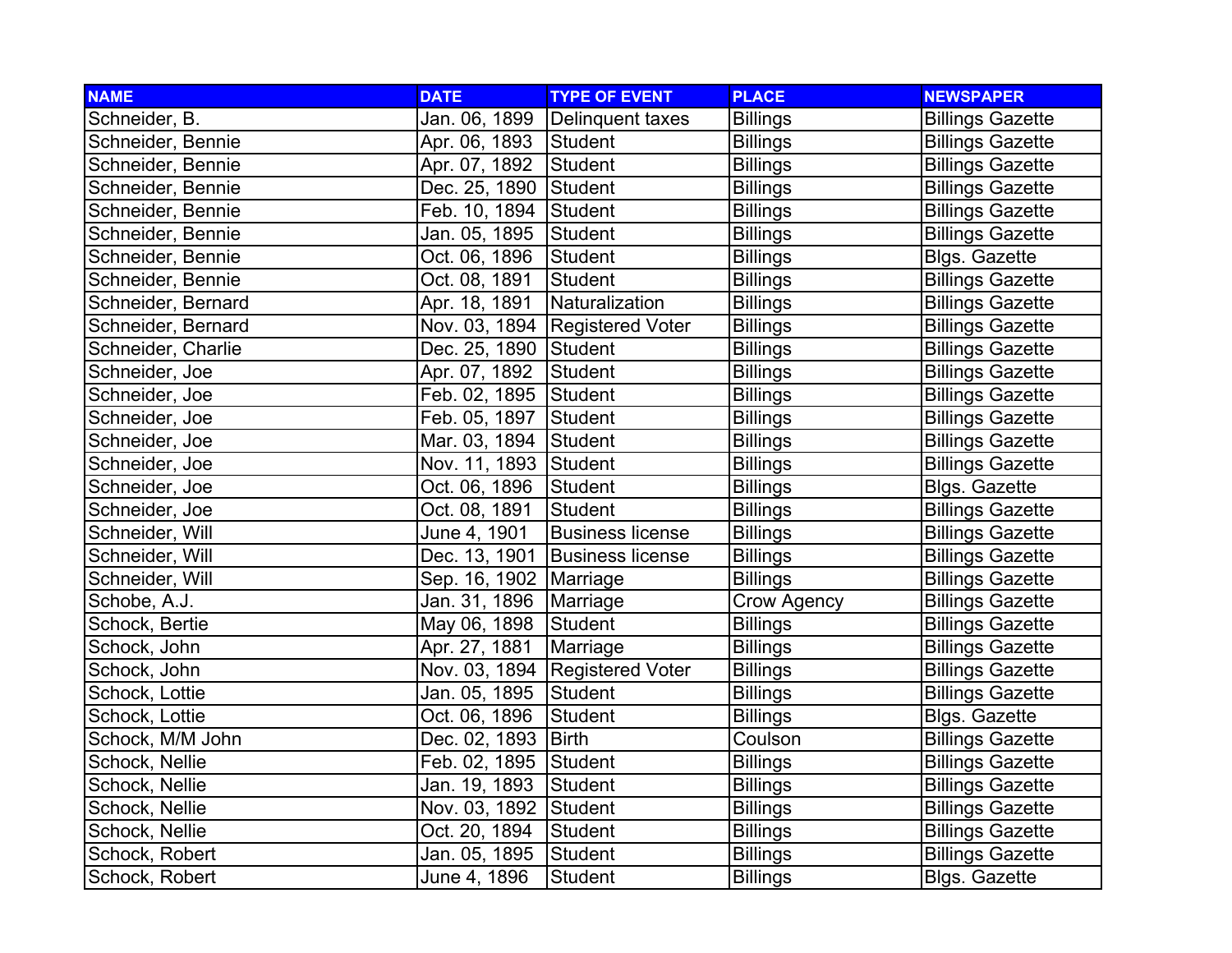| NAME | DATE | TYPE OF EVENT | PLACE | NEWSPAPER |
|---|---|---|---|---|
| Schneider, B. | Jan. 06, 1899 | Delinquent taxes | Billings | Billings Gazette |
| Schneider, Bennie | Apr. 06, 1893 | Student | Billings | Billings Gazette |
| Schneider, Bennie | Apr. 07, 1892 | Student | Billings | Billings Gazette |
| Schneider, Bennie | Dec. 25, 1890 | Student | Billings | Billings Gazette |
| Schneider, Bennie | Feb. 10, 1894 | Student | Billings | Billings Gazette |
| Schneider, Bennie | Jan. 05, 1895 | Student | Billings | Billings Gazette |
| Schneider, Bennie | Oct. 06, 1896 | Student | Billings | Blgs. Gazette |
| Schneider, Bennie | Oct. 08, 1891 | Student | Billings | Billings Gazette |
| Schneider, Bernard | Apr. 18, 1891 | Naturalization | Billings | Billings Gazette |
| Schneider, Bernard | Nov. 03, 1894 | Registered Voter | Billings | Billings Gazette |
| Schneider, Charlie | Dec. 25, 1890 | Student | Billings | Billings Gazette |
| Schneider, Joe | Apr. 07, 1892 | Student | Billings | Billings Gazette |
| Schneider, Joe | Feb. 02, 1895 | Student | Billings | Billings Gazette |
| Schneider, Joe | Feb. 05, 1897 | Student | Billings | Billings Gazette |
| Schneider, Joe | Mar. 03, 1894 | Student | Billings | Billings Gazette |
| Schneider, Joe | Nov. 11, 1893 | Student | Billings | Billings Gazette |
| Schneider, Joe | Oct. 06, 1896 | Student | Billings | Blgs. Gazette |
| Schneider, Joe | Oct. 08, 1891 | Student | Billings | Billings Gazette |
| Schneider, Will | June 4, 1901 | Business license | Billings | Billings Gazette |
| Schneider, Will | Dec. 13, 1901 | Business license | Billings | Billings Gazette |
| Schneider, Will | Sep. 16, 1902 | Marriage | Billings | Billings Gazette |
| Schobe, A.J. | Jan. 31, 1896 | Marriage | Crow Agency | Billings Gazette |
| Schock, Bertie | May 06, 1898 | Student | Billings | Billings Gazette |
| Schock, John | Apr. 27, 1881 | Marriage | Billings | Billings Gazette |
| Schock, John | Nov. 03, 1894 | Registered Voter | Billings | Billings Gazette |
| Schock, Lottie | Jan. 05, 1895 | Student | Billings | Billings Gazette |
| Schock, Lottie | Oct. 06, 1896 | Student | Billings | Blgs. Gazette |
| Schock, M/M John | Dec. 02, 1893 | Birth | Coulson | Billings Gazette |
| Schock, Nellie | Feb. 02, 1895 | Student | Billings | Billings Gazette |
| Schock, Nellie | Jan. 19, 1893 | Student | Billings | Billings Gazette |
| Schock, Nellie | Nov. 03, 1892 | Student | Billings | Billings Gazette |
| Schock, Nellie | Oct. 20, 1894 | Student | Billings | Billings Gazette |
| Schock, Robert | Jan. 05, 1895 | Student | Billings | Billings Gazette |
| Schock, Robert | June 4, 1896 | Student | Billings | Blgs. Gazette |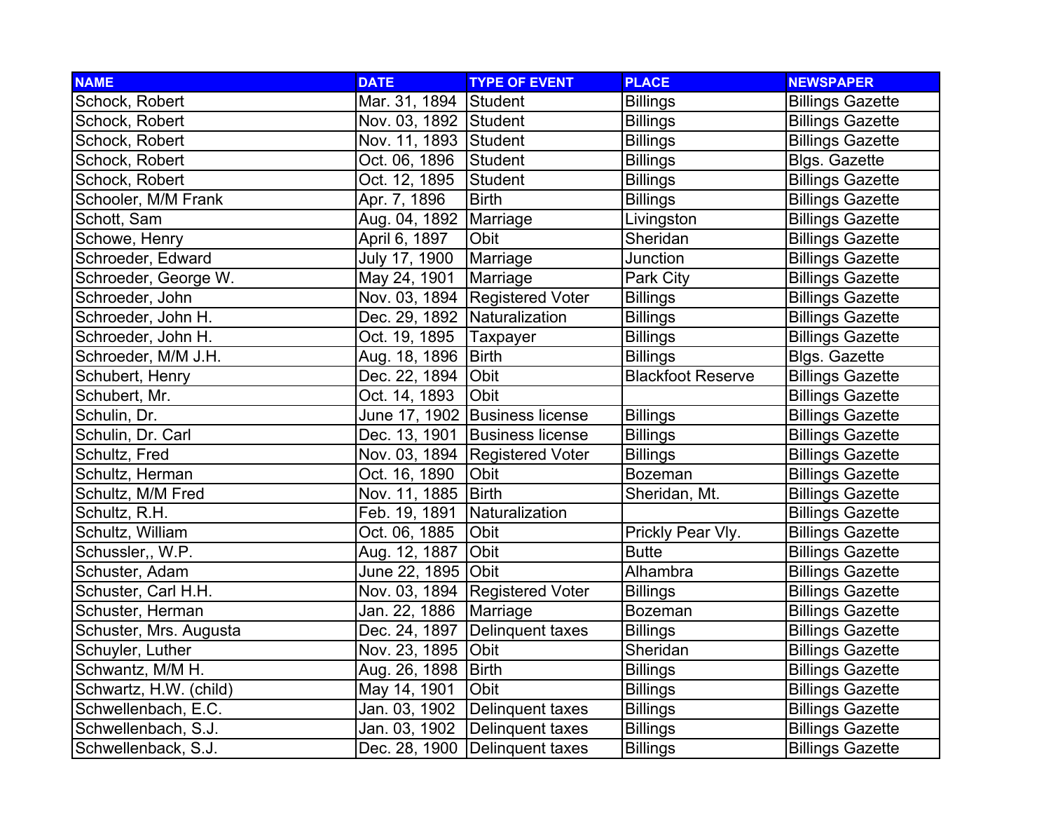| NAME | DATE | TYPE OF EVENT | PLACE | NEWSPAPER |
|---|---|---|---|---|
| Schock, Robert | Mar. 31, 1894 | Student | Billings | Billings Gazette |
| Schock, Robert | Nov. 03, 1892 | Student | Billings | Billings Gazette |
| Schock, Robert | Nov. 11, 1893 | Student | Billings | Billings Gazette |
| Schock, Robert | Oct. 06, 1896 | Student | Billings | Blgs. Gazette |
| Schock, Robert | Oct. 12, 1895 | Student | Billings | Billings Gazette |
| Schooler, M/M Frank | Apr. 7, 1896 | Birth | Billings | Billings Gazette |
| Schott, Sam | Aug. 04, 1892 | Marriage | Livingston | Billings Gazette |
| Schowe, Henry | April 6, 1897 | Obit | Sheridan | Billings Gazette |
| Schroeder, Edward | July 17, 1900 | Marriage | Junction | Billings Gazette |
| Schroeder, George W. | May 24, 1901 | Marriage | Park City | Billings Gazette |
| Schroeder, John | Nov. 03, 1894 | Registered Voter | Billings | Billings Gazette |
| Schroeder, John H. | Dec. 29, 1892 | Naturalization | Billings | Billings Gazette |
| Schroeder, John H. | Oct. 19, 1895 | Taxpayer | Billings | Billings Gazette |
| Schroeder, M/M J.H. | Aug. 18, 1896 | Birth | Billings | Blgs. Gazette |
| Schubert, Henry | Dec. 22, 1894 | Obit | Blackfoot Reserve | Billings Gazette |
| Schubert, Mr. | Oct. 14, 1893 | Obit | | Billings Gazette |
| Schulin, Dr. | June 17, 1902 | Business license | Billings | Billings Gazette |
| Schulin, Dr. Carl | Dec. 13, 1901 | Business license | Billings | Billings Gazette |
| Schultz, Fred | Nov. 03, 1894 | Registered Voter | Billings | Billings Gazette |
| Schultz, Herman | Oct. 16, 1890 | Obit | Bozeman | Billings Gazette |
| Schultz, M/M Fred | Nov. 11, 1885 | Birth | Sheridan, Mt. | Billings Gazette |
| Schultz, R.H. | Feb. 19, 1891 | Naturalization | | Billings Gazette |
| Schultz, William | Oct. 06, 1885 | Obit | Prickly Pear Vly. | Billings Gazette |
| Schussler,, W.P. | Aug. 12, 1887 | Obit | Butte | Billings Gazette |
| Schuster, Adam | June 22, 1895 | Obit | Alhambra | Billings Gazette |
| Schuster, Carl H.H. | Nov. 03, 1894 | Registered Voter | Billings | Billings Gazette |
| Schuster, Herman | Jan. 22, 1886 | Marriage | Bozeman | Billings Gazette |
| Schuster, Mrs. Augusta | Dec. 24, 1897 | Delinquent taxes | Billings | Billings Gazette |
| Schuyler, Luther | Nov. 23, 1895 | Obit | Sheridan | Billings Gazette |
| Schwantz, M/M H. | Aug. 26, 1898 | Birth | Billings | Billings Gazette |
| Schwartz, H.W. (child) | May 14, 1901 | Obit | Billings | Billings Gazette |
| Schwellenbach, E.C. | Jan. 03, 1902 | Delinquent taxes | Billings | Billings Gazette |
| Schwellenbach, S.J. | Jan. 03, 1902 | Delinquent taxes | Billings | Billings Gazette |
| Schwellenback, S.J. | Dec. 28, 1900 | Delinquent taxes | Billings | Billings Gazette |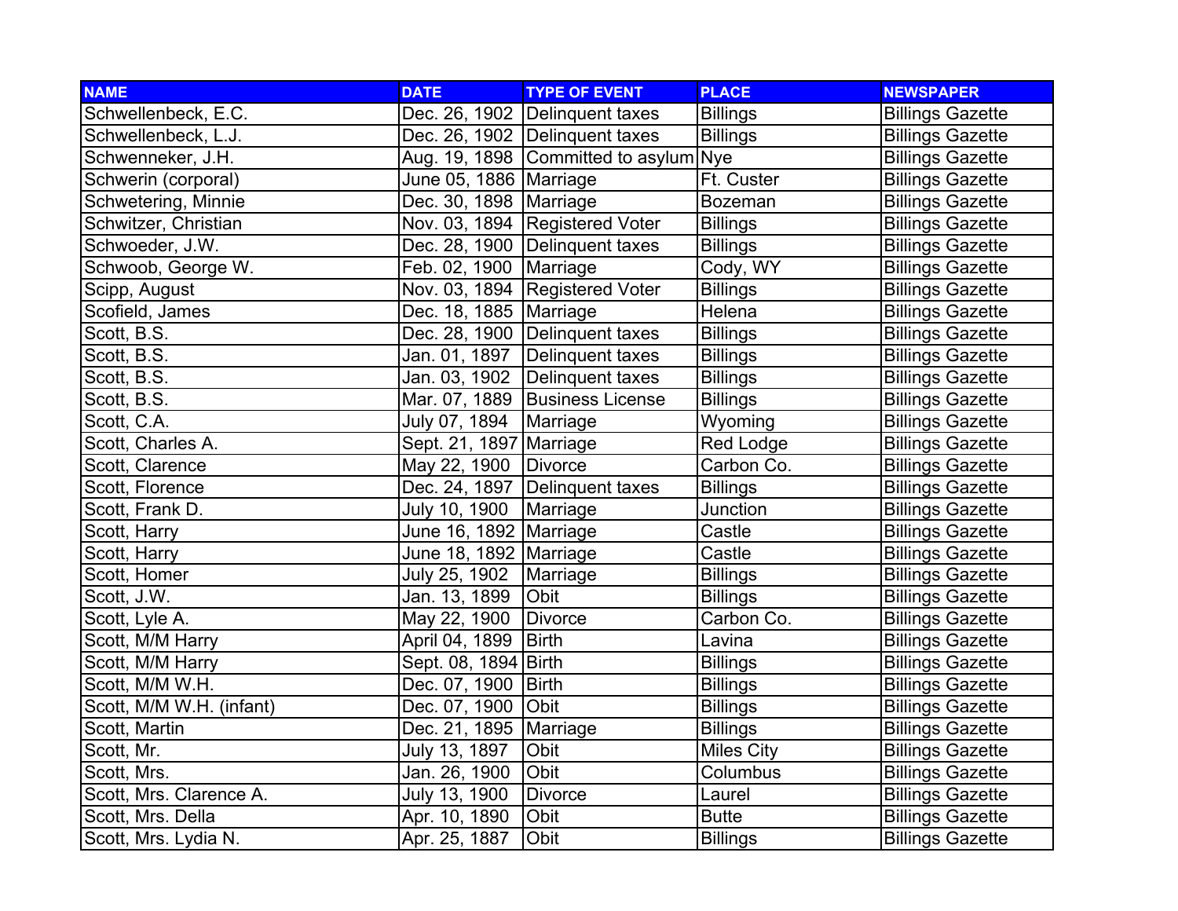| NAME | DATE | TYPE OF EVENT | PLACE | NEWSPAPER |
|---|---|---|---|---|
| Schwellenbeck, E.C. | Dec. 26, 1902 | Delinquent taxes | Billings | Billings Gazette |
| Schwellenbeck, L.J. | Dec. 26, 1902 | Delinquent taxes | Billings | Billings Gazette |
| Schwenneker, J.H. | Aug. 19, 1898 | Committed to asylum | Nye | Billings Gazette |
| Schwerin (corporal) | June 05, 1886 | Marriage | Ft. Custer | Billings Gazette |
| Schwetering, Minnie | Dec. 30, 1898 | Marriage | Bozeman | Billings Gazette |
| Schwitzer, Christian | Nov. 03, 1894 | Registered Voter | Billings | Billings Gazette |
| Schwoeder, J.W. | Dec. 28, 1900 | Delinquent taxes | Billings | Billings Gazette |
| Schwoob, George W. | Feb. 02, 1900 | Marriage | Cody, WY | Billings Gazette |
| Scipp, August | Nov. 03, 1894 | Registered Voter | Billings | Billings Gazette |
| Scofield, James | Dec. 18, 1885 | Marriage | Helena | Billings Gazette |
| Scott, B.S. | Dec. 28, 1900 | Delinquent taxes | Billings | Billings Gazette |
| Scott, B.S. | Jan. 01, 1897 | Delinquent taxes | Billings | Billings Gazette |
| Scott, B.S. | Jan. 03, 1902 | Delinquent taxes | Billings | Billings Gazette |
| Scott, B.S. | Mar. 07, 1889 | Business License | Billings | Billings Gazette |
| Scott, C.A. | July 07, 1894 | Marriage | Wyoming | Billings Gazette |
| Scott, Charles A. | Sept. 21, 1897 | Marriage | Red Lodge | Billings Gazette |
| Scott, Clarence | May 22, 1900 | Divorce | Carbon Co. | Billings Gazette |
| Scott, Florence | Dec. 24, 1897 | Delinquent taxes | Billings | Billings Gazette |
| Scott, Frank D. | July 10, 1900 | Marriage | Junction | Billings Gazette |
| Scott, Harry | June 16, 1892 | Marriage | Castle | Billings Gazette |
| Scott, Harry | June 18, 1892 | Marriage | Castle | Billings Gazette |
| Scott, Homer | July 25, 1902 | Marriage | Billings | Billings Gazette |
| Scott, J.W. | Jan. 13, 1899 | Obit | Billings | Billings Gazette |
| Scott, Lyle A. | May 22, 1900 | Divorce | Carbon Co. | Billings Gazette |
| Scott, M/M Harry | April 04, 1899 | Birth | Lavina | Billings Gazette |
| Scott, M/M Harry | Sept. 08, 1894 | Birth | Billings | Billings Gazette |
| Scott, M/M W.H. | Dec. 07, 1900 | Birth | Billings | Billings Gazette |
| Scott, M/M W.H. (infant) | Dec. 07, 1900 | Obit | Billings | Billings Gazette |
| Scott, Martin | Dec. 21, 1895 | Marriage | Billings | Billings Gazette |
| Scott, Mr. | July 13, 1897 | Obit | Miles City | Billings Gazette |
| Scott, Mrs. | Jan. 26, 1900 | Obit | Columbus | Billings Gazette |
| Scott, Mrs. Clarence A. | July 13, 1900 | Divorce | Laurel | Billings Gazette |
| Scott, Mrs. Della | Apr. 10, 1890 | Obit | Butte | Billings Gazette |
| Scott, Mrs. Lydia N. | Apr. 25, 1887 | Obit | Billings | Billings Gazette |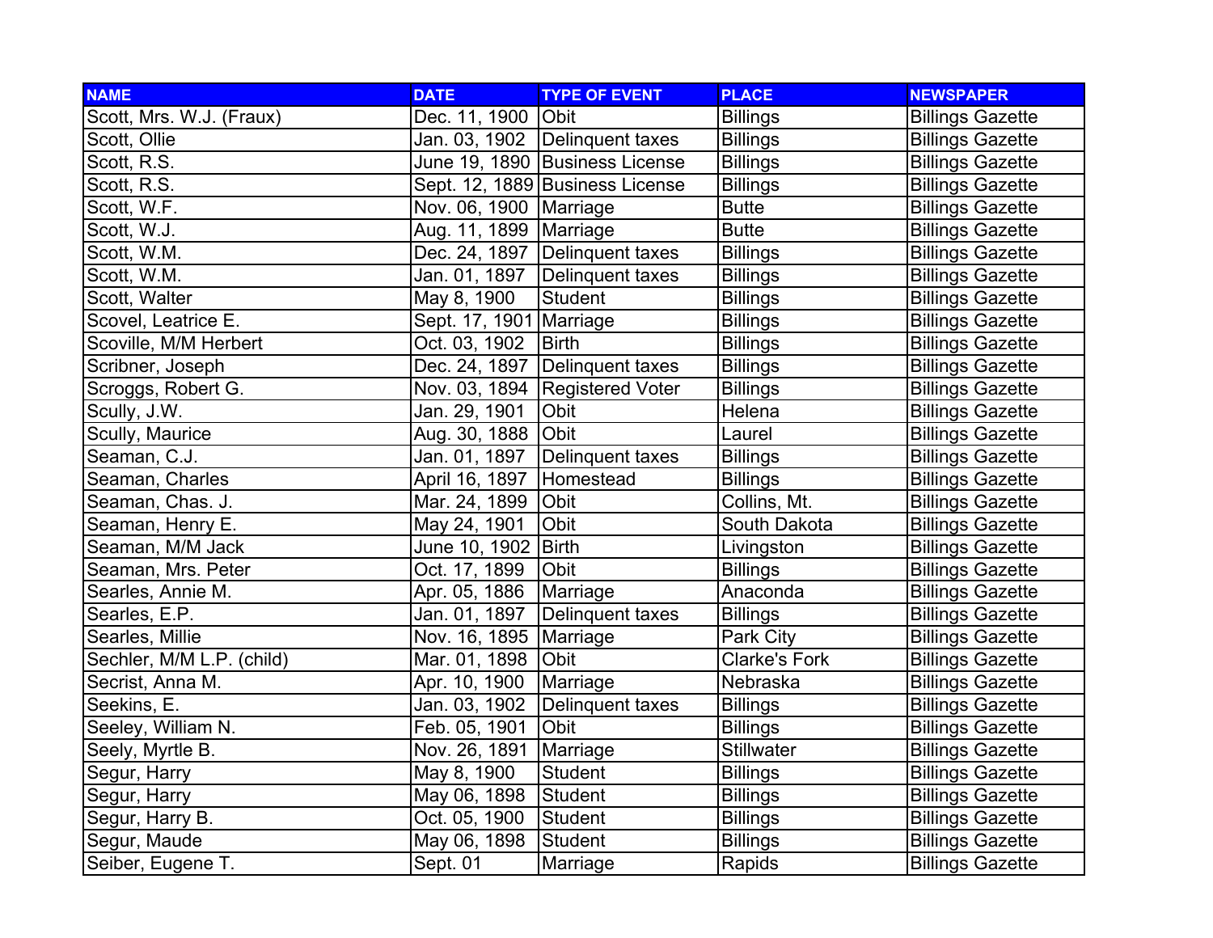| NAME | DATE | TYPE OF EVENT | PLACE | NEWSPAPER |
|---|---|---|---|---|
| Scott, Mrs. W.J. (Fraux) | Dec. 11, 1900 | Obit | Billings | Billings Gazette |
| Scott, Ollie | Jan. 03, 1902 | Delinquent taxes | Billings | Billings Gazette |
| Scott, R.S. | June 19, 1890 | Business License | Billings | Billings Gazette |
| Scott, R.S. | Sept. 12, 1889 | Business License | Billings | Billings Gazette |
| Scott, W.F. | Nov. 06, 1900 | Marriage | Butte | Billings Gazette |
| Scott, W.J. | Aug. 11, 1899 | Marriage | Butte | Billings Gazette |
| Scott, W.M. | Dec. 24, 1897 | Delinquent taxes | Billings | Billings Gazette |
| Scott, W.M. | Jan. 01, 1897 | Delinquent taxes | Billings | Billings Gazette |
| Scott, Walter | May 8, 1900 | Student | Billings | Billings Gazette |
| Scovel, Leatrice E. | Sept. 17, 1901 | Marriage | Billings | Billings Gazette |
| Scoville, M/M Herbert | Oct. 03, 1902 | Birth | Billings | Billings Gazette |
| Scribner, Joseph | Dec. 24, 1897 | Delinquent taxes | Billings | Billings Gazette |
| Scroggs, Robert G. | Nov. 03, 1894 | Registered Voter | Billings | Billings Gazette |
| Scully, J.W. | Jan. 29, 1901 | Obit | Helena | Billings Gazette |
| Scully, Maurice | Aug. 30, 1888 | Obit | Laurel | Billings Gazette |
| Seaman, C.J. | Jan. 01, 1897 | Delinquent taxes | Billings | Billings Gazette |
| Seaman, Charles | April 16, 1897 | Homestead | Billings | Billings Gazette |
| Seaman, Chas. J. | Mar. 24, 1899 | Obit | Collins, Mt. | Billings Gazette |
| Seaman, Henry E. | May 24, 1901 | Obit | South Dakota | Billings Gazette |
| Seaman, M/M Jack | June 10, 1902 | Birth | Livingston | Billings Gazette |
| Seaman, Mrs. Peter | Oct. 17, 1899 | Obit | Billings | Billings Gazette |
| Searles, Annie M. | Apr. 05, 1886 | Marriage | Anaconda | Billings Gazette |
| Searles, E.P. | Jan. 01, 1897 | Delinquent taxes | Billings | Billings Gazette |
| Searles, Millie | Nov. 16, 1895 | Marriage | Park City | Billings Gazette |
| Sechler, M/M L.P. (child) | Mar. 01, 1898 | Obit | Clarke's Fork | Billings Gazette |
| Secrist, Anna M. | Apr. 10, 1900 | Marriage | Nebraska | Billings Gazette |
| Seekins, E. | Jan. 03, 1902 | Delinquent taxes | Billings | Billings Gazette |
| Seeley, William N. | Feb. 05, 1901 | Obit | Billings | Billings Gazette |
| Seely, Myrtle B. | Nov. 26, 1891 | Marriage | Stillwater | Billings Gazette |
| Segur, Harry | May 8, 1900 | Student | Billings | Billings Gazette |
| Segur, Harry | May 06, 1898 | Student | Billings | Billings Gazette |
| Segur, Harry B. | Oct. 05, 1900 | Student | Billings | Billings Gazette |
| Segur, Maude | May 06, 1898 | Student | Billings | Billings Gazette |
| Seiber, Eugene T. | Sept. 01 | Marriage | Rapids | Billings Gazette |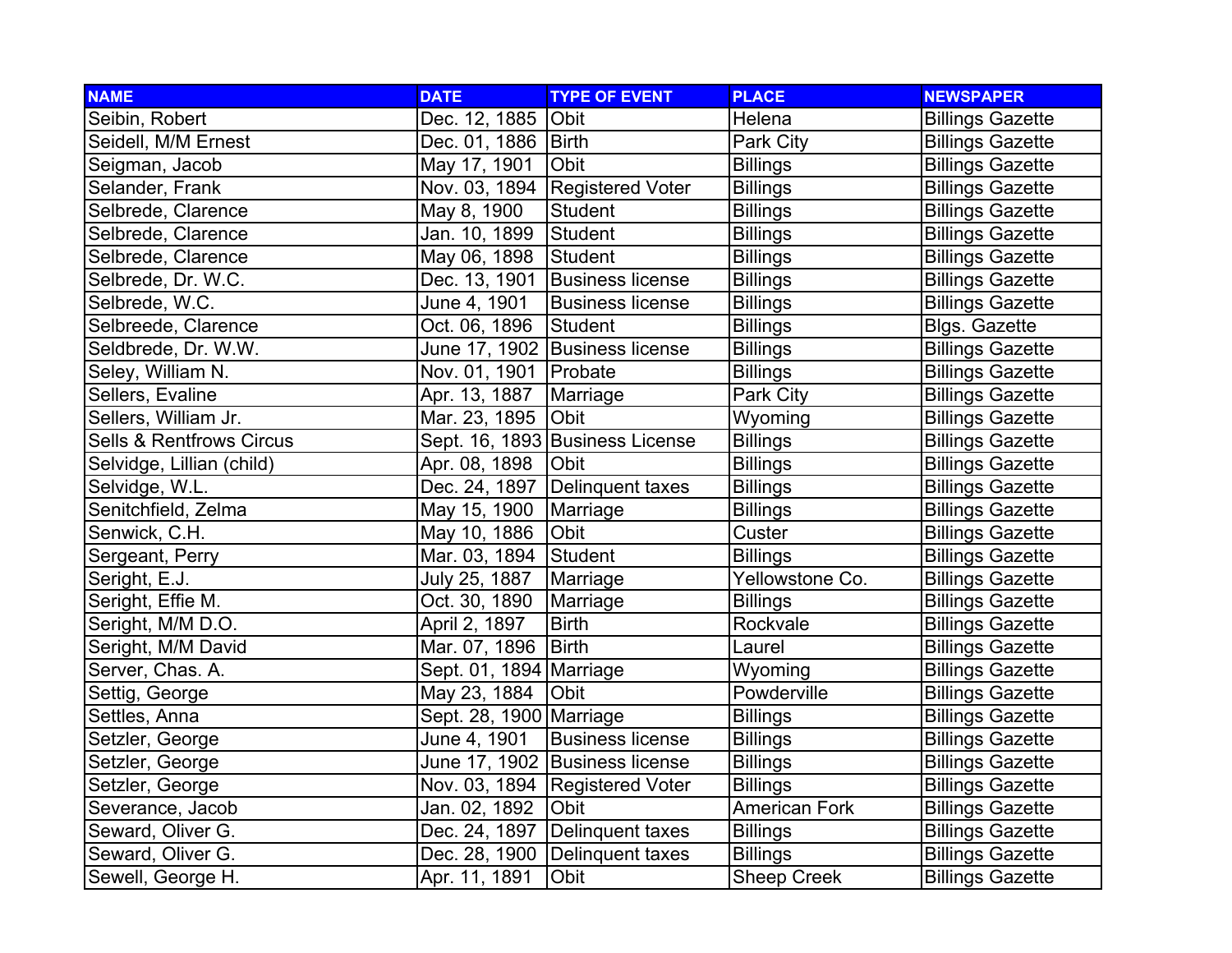| NAME | DATE | TYPE OF EVENT | PLACE | NEWSPAPER |
| --- | --- | --- | --- | --- |
| Seibin, Robert | Dec. 12, 1885 | Obit | Helena | Billings Gazette |
| Seidell, M/M Ernest | Dec. 01, 1886 | Birth | Park City | Billings Gazette |
| Seigman, Jacob | May 17, 1901 | Obit | Billings | Billings Gazette |
| Selander, Frank | Nov. 03, 1894 | Registered Voter | Billings | Billings Gazette |
| Selbrede, Clarence | May 8, 1900 | Student | Billings | Billings Gazette |
| Selbrede, Clarence | Jan. 10, 1899 | Student | Billings | Billings Gazette |
| Selbrede, Clarence | May 06, 1898 | Student | Billings | Billings Gazette |
| Selbrede, Dr. W.C. | Dec. 13, 1901 | Business license | Billings | Billings Gazette |
| Selbrede, W.C. | June 4, 1901 | Business license | Billings | Billings Gazette |
| Selbreede, Clarence | Oct. 06, 1896 | Student | Billings | Blgs. Gazette |
| Seldbrede, Dr. W.W. | June 17, 1902 | Business license | Billings | Billings Gazette |
| Seley, William N. | Nov. 01, 1901 | Probate | Billings | Billings Gazette |
| Sellers, Evaline | Apr. 13, 1887 | Marriage | Park City | Billings Gazette |
| Sellers, William Jr. | Mar. 23, 1895 | Obit | Wyoming | Billings Gazette |
| Sells & Rentfrows Circus | Sept. 16, 1893 | Business License | Billings | Billings Gazette |
| Selvidge, Lillian (child) | Apr. 08, 1898 | Obit | Billings | Billings Gazette |
| Selvidge, W.L. | Dec. 24, 1897 | Delinquent taxes | Billings | Billings Gazette |
| Senitchfield, Zelma | May 15, 1900 | Marriage | Billings | Billings Gazette |
| Senwick, C.H. | May 10, 1886 | Obit | Custer | Billings Gazette |
| Sergeant, Perry | Mar. 03, 1894 | Student | Billings | Billings Gazette |
| Seright, E.J. | July 25, 1887 | Marriage | Yellowstone Co. | Billings Gazette |
| Seright, Effie M. | Oct. 30, 1890 | Marriage | Billings | Billings Gazette |
| Seright, M/M D.O. | April 2, 1897 | Birth | Rockvale | Billings Gazette |
| Seright, M/M David | Mar. 07, 1896 | Birth | Laurel | Billings Gazette |
| Server, Chas. A. | Sept. 01, 1894 | Marriage | Wyoming | Billings Gazette |
| Settig, George | May 23, 1884 | Obit | Powderville | Billings Gazette |
| Settles, Anna | Sept. 28, 1900 | Marriage | Billings | Billings Gazette |
| Setzler, George | June 4, 1901 | Business license | Billings | Billings Gazette |
| Setzler, George | June 17, 1902 | Business license | Billings | Billings Gazette |
| Setzler, George | Nov. 03, 1894 | Registered Voter | Billings | Billings Gazette |
| Severance, Jacob | Jan. 02, 1892 | Obit | American Fork | Billings Gazette |
| Seward, Oliver G. | Dec. 24, 1897 | Delinquent taxes | Billings | Billings Gazette |
| Seward, Oliver G. | Dec. 28, 1900 | Delinquent taxes | Billings | Billings Gazette |
| Sewell, George H. | Apr. 11, 1891 | Obit | Sheep Creek | Billings Gazette |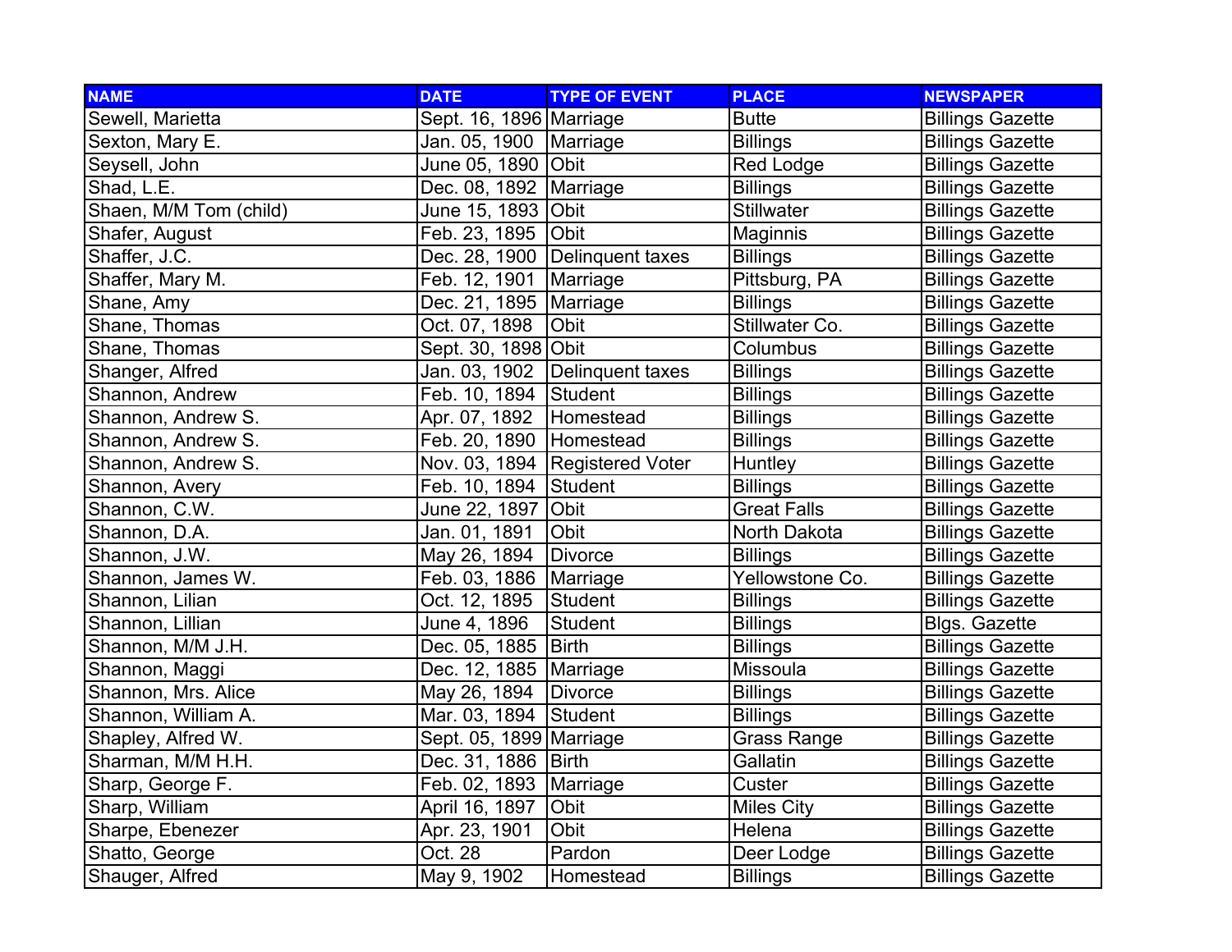| NAME | DATE | TYPE OF EVENT | PLACE | NEWSPAPER |
| --- | --- | --- | --- | --- |
| Sewell, Marietta | Sept. 16, 1896 | Marriage | Butte | Billings Gazette |
| Sexton, Mary E. | Jan. 05, 1900 | Marriage | Billings | Billings Gazette |
| Seysell, John | June 05, 1890 | Obit | Red Lodge | Billings Gazette |
| Shad, L.E. | Dec. 08, 1892 | Marriage | Billings | Billings Gazette |
| Shaen, M/M Tom (child) | June 15, 1893 | Obit | Stillwater | Billings Gazette |
| Shafer, August | Feb. 23, 1895 | Obit | Maginnis | Billings Gazette |
| Shaffer, J.C. | Dec. 28, 1900 | Delinquent taxes | Billings | Billings Gazette |
| Shaffer, Mary M. | Feb. 12, 1901 | Marriage | Pittsburg, PA | Billings Gazette |
| Shane, Amy | Dec. 21, 1895 | Marriage | Billings | Billings Gazette |
| Shane, Thomas | Oct. 07, 1898 | Obit | Stillwater Co. | Billings Gazette |
| Shane, Thomas | Sept. 30, 1898 | Obit | Columbus | Billings Gazette |
| Shanger, Alfred | Jan. 03, 1902 | Delinquent taxes | Billings | Billings Gazette |
| Shannon, Andrew | Feb. 10, 1894 | Student | Billings | Billings Gazette |
| Shannon, Andrew S. | Apr. 07, 1892 | Homestead | Billings | Billings Gazette |
| Shannon, Andrew S. | Feb. 20, 1890 | Homestead | Billings | Billings Gazette |
| Shannon, Andrew S. | Nov. 03, 1894 | Registered Voter | Huntley | Billings Gazette |
| Shannon, Avery | Feb. 10, 1894 | Student | Billings | Billings Gazette |
| Shannon, C.W. | June 22, 1897 | Obit | Great Falls | Billings Gazette |
| Shannon, D.A. | Jan. 01, 1891 | Obit | North Dakota | Billings Gazette |
| Shannon, J.W. | May 26, 1894 | Divorce | Billings | Billings Gazette |
| Shannon, James W. | Feb. 03, 1886 | Marriage | Yellowstone Co. | Billings Gazette |
| Shannon, Lilian | Oct. 12, 1895 | Student | Billings | Billings Gazette |
| Shannon, Lillian | June 4, 1896 | Student | Billings | Blgs. Gazette |
| Shannon, M/M J.H. | Dec. 05, 1885 | Birth | Billings | Billings Gazette |
| Shannon, Maggi | Dec. 12, 1885 | Marriage | Missoula | Billings Gazette |
| Shannon, Mrs. Alice | May 26, 1894 | Divorce | Billings | Billings Gazette |
| Shannon, William A. | Mar. 03, 1894 | Student | Billings | Billings Gazette |
| Shapley, Alfred W. | Sept. 05, 1899 | Marriage | Grass Range | Billings Gazette |
| Sharman, M/M H.H. | Dec. 31, 1886 | Birth | Gallatin | Billings Gazette |
| Sharp, George F. | Feb. 02, 1893 | Marriage | Custer | Billings Gazette |
| Sharp, William | April 16, 1897 | Obit | Miles City | Billings Gazette |
| Sharpe, Ebenezer | Apr. 23, 1901 | Obit | Helena | Billings Gazette |
| Shatto, George | Oct. 28 | Pardon | Deer Lodge | Billings Gazette |
| Shauger, Alfred | May 9, 1902 | Homestead | Billings | Billings Gazette |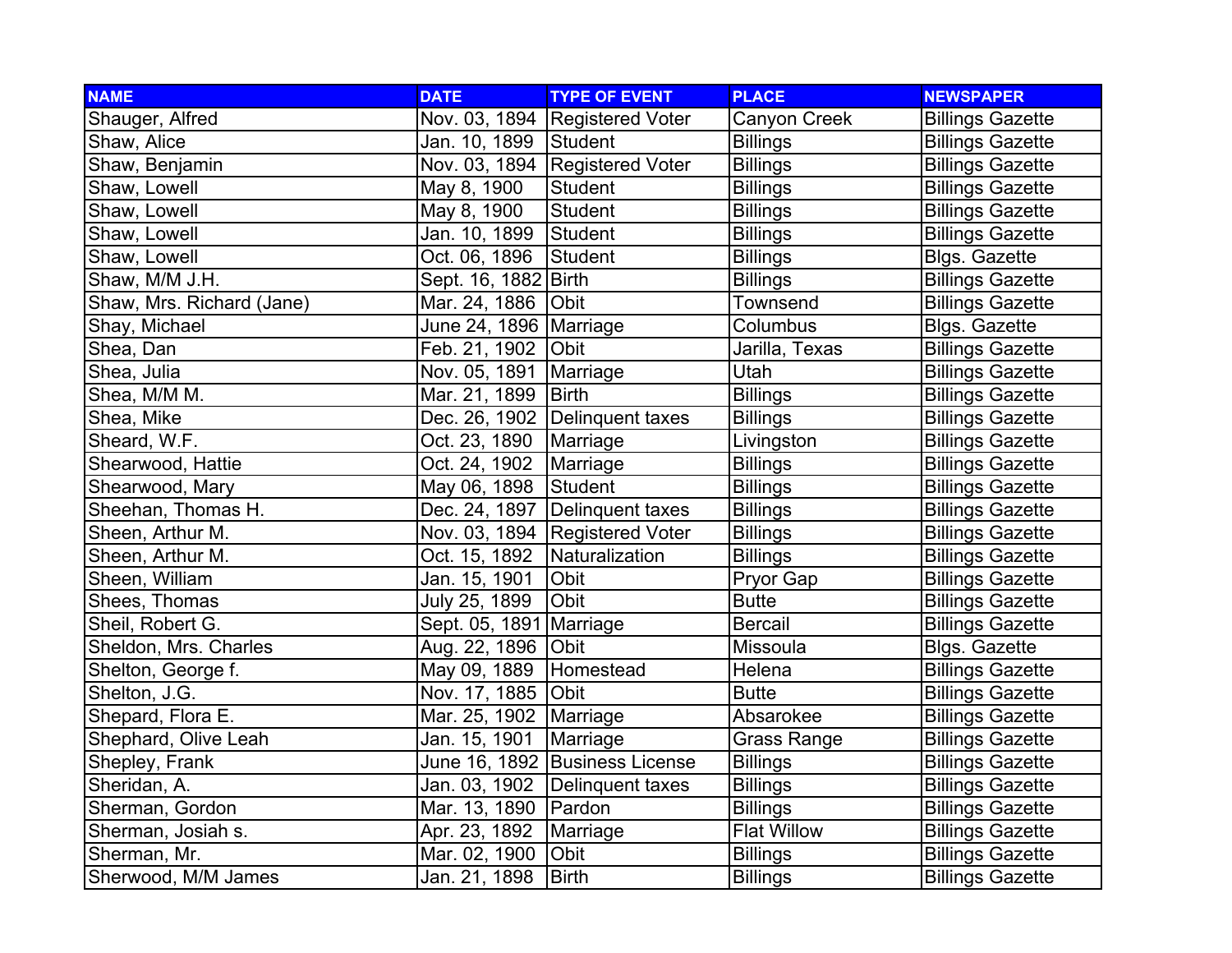| NAME | DATE | TYPE OF EVENT | PLACE | NEWSPAPER |
|---|---|---|---|---|
| Shauger, Alfred | Nov. 03, 1894 | Registered Voter | Canyon Creek | Billings Gazette |
| Shaw, Alice | Jan. 10, 1899 | Student | Billings | Billings Gazette |
| Shaw, Benjamin | Nov. 03, 1894 | Registered Voter | Billings | Billings Gazette |
| Shaw, Lowell | May 8, 1900 | Student | Billings | Billings Gazette |
| Shaw, Lowell | May 8, 1900 | Student | Billings | Billings Gazette |
| Shaw, Lowell | Jan. 10, 1899 | Student | Billings | Billings Gazette |
| Shaw, Lowell | Oct. 06, 1896 | Student | Billings | Blgs. Gazette |
| Shaw, M/M J.H. | Sept. 16, 1882 | Birth | Billings | Billings Gazette |
| Shaw, Mrs. Richard (Jane) | Mar. 24, 1886 | Obit | Townsend | Billings Gazette |
| Shay, Michael | June 24, 1896 | Marriage | Columbus | Blgs. Gazette |
| Shea, Dan | Feb. 21, 1902 | Obit | Jarilla, Texas | Billings Gazette |
| Shea, Julia | Nov. 05, 1891 | Marriage | Utah | Billings Gazette |
| Shea, M/M M. | Mar. 21, 1899 | Birth | Billings | Billings Gazette |
| Shea, Mike | Dec. 26, 1902 | Delinquent taxes | Billings | Billings Gazette |
| Sheard, W.F. | Oct. 23, 1890 | Marriage | Livingston | Billings Gazette |
| Shearwood, Hattie | Oct. 24, 1902 | Marriage | Billings | Billings Gazette |
| Shearwood, Mary | May 06, 1898 | Student | Billings | Billings Gazette |
| Sheehan, Thomas H. | Dec. 24, 1897 | Delinquent taxes | Billings | Billings Gazette |
| Sheen, Arthur M. | Nov. 03, 1894 | Registered Voter | Billings | Billings Gazette |
| Sheen, Arthur M. | Oct. 15, 1892 | Naturalization | Billings | Billings Gazette |
| Sheen, William | Jan. 15, 1901 | Obit | Pryor Gap | Billings Gazette |
| Shees, Thomas | July 25, 1899 | Obit | Butte | Billings Gazette |
| Sheil, Robert G. | Sept. 05, 1891 | Marriage | Bercail | Billings Gazette |
| Sheldon, Mrs. Charles | Aug. 22, 1896 | Obit | Missoula | Blgs. Gazette |
| Shelton, George f. | May 09, 1889 | Homestead | Helena | Billings Gazette |
| Shelton, J.G. | Nov. 17, 1885 | Obit | Butte | Billings Gazette |
| Shepard, Flora E. | Mar. 25, 1902 | Marriage | Absarokee | Billings Gazette |
| Shephard, Olive Leah | Jan. 15, 1901 | Marriage | Grass Range | Billings Gazette |
| Shepley, Frank | June 16, 1892 | Business License | Billings | Billings Gazette |
| Sheridan, A. | Jan. 03, 1902 | Delinquent taxes | Billings | Billings Gazette |
| Sherman, Gordon | Mar. 13, 1890 | Pardon | Billings | Billings Gazette |
| Sherman, Josiah s. | Apr. 23, 1892 | Marriage | Flat Willow | Billings Gazette |
| Sherman, Mr. | Mar. 02, 1900 | Obit | Billings | Billings Gazette |
| Sherwood, M/M James | Jan. 21, 1898 | Birth | Billings | Billings Gazette |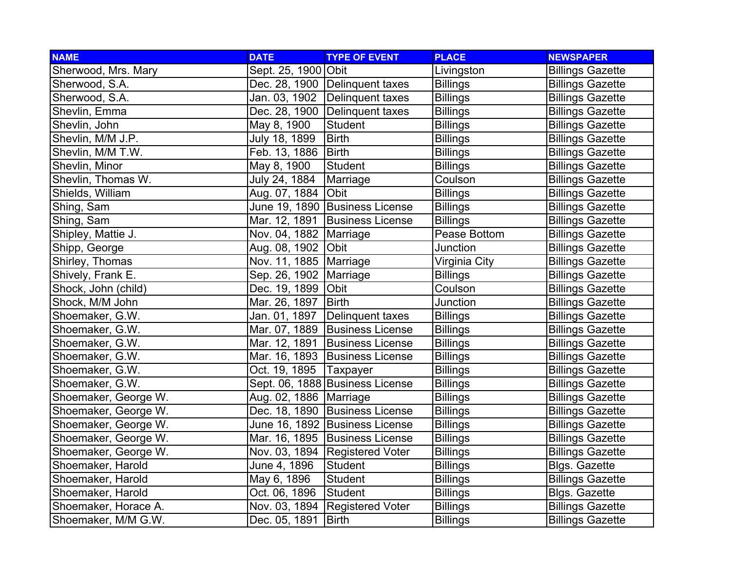| NAME | DATE | TYPE OF EVENT | PLACE | NEWSPAPER |
| --- | --- | --- | --- | --- |
| Sherwood, Mrs. Mary | Sept. 25, 1900 | Obit | Livingston | Billings Gazette |
| Sherwood, S.A. | Dec. 28, 1900 | Delinquent taxes | Billings | Billings Gazette |
| Sherwood, S.A. | Jan. 03, 1902 | Delinquent taxes | Billings | Billings Gazette |
| Shevlin, Emma | Dec. 28, 1900 | Delinquent taxes | Billings | Billings Gazette |
| Shevlin, John | May 8, 1900 | Student | Billings | Billings Gazette |
| Shevlin, M/M J.P. | July 18, 1899 | Birth | Billings | Billings Gazette |
| Shevlin, M/M T.W. | Feb. 13, 1886 | Birth | Billings | Billings Gazette |
| Shevlin, Minor | May 8, 1900 | Student | Billings | Billings Gazette |
| Shevlin, Thomas W. | July 24, 1884 | Marriage | Coulson | Billings Gazette |
| Shields, William | Aug. 07, 1884 | Obit | Billings | Billings Gazette |
| Shing, Sam | June 19, 1890 | Business License | Billings | Billings Gazette |
| Shing, Sam | Mar. 12, 1891 | Business License | Billings | Billings Gazette |
| Shipley, Mattie J. | Nov. 04, 1882 | Marriage | Pease Bottom | Billings Gazette |
| Shipp, George | Aug. 08, 1902 | Obit | Junction | Billings Gazette |
| Shirley, Thomas | Nov. 11, 1885 | Marriage | Virginia City | Billings Gazette |
| Shively, Frank E. | Sep. 26, 1902 | Marriage | Billings | Billings Gazette |
| Shock, John (child) | Dec. 19, 1899 | Obit | Coulson | Billings Gazette |
| Shock, M/M John | Mar. 26, 1897 | Birth | Junction | Billings Gazette |
| Shoemaker, G.W. | Jan. 01, 1897 | Delinquent taxes | Billings | Billings Gazette |
| Shoemaker, G.W. | Mar. 07, 1889 | Business License | Billings | Billings Gazette |
| Shoemaker, G.W. | Mar. 12, 1891 | Business License | Billings | Billings Gazette |
| Shoemaker, G.W. | Mar. 16, 1893 | Business License | Billings | Billings Gazette |
| Shoemaker, G.W. | Oct. 19, 1895 | Taxpayer | Billings | Billings Gazette |
| Shoemaker, G.W. | Sept. 06, 1888 | Business License | Billings | Billings Gazette |
| Shoemaker, George W. | Aug. 02, 1886 | Marriage | Billings | Billings Gazette |
| Shoemaker, George W. | Dec. 18, 1890 | Business License | Billings | Billings Gazette |
| Shoemaker, George W. | June 16, 1892 | Business License | Billings | Billings Gazette |
| Shoemaker, George W. | Mar. 16, 1895 | Business License | Billings | Billings Gazette |
| Shoemaker, George W. | Nov. 03, 1894 | Registered Voter | Billings | Billings Gazette |
| Shoemaker, Harold | June 4, 1896 | Student | Billings | Blgs. Gazette |
| Shoemaker, Harold | May 6, 1896 | Student | Billings | Billings Gazette |
| Shoemaker, Harold | Oct. 06, 1896 | Student | Billings | Blgs. Gazette |
| Shoemaker, Horace A. | Nov. 03, 1894 | Registered Voter | Billings | Billings Gazette |
| Shoemaker, M/M G.W. | Dec. 05, 1891 | Birth | Billings | Billings Gazette |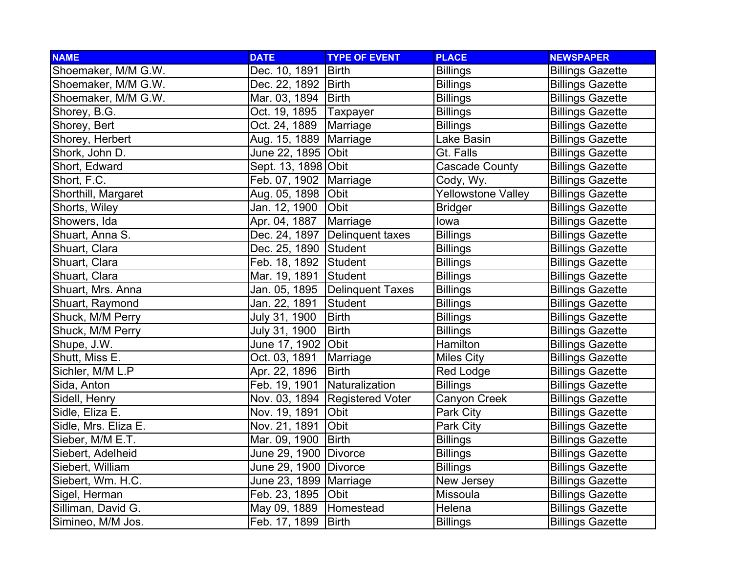| NAME | DATE | TYPE OF EVENT | PLACE | NEWSPAPER |
| --- | --- | --- | --- | --- |
| Shoemaker, M/M G.W. | Dec. 10, 1891 | Birth | Billings | Billings Gazette |
| Shoemaker, M/M G.W. | Dec. 22, 1892 | Birth | Billings | Billings Gazette |
| Shoemaker, M/M G.W. | Mar. 03, 1894 | Birth | Billings | Billings Gazette |
| Shorey, B.G. | Oct. 19, 1895 | Taxpayer | Billings | Billings Gazette |
| Shorey, Bert | Oct. 24, 1889 | Marriage | Billings | Billings Gazette |
| Shorey, Herbert | Aug. 15, 1889 | Marriage | Lake Basin | Billings Gazette |
| Shork, John D. | June 22, 1895 | Obit | Gt. Falls | Billings Gazette |
| Short, Edward | Sept. 13, 1898 | Obit | Cascade County | Billings Gazette |
| Short, F.C. | Feb. 07, 1902 | Marriage | Cody, Wy. | Billings Gazette |
| Shorthill, Margaret | Aug. 05, 1898 | Obit | Yellowstone Valley | Billings Gazette |
| Shorts, Wiley | Jan. 12, 1900 | Obit | Bridger | Billings Gazette |
| Showers, Ida | Apr. 04, 1887 | Marriage | Iowa | Billings Gazette |
| Shuart, Anna S. | Dec. 24, 1897 | Delinquent taxes | Billings | Billings Gazette |
| Shuart, Clara | Dec. 25, 1890 | Student | Billings | Billings Gazette |
| Shuart, Clara | Feb. 18, 1892 | Student | Billings | Billings Gazette |
| Shuart, Clara | Mar. 19, 1891 | Student | Billings | Billings Gazette |
| Shuart, Mrs. Anna | Jan. 05, 1895 | Delinquent Taxes | Billings | Billings Gazette |
| Shuart, Raymond | Jan. 22, 1891 | Student | Billings | Billings Gazette |
| Shuck, M/M Perry | July 31, 1900 | Birth | Billings | Billings Gazette |
| Shuck, M/M Perry | July 31, 1900 | Birth | Billings | Billings Gazette |
| Shupe, J.W. | June 17, 1902 | Obit | Hamilton | Billings Gazette |
| Shutt, Miss E. | Oct. 03, 1891 | Marriage | Miles City | Billings Gazette |
| Sichler, M/M L.P | Apr. 22, 1896 | Birth | Red Lodge | Billings Gazette |
| Sida, Anton | Feb. 19, 1901 | Naturalization | Billings | Billings Gazette |
| Sidell, Henry | Nov. 03, 1894 | Registered Voter | Canyon Creek | Billings Gazette |
| Sidle, Eliza E. | Nov. 19, 1891 | Obit | Park City | Billings Gazette |
| Sidle, Mrs. Eliza E. | Nov. 21, 1891 | Obit | Park City | Billings Gazette |
| Sieber, M/M E.T. | Mar. 09, 1900 | Birth | Billings | Billings Gazette |
| Siebert, Adelheid | June 29, 1900 | Divorce | Billings | Billings Gazette |
| Siebert, William | June 29, 1900 | Divorce | Billings | Billings Gazette |
| Siebert, Wm. H.C. | June 23, 1899 | Marriage | New Jersey | Billings Gazette |
| Sigel, Herman | Feb. 23, 1895 | Obit | Missoula | Billings Gazette |
| Silliman, David G. | May 09, 1889 | Homestead | Helena | Billings Gazette |
| Simineo, M/M Jos. | Feb. 17, 1899 | Birth | Billings | Billings Gazette |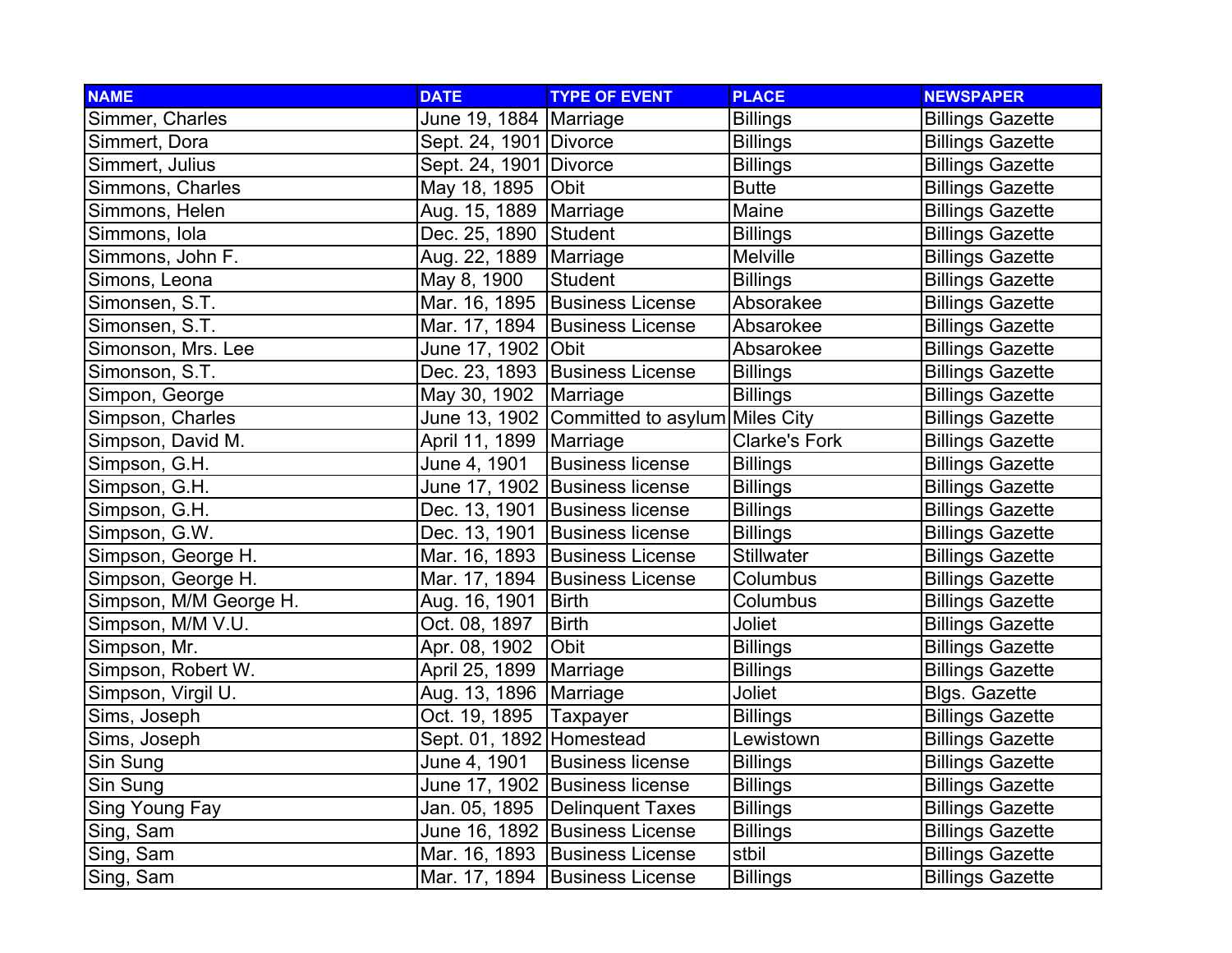| NAME | DATE | TYPE OF EVENT | PLACE | NEWSPAPER |
| --- | --- | --- | --- | --- |
| Simmer, Charles | June 19, 1884 | Marriage | Billings | Billings Gazette |
| Simmert, Dora | Sept. 24, 1901 | Divorce | Billings | Billings Gazette |
| Simmert, Julius | Sept. 24, 1901 | Divorce | Billings | Billings Gazette |
| Simmons, Charles | May 18, 1895 | Obit | Butte | Billings Gazette |
| Simmons, Helen | Aug. 15, 1889 | Marriage | Maine | Billings Gazette |
| Simmons, Iola | Dec. 25, 1890 | Student | Billings | Billings Gazette |
| Simmons, John F. | Aug. 22, 1889 | Marriage | Melville | Billings Gazette |
| Simons, Leona | May 8, 1900 | Student | Billings | Billings Gazette |
| Simonsen, S.T. | Mar. 16, 1895 | Business License | Absorakee | Billings Gazette |
| Simonsen, S.T. | Mar. 17, 1894 | Business License | Absarokee | Billings Gazette |
| Simonson, Mrs. Lee | June 17, 1902 | Obit | Absarokee | Billings Gazette |
| Simonson, S.T. | Dec. 23, 1893 | Business License | Billings | Billings Gazette |
| Simpon, George | May 30, 1902 | Marriage | Billings | Billings Gazette |
| Simpson, Charles | June 13, 1902 | Committed to asylum | Miles City | Billings Gazette |
| Simpson, David M. | April 11, 1899 | Marriage | Clarke's Fork | Billings Gazette |
| Simpson, G.H. | June 4, 1901 | Business license | Billings | Billings Gazette |
| Simpson, G.H. | June 17, 1902 | Business license | Billings | Billings Gazette |
| Simpson, G.H. | Dec. 13, 1901 | Business license | Billings | Billings Gazette |
| Simpson, G.W. | Dec. 13, 1901 | Business license | Billings | Billings Gazette |
| Simpson, George H. | Mar. 16, 1893 | Business License | Stillwater | Billings Gazette |
| Simpson, George H. | Mar. 17, 1894 | Business License | Columbus | Billings Gazette |
| Simpson, M/M George H. | Aug. 16, 1901 | Birth | Columbus | Billings Gazette |
| Simpson, M/M V.U. | Oct. 08, 1897 | Birth | Joliet | Billings Gazette |
| Simpson, Mr. | Apr. 08, 1902 | Obit | Billings | Billings Gazette |
| Simpson, Robert W. | April 25, 1899 | Marriage | Billings | Billings Gazette |
| Simpson, Virgil U. | Aug. 13, 1896 | Marriage | Joliet | Blgs. Gazette |
| Sims, Joseph | Oct. 19, 1895 | Taxpayer | Billings | Billings Gazette |
| Sims, Joseph | Sept. 01, 1892 | Homestead | Lewistown | Billings Gazette |
| Sin Sung | June 4, 1901 | Business license | Billings | Billings Gazette |
| Sin Sung | June 17, 1902 | Business license | Billings | Billings Gazette |
| Sing Young Fay | Jan. 05, 1895 | Delinquent Taxes | Billings | Billings Gazette |
| Sing, Sam | June 16, 1892 | Business License | Billings | Billings Gazette |
| Sing, Sam | Mar. 16, 1893 | Business License | stbil | Billings Gazette |
| Sing, Sam | Mar. 17, 1894 | Business License | Billings | Billings Gazette |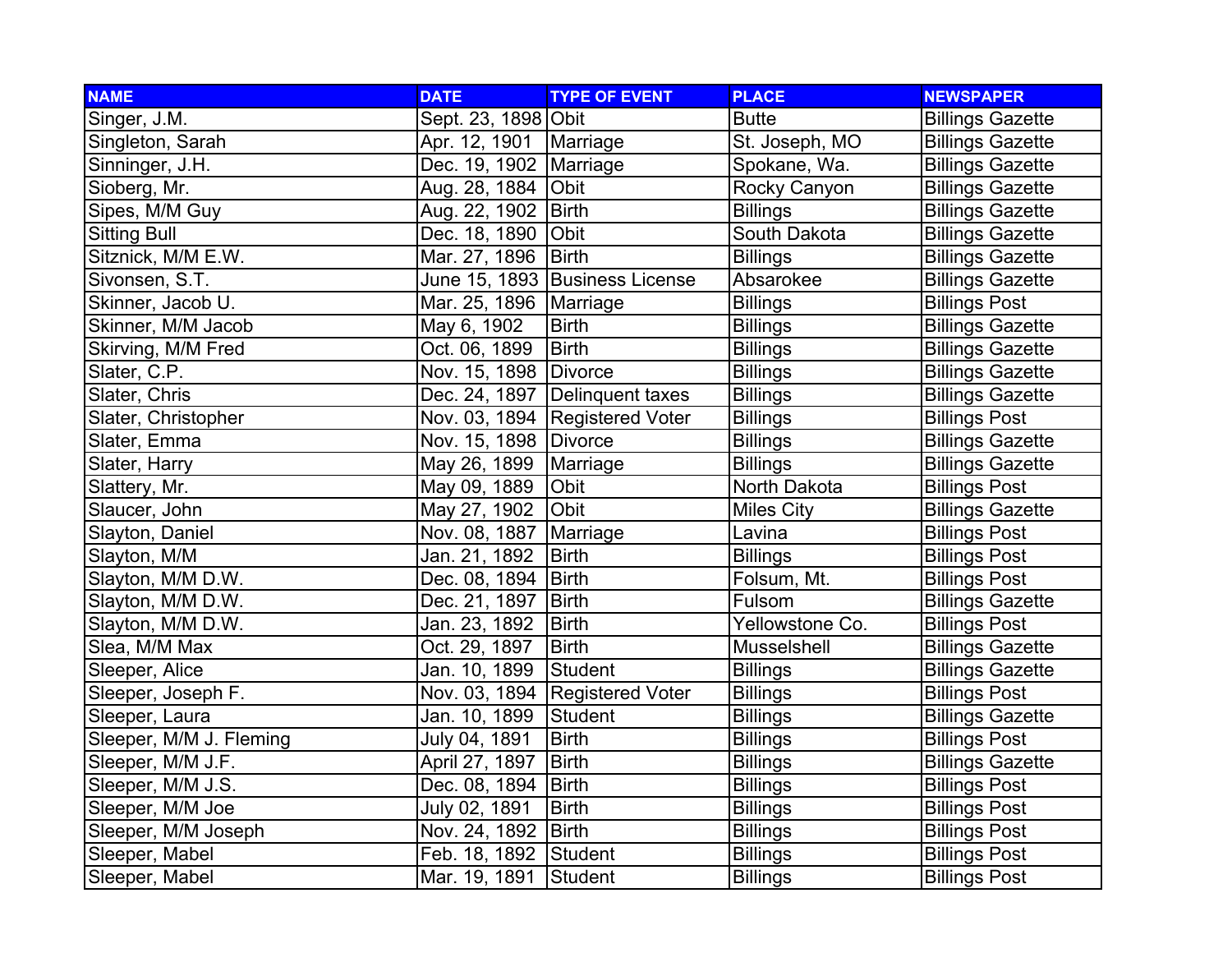| NAME | DATE | TYPE OF EVENT | PLACE | NEWSPAPER |
|---|---|---|---|---|
| Singer, J.M. | Sept. 23, 1898 | Obit | Butte | Billings Gazette |
| Singleton, Sarah | Apr. 12, 1901 | Marriage | St. Joseph, MO | Billings Gazette |
| Sinninger, J.H. | Dec. 19, 1902 | Marriage | Spokane, Wa. | Billings Gazette |
| Sioberg, Mr. | Aug. 28, 1884 | Obit | Rocky Canyon | Billings Gazette |
| Sipes, M/M Guy | Aug. 22, 1902 | Birth | Billings | Billings Gazette |
| Sitting Bull | Dec. 18, 1890 | Obit | South Dakota | Billings Gazette |
| Sitznick, M/M E.W. | Mar. 27, 1896 | Birth | Billings | Billings Gazette |
| Sivonsen, S.T. | June 15, 1893 | Business License | Absarokee | Billings Gazette |
| Skinner, Jacob U. | Mar. 25, 1896 | Marriage | Billings | Billings Post |
| Skinner, M/M Jacob | May 6, 1902 | Birth | Billings | Billings Gazette |
| Skirving, M/M Fred | Oct. 06, 1899 | Birth | Billings | Billings Gazette |
| Slater, C.P. | Nov. 15, 1898 | Divorce | Billings | Billings Gazette |
| Slater, Chris | Dec. 24, 1897 | Delinquent taxes | Billings | Billings Gazette |
| Slater, Christopher | Nov. 03, 1894 | Registered Voter | Billings | Billings Post |
| Slater, Emma | Nov. 15, 1898 | Divorce | Billings | Billings Gazette |
| Slater, Harry | May 26, 1899 | Marriage | Billings | Billings Gazette |
| Slattery, Mr. | May 09, 1889 | Obit | North Dakota | Billings Post |
| Slaucer, John | May 27, 1902 | Obit | Miles City | Billings Gazette |
| Slayton, Daniel | Nov. 08, 1887 | Marriage | Lavina | Billings Post |
| Slayton, M/M | Jan. 21, 1892 | Birth | Billings | Billings Post |
| Slayton, M/M D.W. | Dec. 08, 1894 | Birth | Folsum, Mt. | Billings Post |
| Slayton, M/M D.W. | Dec. 21, 1897 | Birth | Fulsom | Billings Gazette |
| Slayton, M/M D.W. | Jan. 23, 1892 | Birth | Yellowstone Co. | Billings Post |
| Slea, M/M Max | Oct. 29, 1897 | Birth | Musselshell | Billings Gazette |
| Sleeper, Alice | Jan. 10, 1899 | Student | Billings | Billings Gazette |
| Sleeper, Joseph F. | Nov. 03, 1894 | Registered Voter | Billings | Billings Post |
| Sleeper, Laura | Jan. 10, 1899 | Student | Billings | Billings Gazette |
| Sleeper, M/M J. Fleming | July 04, 1891 | Birth | Billings | Billings Post |
| Sleeper, M/M J.F. | April 27, 1897 | Birth | Billings | Billings Gazette |
| Sleeper, M/M J.S. | Dec. 08, 1894 | Birth | Billings | Billings Post |
| Sleeper, M/M Joe | July 02, 1891 | Birth | Billings | Billings Post |
| Sleeper, M/M Joseph | Nov. 24, 1892 | Birth | Billings | Billings Post |
| Sleeper, Mabel | Feb. 18, 1892 | Student | Billings | Billings Post |
| Sleeper, Mabel | Mar. 19, 1891 | Student | Billings | Billings Post |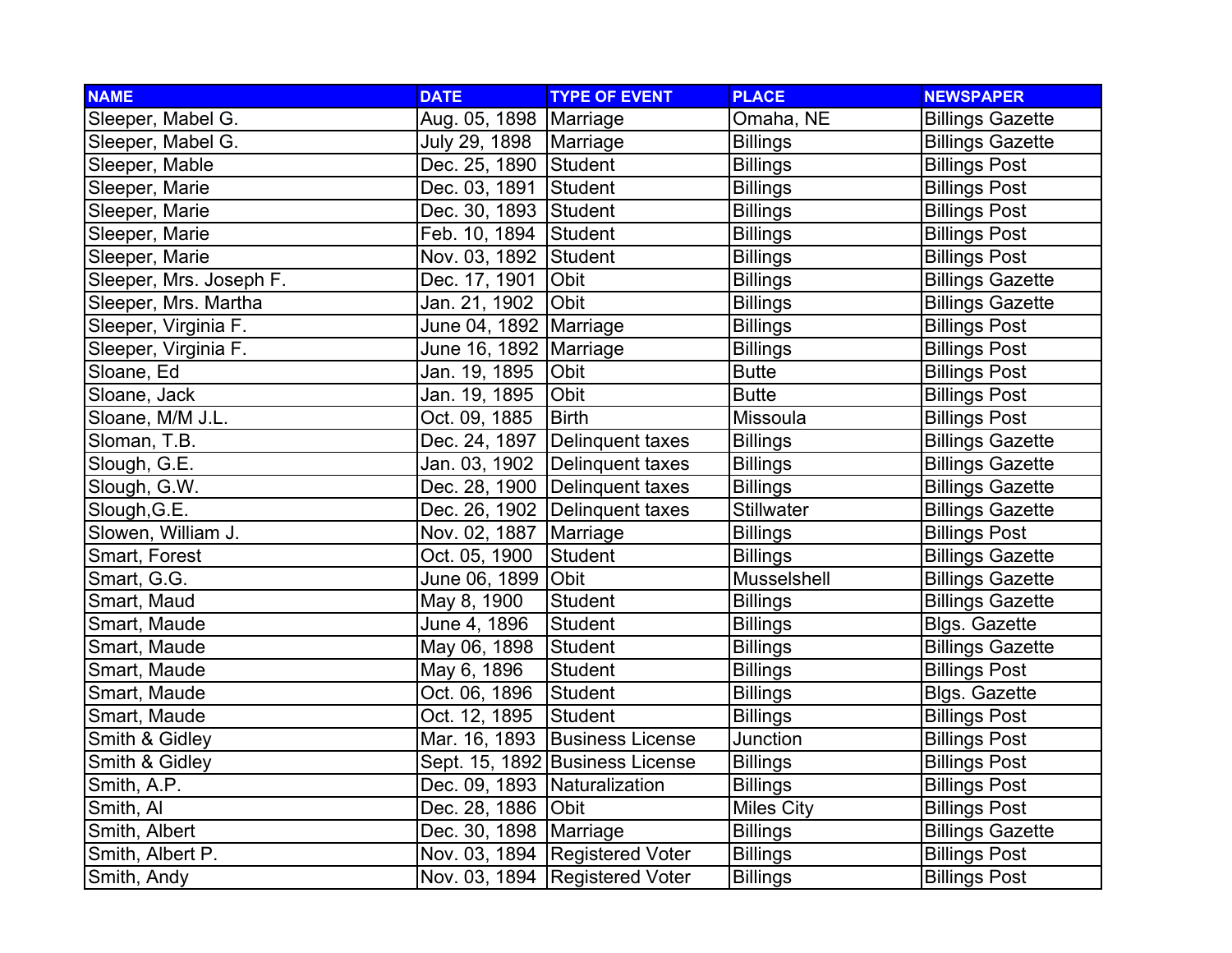| NAME | DATE | TYPE OF EVENT | PLACE | NEWSPAPER |
|---|---|---|---|---|
| Sleeper, Mabel G. | Aug. 05, 1898 | Marriage | Omaha, NE | Billings Gazette |
| Sleeper, Mabel G. | July 29, 1898 | Marriage | Billings | Billings Gazette |
| Sleeper, Mable | Dec. 25, 1890 | Student | Billings | Billings Post |
| Sleeper, Marie | Dec. 03, 1891 | Student | Billings | Billings Post |
| Sleeper, Marie | Dec. 30, 1893 | Student | Billings | Billings Post |
| Sleeper, Marie | Feb. 10, 1894 | Student | Billings | Billings Post |
| Sleeper, Marie | Nov. 03, 1892 | Student | Billings | Billings Post |
| Sleeper, Mrs. Joseph F. | Dec. 17, 1901 | Obit | Billings | Billings Gazette |
| Sleeper, Mrs. Martha | Jan. 21, 1902 | Obit | Billings | Billings Gazette |
| Sleeper, Virginia F. | June 04, 1892 | Marriage | Billings | Billings Post |
| Sleeper, Virginia F. | June 16, 1892 | Marriage | Billings | Billings Post |
| Sloane, Ed | Jan. 19, 1895 | Obit | Butte | Billings Post |
| Sloane, Jack | Jan. 19, 1895 | Obit | Butte | Billings Post |
| Sloane, M/M J.L. | Oct. 09, 1885 | Birth | Missoula | Billings Post |
| Sloman, T.B. | Dec. 24, 1897 | Delinquent taxes | Billings | Billings Gazette |
| Slough, G.E. | Jan. 03, 1902 | Delinquent taxes | Billings | Billings Gazette |
| Slough, G.W. | Dec. 28, 1900 | Delinquent taxes | Billings | Billings Gazette |
| Slough,G.E. | Dec. 26, 1902 | Delinquent taxes | Stillwater | Billings Gazette |
| Slowen, William J. | Nov. 02, 1887 | Marriage | Billings | Billings Post |
| Smart, Forest | Oct. 05, 1900 | Student | Billings | Billings Gazette |
| Smart, G.G. | June 06, 1899 | Obit | Musselshell | Billings Gazette |
| Smart, Maud | May 8, 1900 | Student | Billings | Billings Gazette |
| Smart, Maude | June 4, 1896 | Student | Billings | Blgs. Gazette |
| Smart, Maude | May 06, 1898 | Student | Billings | Billings Gazette |
| Smart, Maude | May 6, 1896 | Student | Billings | Billings Post |
| Smart, Maude | Oct. 06, 1896 | Student | Billings | Blgs. Gazette |
| Smart, Maude | Oct. 12, 1895 | Student | Billings | Billings Post |
| Smith & Gidley | Mar. 16, 1893 | Business License | Junction | Billings Post |
| Smith & Gidley | Sept. 15, 1892 | Business License | Billings | Billings Post |
| Smith, A.P. | Dec. 09, 1893 | Naturalization | Billings | Billings Post |
| Smith, Al | Dec. 28, 1886 | Obit | Miles City | Billings Post |
| Smith, Albert | Dec. 30, 1898 | Marriage | Billings | Billings Gazette |
| Smith, Albert P. | Nov. 03, 1894 | Registered Voter | Billings | Billings Post |
| Smith, Andy | Nov. 03, 1894 | Registered Voter | Billings | Billings Post |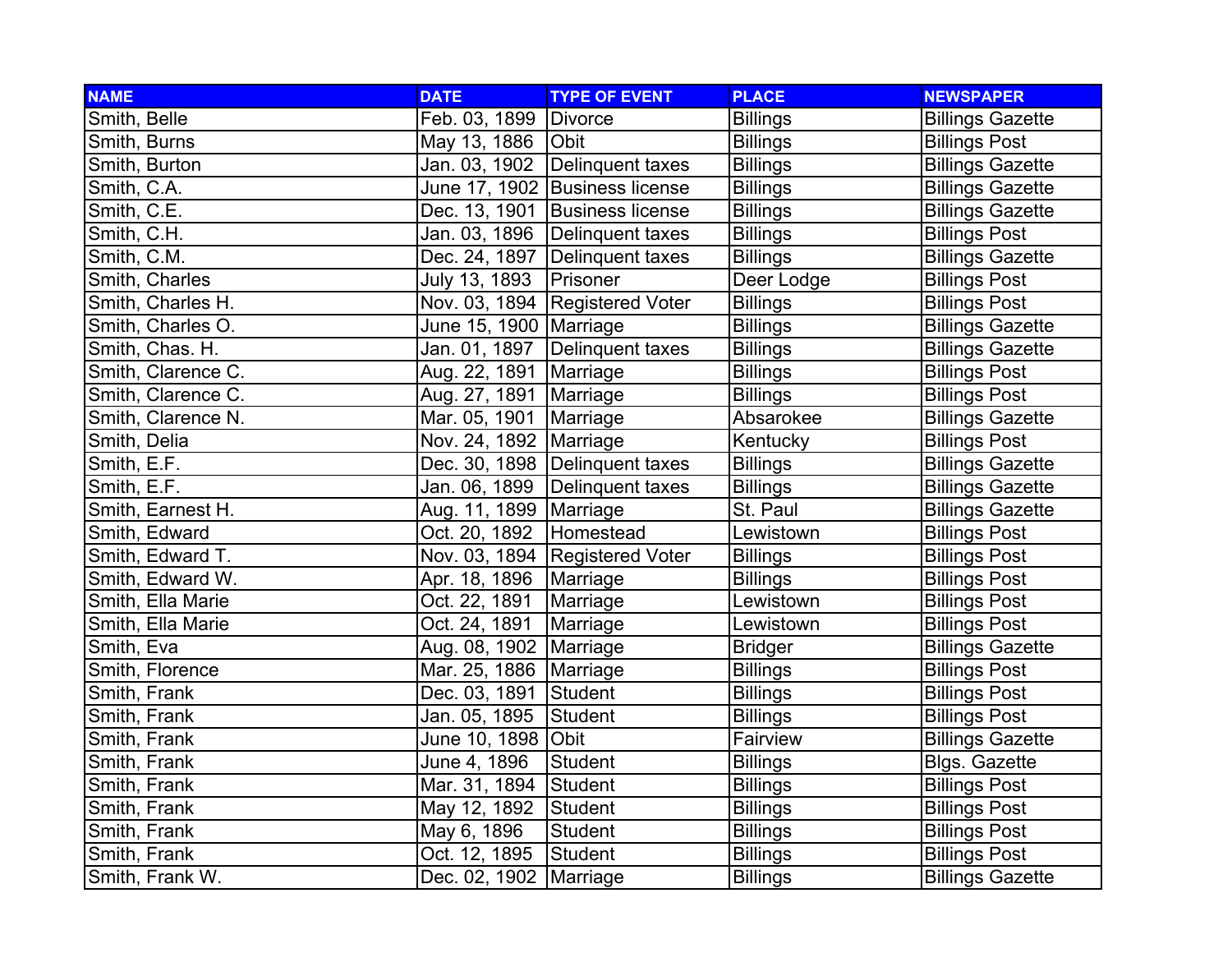| NAME | DATE | TYPE OF EVENT | PLACE | NEWSPAPER |
|---|---|---|---|---|
| Smith, Belle | Feb. 03, 1899 | Divorce | Billings | Billings Gazette |
| Smith, Burns | May 13, 1886 | Obit | Billings | Billings Post |
| Smith, Burton | Jan. 03, 1902 | Delinquent taxes | Billings | Billings Gazette |
| Smith, C.A. | June 17, 1902 | Business license | Billings | Billings Gazette |
| Smith, C.E. | Dec. 13, 1901 | Business license | Billings | Billings Gazette |
| Smith, C.H. | Jan. 03, 1896 | Delinquent taxes | Billings | Billings Post |
| Smith, C.M. | Dec. 24, 1897 | Delinquent taxes | Billings | Billings Gazette |
| Smith, Charles | July 13, 1893 | Prisoner | Deer Lodge | Billings Post |
| Smith, Charles H. | Nov. 03, 1894 | Registered Voter | Billings | Billings Post |
| Smith, Charles O. | June 15, 1900 | Marriage | Billings | Billings Gazette |
| Smith, Chas. H. | Jan. 01, 1897 | Delinquent taxes | Billings | Billings Gazette |
| Smith, Clarence C. | Aug. 22, 1891 | Marriage | Billings | Billings Post |
| Smith, Clarence C. | Aug. 27, 1891 | Marriage | Billings | Billings Post |
| Smith, Clarence N. | Mar. 05, 1901 | Marriage | Absarokee | Billings Gazette |
| Smith, Delia | Nov. 24, 1892 | Marriage | Kentucky | Billings Post |
| Smith, E.F. | Dec. 30, 1898 | Delinquent taxes | Billings | Billings Gazette |
| Smith, E.F. | Jan. 06, 1899 | Delinquent taxes | Billings | Billings Gazette |
| Smith, Earnest H. | Aug. 11, 1899 | Marriage | St. Paul | Billings Gazette |
| Smith, Edward | Oct. 20, 1892 | Homestead | Lewistown | Billings Post |
| Smith, Edward T. | Nov. 03, 1894 | Registered Voter | Billings | Billings Post |
| Smith, Edward W. | Apr. 18, 1896 | Marriage | Billings | Billings Post |
| Smith, Ella Marie | Oct. 22, 1891 | Marriage | Lewistown | Billings Post |
| Smith, Ella Marie | Oct. 24, 1891 | Marriage | Lewistown | Billings Post |
| Smith, Eva | Aug. 08, 1902 | Marriage | Bridger | Billings Gazette |
| Smith, Florence | Mar. 25, 1886 | Marriage | Billings | Billings Post |
| Smith, Frank | Dec. 03, 1891 | Student | Billings | Billings Post |
| Smith, Frank | Jan. 05, 1895 | Student | Billings | Billings Post |
| Smith, Frank | June 10, 1898 | Obit | Fairview | Billings Gazette |
| Smith, Frank | June 4, 1896 | Student | Billings | Blgs. Gazette |
| Smith, Frank | Mar. 31, 1894 | Student | Billings | Billings Post |
| Smith, Frank | May 12, 1892 | Student | Billings | Billings Post |
| Smith, Frank | May 6, 1896 | Student | Billings | Billings Post |
| Smith, Frank | Oct. 12, 1895 | Student | Billings | Billings Post |
| Smith, Frank W. | Dec. 02, 1902 | Marriage | Billings | Billings Gazette |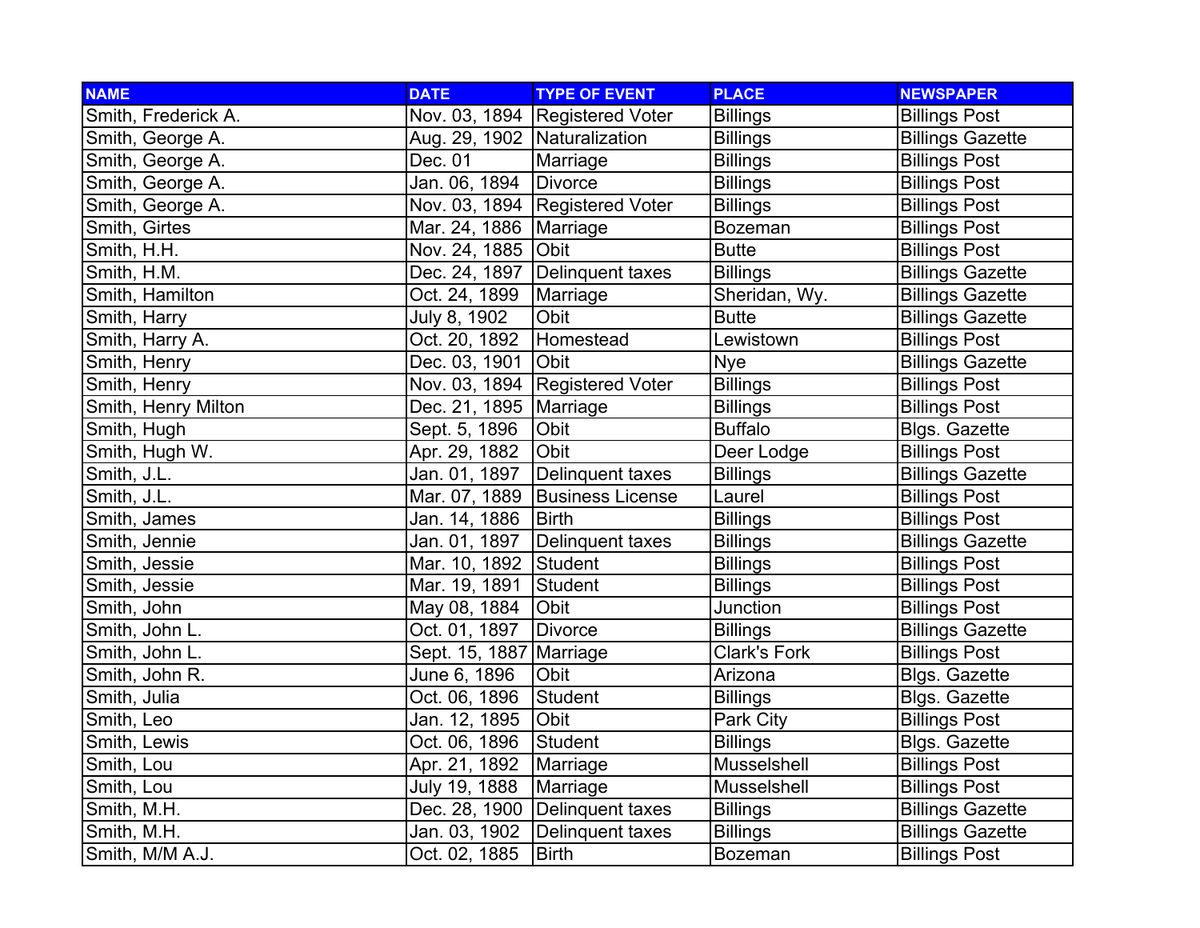| NAME | DATE | TYPE OF EVENT | PLACE | NEWSPAPER |
|---|---|---|---|---|
| Smith, Frederick A. | Nov. 03, 1894 | Registered Voter | Billings | Billings Post |
| Smith, George A. | Aug. 29, 1902 | Naturalization | Billings | Billings Gazette |
| Smith, George A. | Dec. 01 | Marriage | Billings | Billings Post |
| Smith, George A. | Jan. 06, 1894 | Divorce | Billings | Billings Post |
| Smith, George A. | Nov. 03, 1894 | Registered Voter | Billings | Billings Post |
| Smith, Girtes | Mar. 24, 1886 | Marriage | Bozeman | Billings Post |
| Smith, H.H. | Nov. 24, 1885 | Obit | Butte | Billings Post |
| Smith, H.M. | Dec. 24, 1897 | Delinquent taxes | Billings | Billings Gazette |
| Smith, Hamilton | Oct. 24, 1899 | Marriage | Sheridan, Wy. | Billings Gazette |
| Smith, Harry | July 8, 1902 | Obit | Butte | Billings Gazette |
| Smith, Harry A. | Oct. 20, 1892 | Homestead | Lewistown | Billings Post |
| Smith, Henry | Dec. 03, 1901 | Obit | Nye | Billings Gazette |
| Smith, Henry | Nov. 03, 1894 | Registered Voter | Billings | Billings Post |
| Smith, Henry Milton | Dec. 21, 1895 | Marriage | Billings | Billings Post |
| Smith, Hugh | Sept. 5, 1896 | Obit | Buffalo | Blgs. Gazette |
| Smith, Hugh W. | Apr. 29, 1882 | Obit | Deer Lodge | Billings Post |
| Smith, J.L. | Jan. 01, 1897 | Delinquent taxes | Billings | Billings Gazette |
| Smith, J.L. | Mar. 07, 1889 | Business License | Laurel | Billings Post |
| Smith, James | Jan. 14, 1886 | Birth | Billings | Billings Post |
| Smith, Jennie | Jan. 01, 1897 | Delinquent taxes | Billings | Billings Gazette |
| Smith, Jessie | Mar. 10, 1892 | Student | Billings | Billings Post |
| Smith, Jessie | Mar. 19, 1891 | Student | Billings | Billings Post |
| Smith, John | May 08, 1884 | Obit | Junction | Billings Post |
| Smith, John L. | Oct. 01, 1897 | Divorce | Billings | Billings Gazette |
| Smith, John L. | Sept. 15, 1887 | Marriage | Clark's Fork | Billings Post |
| Smith, John R. | June 6, 1896 | Obit | Arizona | Blgs. Gazette |
| Smith, Julia | Oct. 06, 1896 | Student | Billings | Blgs. Gazette |
| Smith, Leo | Jan. 12, 1895 | Obit | Park City | Billings Post |
| Smith, Lewis | Oct. 06, 1896 | Student | Billings | Blgs. Gazette |
| Smith, Lou | Apr. 21, 1892 | Marriage | Musselshell | Billings Post |
| Smith, Lou | July 19, 1888 | Marriage | Musselshell | Billings Post |
| Smith, M.H. | Dec. 28, 1900 | Delinquent taxes | Billings | Billings Gazette |
| Smith, M.H. | Jan. 03, 1902 | Delinquent taxes | Billings | Billings Gazette |
| Smith, M/M A.J. | Oct. 02, 1885 | Birth | Bozeman | Billings Post |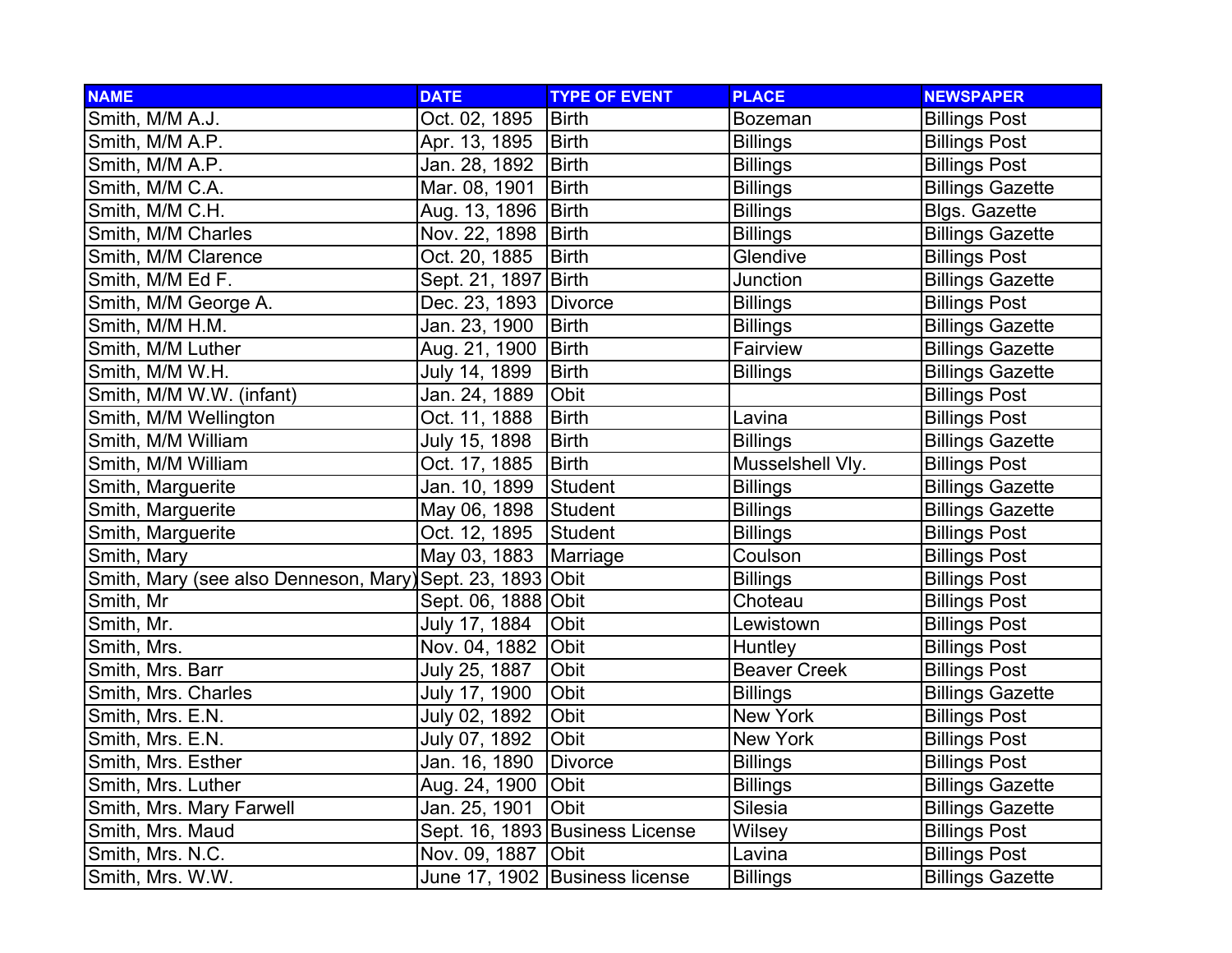| NAME | DATE | TYPE OF EVENT | PLACE | NEWSPAPER |
|---|---|---|---|---|
| Smith, M/M A.J. | Oct. 02, 1895 | Birth | Bozeman | Billings Post |
| Smith, M/M A.P. | Apr. 13, 1895 | Birth | Billings | Billings Post |
| Smith, M/M A.P. | Jan. 28, 1892 | Birth | Billings | Billings Post |
| Smith, M/M C.A. | Mar. 08, 1901 | Birth | Billings | Billings Gazette |
| Smith, M/M C.H. | Aug. 13, 1896 | Birth | Billings | Blgs. Gazette |
| Smith, M/M Charles | Nov. 22, 1898 | Birth | Billings | Billings Gazette |
| Smith, M/M Clarence | Oct. 20, 1885 | Birth | Glendive | Billings Post |
| Smith, M/M Ed F. | Sept. 21, 1897 | Birth | Junction | Billings Gazette |
| Smith, M/M George A. | Dec. 23, 1893 | Divorce | Billings | Billings Post |
| Smith, M/M H.M. | Jan. 23, 1900 | Birth | Billings | Billings Gazette |
| Smith, M/M Luther | Aug. 21, 1900 | Birth | Fairview | Billings Gazette |
| Smith, M/M W.H. | July 14, 1899 | Birth | Billings | Billings Gazette |
| Smith, M/M W.W. (infant) | Jan. 24, 1889 | Obit | | Billings Post |
| Smith, M/M Wellington | Oct. 11, 1888 | Birth | Lavina | Billings Post |
| Smith, M/M William | July 15, 1898 | Birth | Billings | Billings Gazette |
| Smith, M/M William | Oct. 17, 1885 | Birth | Musselshell Vly. | Billings Post |
| Smith, Marguerite | Jan. 10, 1899 | Student | Billings | Billings Gazette |
| Smith, Marguerite | May 06, 1898 | Student | Billings | Billings Gazette |
| Smith, Marguerite | Oct. 12, 1895 | Student | Billings | Billings Post |
| Smith, Mary | May 03, 1883 | Marriage | Coulson | Billings Post |
| Smith, Mary (see also Denneson, Mary) | Sept. 23, 1893 | Obit | Billings | Billings Post |
| Smith, Mr | Sept. 06, 1888 | Obit | Choteau | Billings Post |
| Smith, Mr. | July 17, 1884 | Obit | Lewistown | Billings Post |
| Smith, Mrs. | Nov. 04, 1882 | Obit | Huntley | Billings Post |
| Smith, Mrs. Barr | July 25, 1887 | Obit | Beaver Creek | Billings Post |
| Smith, Mrs. Charles | July 17, 1900 | Obit | Billings | Billings Gazette |
| Smith, Mrs. E.N. | July 02, 1892 | Obit | New York | Billings Post |
| Smith, Mrs. E.N. | July 07, 1892 | Obit | New York | Billings Post |
| Smith, Mrs. Esther | Jan. 16, 1890 | Divorce | Billings | Billings Post |
| Smith, Mrs. Luther | Aug. 24, 1900 | Obit | Billings | Billings Gazette |
| Smith, Mrs. Mary Farwell | Jan. 25, 1901 | Obit | Silesia | Billings Gazette |
| Smith, Mrs. Maud | Sept. 16, 1893 | Business License | Wilsey | Billings Post |
| Smith, Mrs. N.C. | Nov. 09, 1887 | Obit | Lavina | Billings Post |
| Smith, Mrs. W.W. | June 17, 1902 | Business license | Billings | Billings Gazette |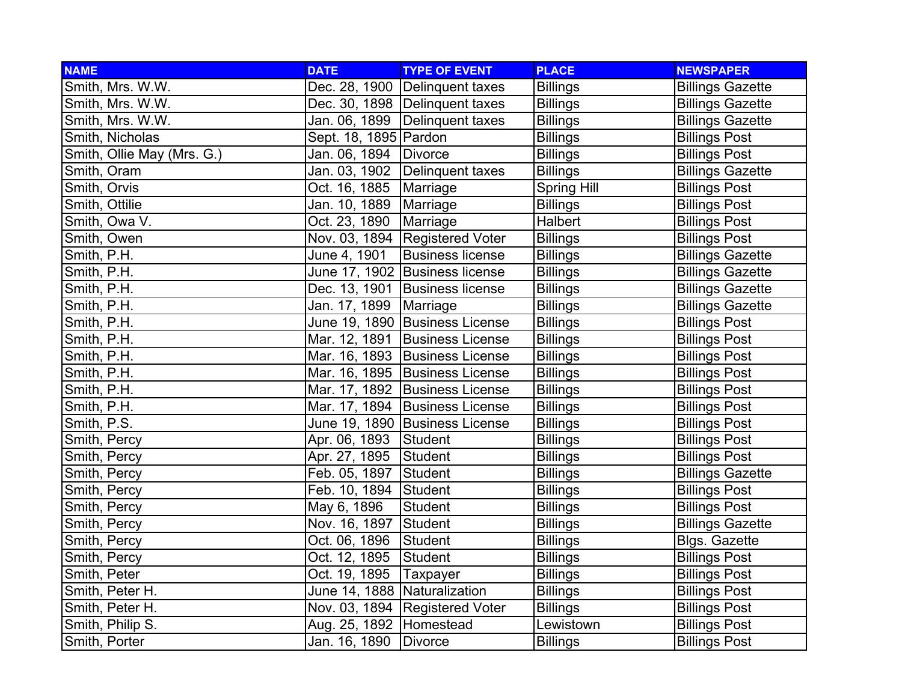| NAME | DATE | TYPE OF EVENT | PLACE | NEWSPAPER |
|---|---|---|---|---|
| Smith, Mrs. W.W. | Dec. 28, 1900 | Delinquent taxes | Billings | Billings Gazette |
| Smith, Mrs. W.W. | Dec. 30, 1898 | Delinquent taxes | Billings | Billings Gazette |
| Smith, Mrs. W.W. | Jan. 06, 1899 | Delinquent taxes | Billings | Billings Gazette |
| Smith, Nicholas | Sept. 18, 1895 | Pardon | Billings | Billings Post |
| Smith, Ollie May (Mrs. G.) | Jan. 06, 1894 | Divorce | Billings | Billings Post |
| Smith, Oram | Jan. 03, 1902 | Delinquent taxes | Billings | Billings Gazette |
| Smith, Orvis | Oct. 16, 1885 | Marriage | Spring Hill | Billings Post |
| Smith, Ottilie | Jan. 10, 1889 | Marriage | Billings | Billings Post |
| Smith, Owa V. | Oct. 23, 1890 | Marriage | Halbert | Billings Post |
| Smith, Owen | Nov. 03, 1894 | Registered Voter | Billings | Billings Post |
| Smith, P.H. | June 4, 1901 | Business license | Billings | Billings Gazette |
| Smith, P.H. | June 17, 1902 | Business license | Billings | Billings Gazette |
| Smith, P.H. | Dec. 13, 1901 | Business license | Billings | Billings Gazette |
| Smith, P.H. | Jan. 17, 1899 | Marriage | Billings | Billings Gazette |
| Smith, P.H. | June 19, 1890 | Business License | Billings | Billings Post |
| Smith, P.H. | Mar. 12, 1891 | Business License | Billings | Billings Post |
| Smith, P.H. | Mar. 16, 1893 | Business License | Billings | Billings Post |
| Smith, P.H. | Mar. 16, 1895 | Business License | Billings | Billings Post |
| Smith, P.H. | Mar. 17, 1892 | Business License | Billings | Billings Post |
| Smith, P.H. | Mar. 17, 1894 | Business License | Billings | Billings Post |
| Smith, P.S. | June 19, 1890 | Business License | Billings | Billings Post |
| Smith, Percy | Apr. 06, 1893 | Student | Billings | Billings Post |
| Smith, Percy | Apr. 27, 1895 | Student | Billings | Billings Post |
| Smith, Percy | Feb. 05, 1897 | Student | Billings | Billings Gazette |
| Smith, Percy | Feb. 10, 1894 | Student | Billings | Billings Post |
| Smith, Percy | May 6, 1896 | Student | Billings | Billings Post |
| Smith, Percy | Nov. 16, 1897 | Student | Billings | Billings Gazette |
| Smith, Percy | Oct. 06, 1896 | Student | Billings | Blgs. Gazette |
| Smith, Percy | Oct. 12, 1895 | Student | Billings | Billings Post |
| Smith, Peter | Oct. 19, 1895 | Taxpayer | Billings | Billings Post |
| Smith, Peter H. | June 14, 1888 | Naturalization | Billings | Billings Post |
| Smith, Peter H. | Nov. 03, 1894 | Registered Voter | Billings | Billings Post |
| Smith, Philip S. | Aug. 25, 1892 | Homestead | Lewistown | Billings Post |
| Smith, Porter | Jan. 16, 1890 | Divorce | Billings | Billings Post |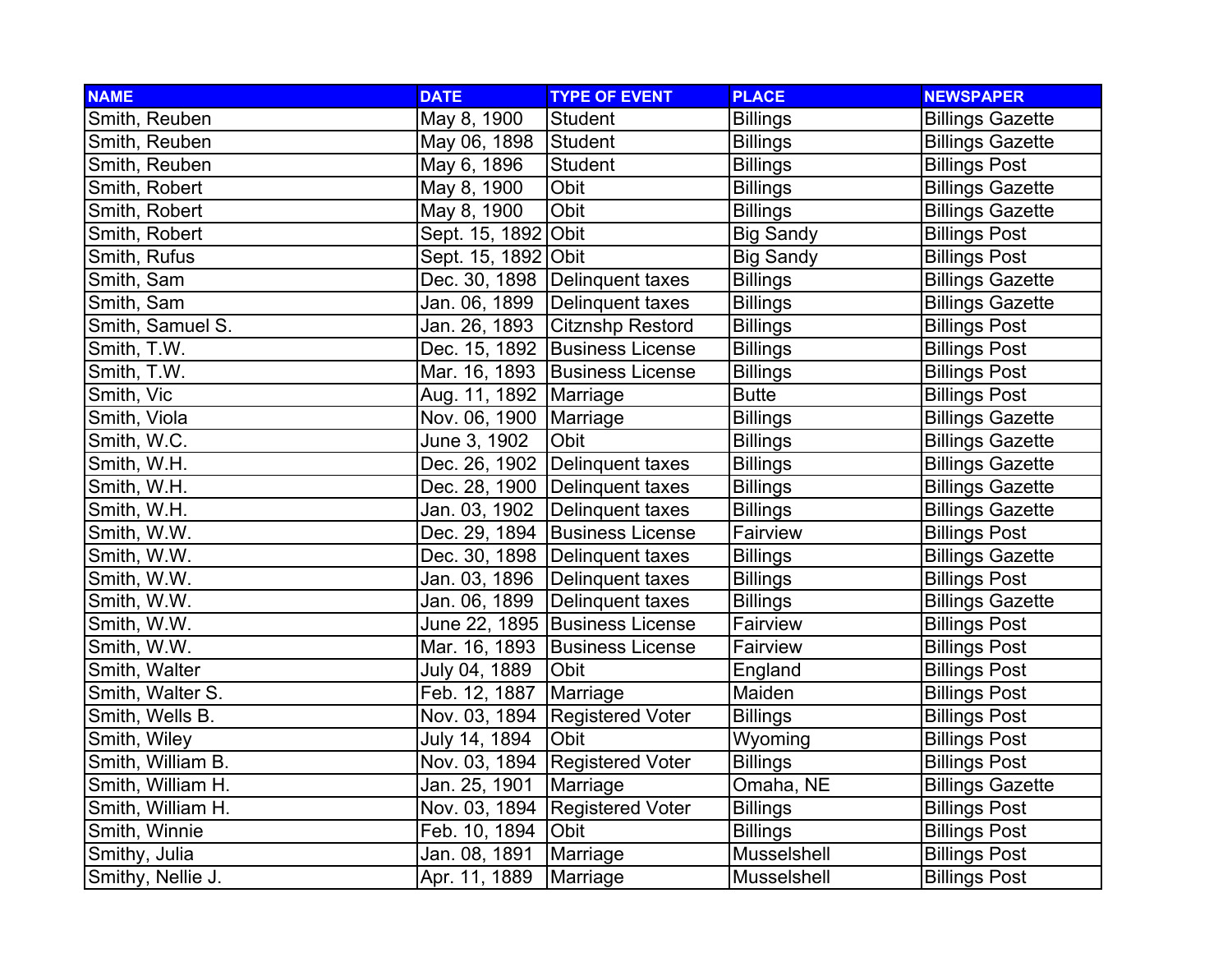| NAME | DATE | TYPE OF EVENT | PLACE | NEWSPAPER |
|---|---|---|---|---|
| Smith, Reuben | May 8, 1900 | Student | Billings | Billings Gazette |
| Smith, Reuben | May 06, 1898 | Student | Billings | Billings Gazette |
| Smith, Reuben | May 6, 1896 | Student | Billings | Billings Post |
| Smith, Robert | May 8, 1900 | Obit | Billings | Billings Gazette |
| Smith, Robert | May 8, 1900 | Obit | Billings | Billings Gazette |
| Smith, Robert | Sept. 15, 1892 | Obit | Big Sandy | Billings Post |
| Smith, Rufus | Sept. 15, 1892 | Obit | Big Sandy | Billings Post |
| Smith, Sam | Dec. 30, 1898 | Delinquent taxes | Billings | Billings Gazette |
| Smith, Sam | Jan. 06, 1899 | Delinquent taxes | Billings | Billings Gazette |
| Smith, Samuel S. | Jan. 26, 1893 | Citznshp Restord | Billings | Billings Post |
| Smith, T.W. | Dec. 15, 1892 | Business License | Billings | Billings Post |
| Smith, T.W. | Mar. 16, 1893 | Business License | Billings | Billings Post |
| Smith, Vic | Aug. 11, 1892 | Marriage | Butte | Billings Post |
| Smith, Viola | Nov. 06, 1900 | Marriage | Billings | Billings Gazette |
| Smith, W.C. | June 3, 1902 | Obit | Billings | Billings Gazette |
| Smith, W.H. | Dec. 26, 1902 | Delinquent taxes | Billings | Billings Gazette |
| Smith, W.H. | Dec. 28, 1900 | Delinquent taxes | Billings | Billings Gazette |
| Smith, W.H. | Jan. 03, 1902 | Delinquent taxes | Billings | Billings Gazette |
| Smith, W.W. | Dec. 29, 1894 | Business License | Fairview | Billings Post |
| Smith, W.W. | Dec. 30, 1898 | Delinquent taxes | Billings | Billings Gazette |
| Smith, W.W. | Jan. 03, 1896 | Delinquent taxes | Billings | Billings Post |
| Smith, W.W. | Jan. 06, 1899 | Delinquent taxes | Billings | Billings Gazette |
| Smith, W.W. | June 22, 1895 | Business License | Fairview | Billings Post |
| Smith, W.W. | Mar. 16, 1893 | Business License | Fairview | Billings Post |
| Smith, Walter | July 04, 1889 | Obit | England | Billings Post |
| Smith, Walter S. | Feb. 12, 1887 | Marriage | Maiden | Billings Post |
| Smith, Wells B. | Nov. 03, 1894 | Registered Voter | Billings | Billings Post |
| Smith, Wiley | July 14, 1894 | Obit | Wyoming | Billings Post |
| Smith, William B. | Nov. 03, 1894 | Registered Voter | Billings | Billings Post |
| Smith, William H. | Jan. 25, 1901 | Marriage | Omaha, NE | Billings Gazette |
| Smith, William H. | Nov. 03, 1894 | Registered Voter | Billings | Billings Post |
| Smith, Winnie | Feb. 10, 1894 | Obit | Billings | Billings Post |
| Smithy, Julia | Jan. 08, 1891 | Marriage | Musselshell | Billings Post |
| Smithy, Nellie J. | Apr. 11, 1889 | Marriage | Musselshell | Billings Post |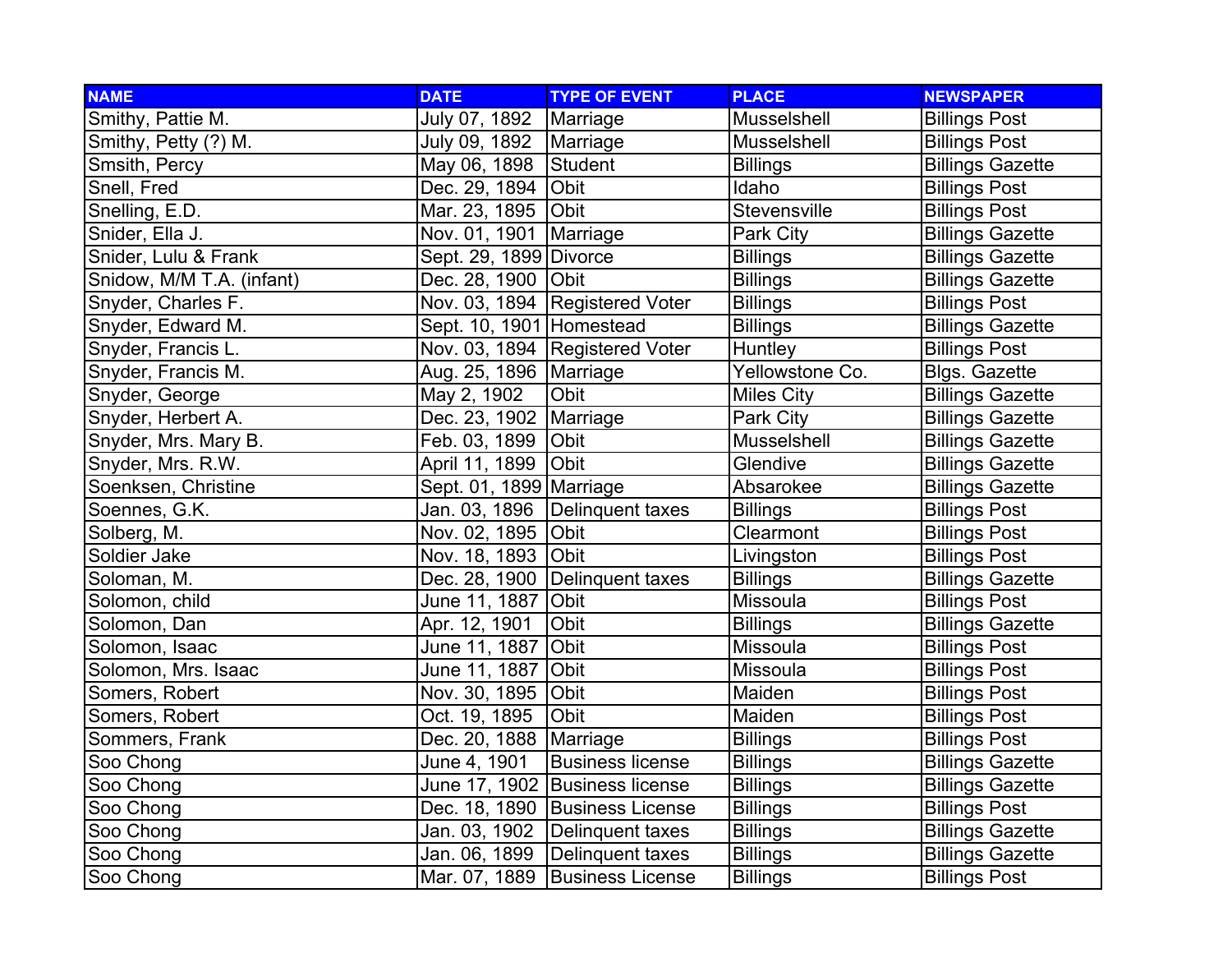| NAME | DATE | TYPE OF EVENT | PLACE | NEWSPAPER |
|---|---|---|---|---|
| Smithy, Pattie M. | July 07, 1892 | Marriage | Musselshell | Billings Post |
| Smithy, Petty (?) M. | July 09, 1892 | Marriage | Musselshell | Billings Post |
| Smsith, Percy | May 06, 1898 | Student | Billings | Billings Gazette |
| Snell, Fred | Dec. 29, 1894 | Obit | Idaho | Billings Post |
| Snelling, E.D. | Mar. 23, 1895 | Obit | Stevensville | Billings Post |
| Snider, Ella J. | Nov. 01, 1901 | Marriage | Park City | Billings Gazette |
| Snider, Lulu & Frank | Sept. 29, 1899 | Divorce | Billings | Billings Gazette |
| Snidow, M/M T.A. (infant) | Dec. 28, 1900 | Obit | Billings | Billings Gazette |
| Snyder, Charles F. | Nov. 03, 1894 | Registered Voter | Billings | Billings Post |
| Snyder, Edward M. | Sept. 10, 1901 | Homestead | Billings | Billings Gazette |
| Snyder, Francis L. | Nov. 03, 1894 | Registered Voter | Huntley | Billings Post |
| Snyder, Francis M. | Aug. 25, 1896 | Marriage | Yellowstone Co. | Blgs. Gazette |
| Snyder, George | May 2, 1902 | Obit | Miles City | Billings Gazette |
| Snyder, Herbert A. | Dec. 23, 1902 | Marriage | Park City | Billings Gazette |
| Snyder, Mrs. Mary B. | Feb. 03, 1899 | Obit | Musselshell | Billings Gazette |
| Snyder, Mrs. R.W. | April 11, 1899 | Obit | Glendive | Billings Gazette |
| Soenksen, Christine | Sept. 01, 1899 | Marriage | Absarokee | Billings Gazette |
| Soennes, G.K. | Jan. 03, 1896 | Delinquent taxes | Billings | Billings Post |
| Solberg, M. | Nov. 02, 1895 | Obit | Clearmont | Billings Post |
| Soldier Jake | Nov. 18, 1893 | Obit | Livingston | Billings Post |
| Soloman, M. | Dec. 28, 1900 | Delinquent taxes | Billings | Billings Gazette |
| Solomon, child | June 11, 1887 | Obit | Missoula | Billings Post |
| Solomon, Dan | Apr. 12, 1901 | Obit | Billings | Billings Gazette |
| Solomon, Isaac | June 11, 1887 | Obit | Missoula | Billings Post |
| Solomon, Mrs. Isaac | June 11, 1887 | Obit | Missoula | Billings Post |
| Somers, Robert | Nov. 30, 1895 | Obit | Maiden | Billings Post |
| Somers, Robert | Oct. 19, 1895 | Obit | Maiden | Billings Post |
| Sommers, Frank | Dec. 20, 1888 | Marriage | Billings | Billings Post |
| Soo Chong | June 4, 1901 | Business license | Billings | Billings Gazette |
| Soo Chong | June 17, 1902 | Business license | Billings | Billings Gazette |
| Soo Chong | Dec. 18, 1890 | Business License | Billings | Billings Post |
| Soo Chong | Jan. 03, 1902 | Delinquent taxes | Billings | Billings Gazette |
| Soo Chong | Jan. 06, 1899 | Delinquent taxes | Billings | Billings Gazette |
| Soo Chong | Mar. 07, 1889 | Business License | Billings | Billings Post |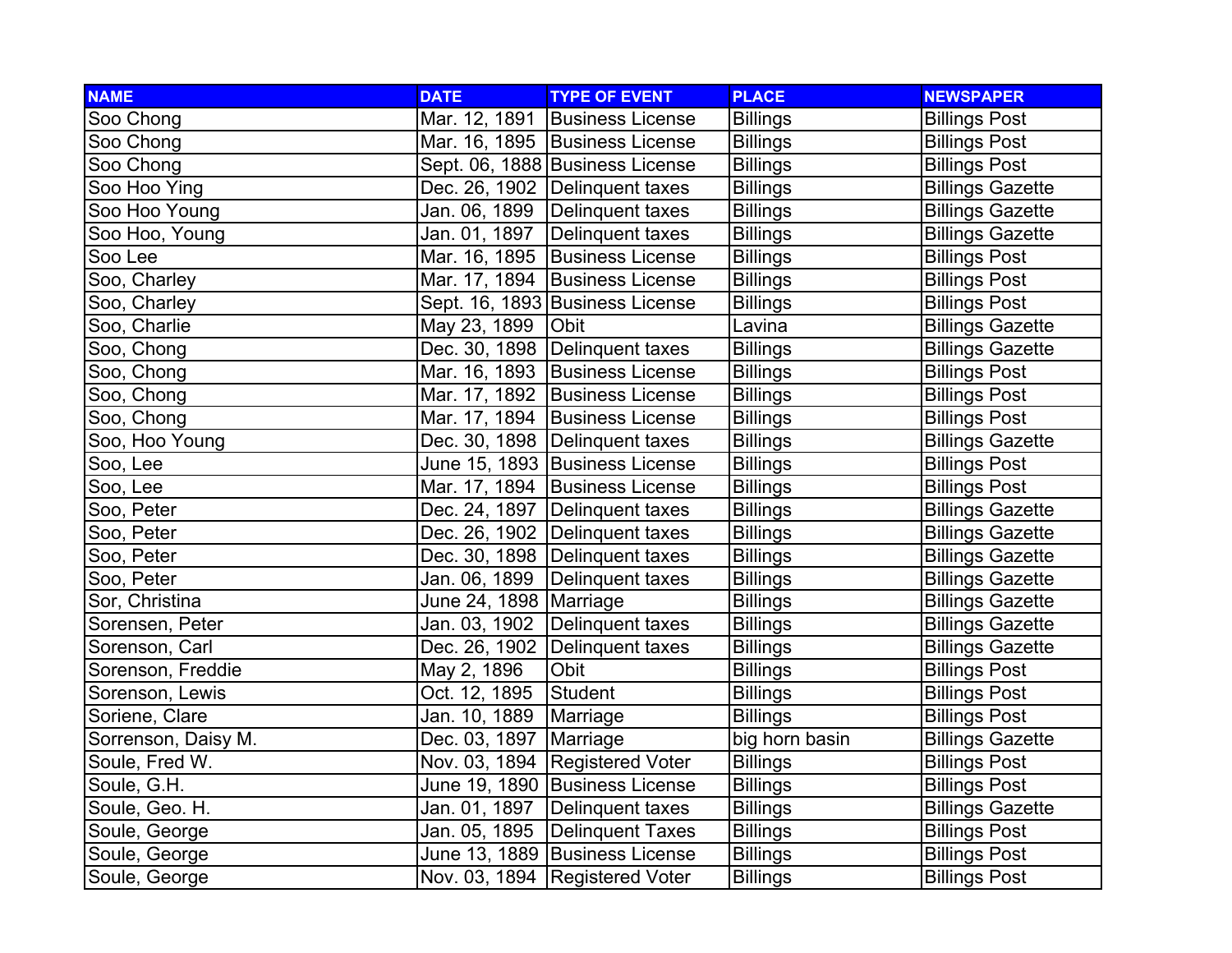| NAME | DATE | TYPE OF EVENT | PLACE | NEWSPAPER |
| --- | --- | --- | --- | --- |
| Soo Chong | Mar. 12, 1891 | Business License | Billings | Billings Post |
| Soo Chong | Mar. 16, 1895 | Business License | Billings | Billings Post |
| Soo Chong | Sept. 06, 1888 | Business License | Billings | Billings Post |
| Soo Hoo Ying | Dec. 26, 1902 | Delinquent taxes | Billings | Billings Gazette |
| Soo Hoo Young | Jan. 06, 1899 | Delinquent taxes | Billings | Billings Gazette |
| Soo Hoo, Young | Jan. 01, 1897 | Delinquent taxes | Billings | Billings Gazette |
| Soo Lee | Mar. 16, 1895 | Business License | Billings | Billings Post |
| Soo, Charley | Mar. 17, 1894 | Business License | Billings | Billings Post |
| Soo, Charley | Sept. 16, 1893 | Business License | Billings | Billings Post |
| Soo, Charlie | May 23, 1899 | Obit | Lavina | Billings Gazette |
| Soo, Chong | Dec. 30, 1898 | Delinquent taxes | Billings | Billings Gazette |
| Soo, Chong | Mar. 16, 1893 | Business License | Billings | Billings Post |
| Soo, Chong | Mar. 17, 1892 | Business License | Billings | Billings Post |
| Soo, Chong | Mar. 17, 1894 | Business License | Billings | Billings Post |
| Soo, Hoo Young | Dec. 30, 1898 | Delinquent taxes | Billings | Billings Gazette |
| Soo, Lee | June 15, 1893 | Business License | Billings | Billings Post |
| Soo, Lee | Mar. 17, 1894 | Business License | Billings | Billings Post |
| Soo, Peter | Dec. 24, 1897 | Delinquent taxes | Billings | Billings Gazette |
| Soo, Peter | Dec. 26, 1902 | Delinquent taxes | Billings | Billings Gazette |
| Soo, Peter | Dec. 30, 1898 | Delinquent taxes | Billings | Billings Gazette |
| Soo, Peter | Jan. 06, 1899 | Delinquent taxes | Billings | Billings Gazette |
| Sor, Christina | June 24, 1898 | Marriage | Billings | Billings Gazette |
| Sorensen, Peter | Jan. 03, 1902 | Delinquent taxes | Billings | Billings Gazette |
| Sorenson, Carl | Dec. 26, 1902 | Delinquent taxes | Billings | Billings Gazette |
| Sorenson, Freddie | May 2, 1896 | Obit | Billings | Billings Post |
| Sorenson, Lewis | Oct. 12, 1895 | Student | Billings | Billings Post |
| Soriene, Clare | Jan. 10, 1889 | Marriage | Billings | Billings Post |
| Sorrenson, Daisy M. | Dec. 03, 1897 | Marriage | big horn basin | Billings Gazette |
| Soule, Fred W. | Nov. 03, 1894 | Registered Voter | Billings | Billings Post |
| Soule, G.H. | June 19, 1890 | Business License | Billings | Billings Post |
| Soule, Geo. H. | Jan. 01, 1897 | Delinquent taxes | Billings | Billings Gazette |
| Soule, George | Jan. 05, 1895 | Delinquent Taxes | Billings | Billings Post |
| Soule, George | June 13, 1889 | Business License | Billings | Billings Post |
| Soule, George | Nov. 03, 1894 | Registered Voter | Billings | Billings Post |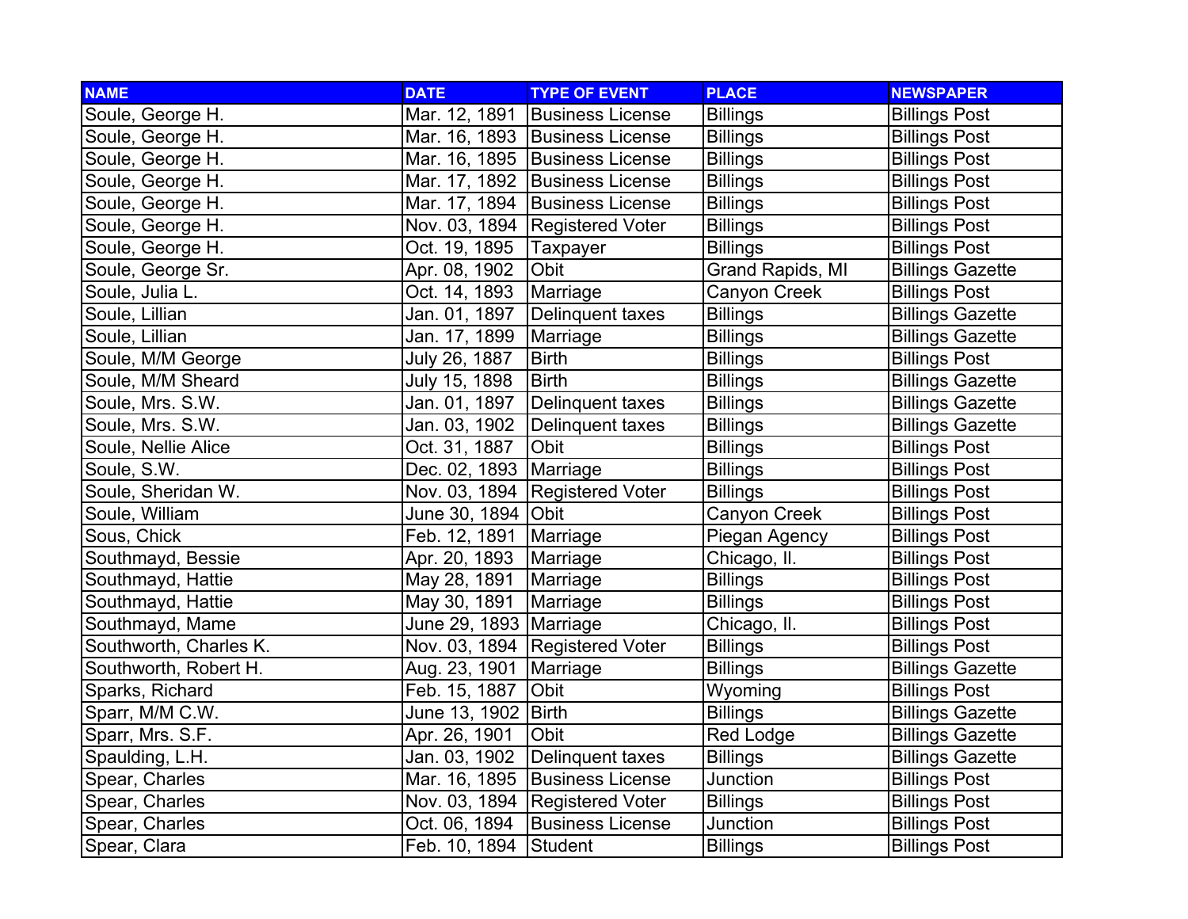| NAME | DATE | TYPE OF EVENT | PLACE | NEWSPAPER |
|---|---|---|---|---|
| Soule, George H. | Mar. 12, 1891 | Business License | Billings | Billings Post |
| Soule, George H. | Mar. 16, 1893 | Business License | Billings | Billings Post |
| Soule, George H. | Mar. 16, 1895 | Business License | Billings | Billings Post |
| Soule, George H. | Mar. 17, 1892 | Business License | Billings | Billings Post |
| Soule, George H. | Mar. 17, 1894 | Business License | Billings | Billings Post |
| Soule, George H. | Nov. 03, 1894 | Registered Voter | Billings | Billings Post |
| Soule, George H. | Oct. 19, 1895 | Taxpayer | Billings | Billings Post |
| Soule, George Sr. | Apr. 08, 1902 | Obit | Grand Rapids, MI | Billings Gazette |
| Soule, Julia L. | Oct. 14, 1893 | Marriage | Canyon Creek | Billings Post |
| Soule, Lillian | Jan. 01, 1897 | Delinquent taxes | Billings | Billings Gazette |
| Soule, Lillian | Jan. 17, 1899 | Marriage | Billings | Billings Gazette |
| Soule, M/M George | July 26, 1887 | Birth | Billings | Billings Post |
| Soule, M/M Sheard | July 15, 1898 | Birth | Billings | Billings Gazette |
| Soule, Mrs. S.W. | Jan. 01, 1897 | Delinquent taxes | Billings | Billings Gazette |
| Soule, Mrs. S.W. | Jan. 03, 1902 | Delinquent taxes | Billings | Billings Gazette |
| Soule, Nellie Alice | Oct. 31, 1887 | Obit | Billings | Billings Post |
| Soule, S.W. | Dec. 02, 1893 | Marriage | Billings | Billings Post |
| Soule, Sheridan W. | Nov. 03, 1894 | Registered Voter | Billings | Billings Post |
| Soule, William | June 30, 1894 | Obit | Canyon Creek | Billings Post |
| Sous, Chick | Feb. 12, 1891 | Marriage | Piegan Agency | Billings Post |
| Southmayd, Bessie | Apr. 20, 1893 | Marriage | Chicago, Il. | Billings Post |
| Southmayd, Hattie | May 28, 1891 | Marriage | Billings | Billings Post |
| Southmayd, Hattie | May 30, 1891 | Marriage | Billings | Billings Post |
| Southmayd, Mame | June 29, 1893 | Marriage | Chicago, Il. | Billings Post |
| Southworth, Charles K. | Nov. 03, 1894 | Registered Voter | Billings | Billings Post |
| Southworth, Robert H. | Aug. 23, 1901 | Marriage | Billings | Billings Gazette |
| Sparks, Richard | Feb. 15, 1887 | Obit | Wyoming | Billings Post |
| Sparr, M/M C.W. | June 13, 1902 | Birth | Billings | Billings Gazette |
| Sparr, Mrs. S.F. | Apr. 26, 1901 | Obit | Red Lodge | Billings Gazette |
| Spaulding, L.H. | Jan. 03, 1902 | Delinquent taxes | Billings | Billings Gazette |
| Spear, Charles | Mar. 16, 1895 | Business License | Junction | Billings Post |
| Spear, Charles | Nov. 03, 1894 | Registered Voter | Billings | Billings Post |
| Spear, Charles | Oct. 06, 1894 | Business License | Junction | Billings Post |
| Spear, Clara | Feb. 10, 1894 | Student | Billings | Billings Post |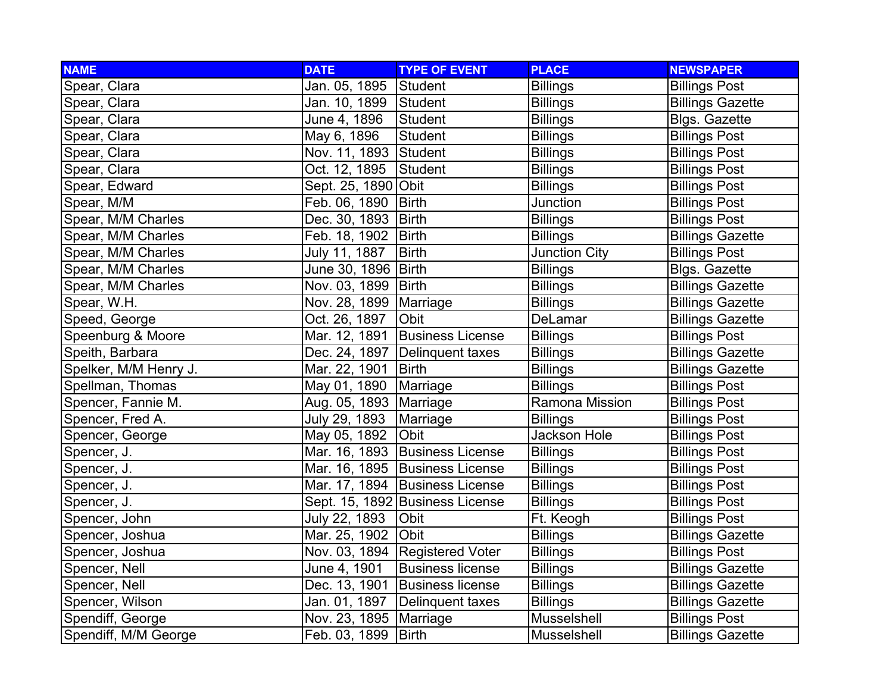| NAME | DATE | TYPE OF EVENT | PLACE | NEWSPAPER |
| --- | --- | --- | --- | --- |
| Spear, Clara | Jan. 05, 1895 | Student | Billings | Billings Post |
| Spear, Clara | Jan. 10, 1899 | Student | Billings | Billings Gazette |
| Spear, Clara | June 4, 1896 | Student | Billings | Blgs. Gazette |
| Spear, Clara | May 6, 1896 | Student | Billings | Billings Post |
| Spear, Clara | Nov. 11, 1893 | Student | Billings | Billings Post |
| Spear, Clara | Oct. 12, 1895 | Student | Billings | Billings Post |
| Spear, Edward | Sept. 25, 1890 | Obit | Billings | Billings Post |
| Spear, M/M | Feb. 06, 1890 | Birth | Junction | Billings Post |
| Spear, M/M Charles | Dec. 30, 1893 | Birth | Billings | Billings Post |
| Spear, M/M Charles | Feb. 18, 1902 | Birth | Billings | Billings Gazette |
| Spear, M/M Charles | July 11, 1887 | Birth | Junction City | Billings Post |
| Spear, M/M Charles | June 30, 1896 | Birth | Billings | Blgs. Gazette |
| Spear, M/M Charles | Nov. 03, 1899 | Birth | Billings | Billings Gazette |
| Spear, W.H. | Nov. 28, 1899 | Marriage | Billings | Billings Gazette |
| Speed, George | Oct. 26, 1897 | Obit | DeLamar | Billings Gazette |
| Speenburg & Moore | Mar. 12, 1891 | Business License | Billings | Billings Post |
| Speith, Barbara | Dec. 24, 1897 | Delinquent taxes | Billings | Billings Gazette |
| Spelker, M/M Henry J. | Mar. 22, 1901 | Birth | Billings | Billings Gazette |
| Spellman, Thomas | May 01, 1890 | Marriage | Billings | Billings Post |
| Spencer, Fannie M. | Aug. 05, 1893 | Marriage | Ramona Mission | Billings Post |
| Spencer, Fred A. | July 29, 1893 | Marriage | Billings | Billings Post |
| Spencer, George | May 05, 1892 | Obit | Jackson Hole | Billings Post |
| Spencer, J. | Mar. 16, 1893 | Business License | Billings | Billings Post |
| Spencer, J. | Mar. 16, 1895 | Business License | Billings | Billings Post |
| Spencer, J. | Mar. 17, 1894 | Business License | Billings | Billings Post |
| Spencer, J. | Sept. 15, 1892 | Business License | Billings | Billings Post |
| Spencer, John | July 22, 1893 | Obit | Ft. Keogh | Billings Post |
| Spencer, Joshua | Mar. 25, 1902 | Obit | Billings | Billings Gazette |
| Spencer, Joshua | Nov. 03, 1894 | Registered Voter | Billings | Billings Post |
| Spencer, Nell | June 4, 1901 | Business license | Billings | Billings Gazette |
| Spencer, Nell | Dec. 13, 1901 | Business license | Billings | Billings Gazette |
| Spencer, Wilson | Jan. 01, 1897 | Delinquent taxes | Billings | Billings Gazette |
| Spendiff, George | Nov. 23, 1895 | Marriage | Musselshell | Billings Post |
| Spendiff, M/M George | Feb. 03, 1899 | Birth | Musselshell | Billings Gazette |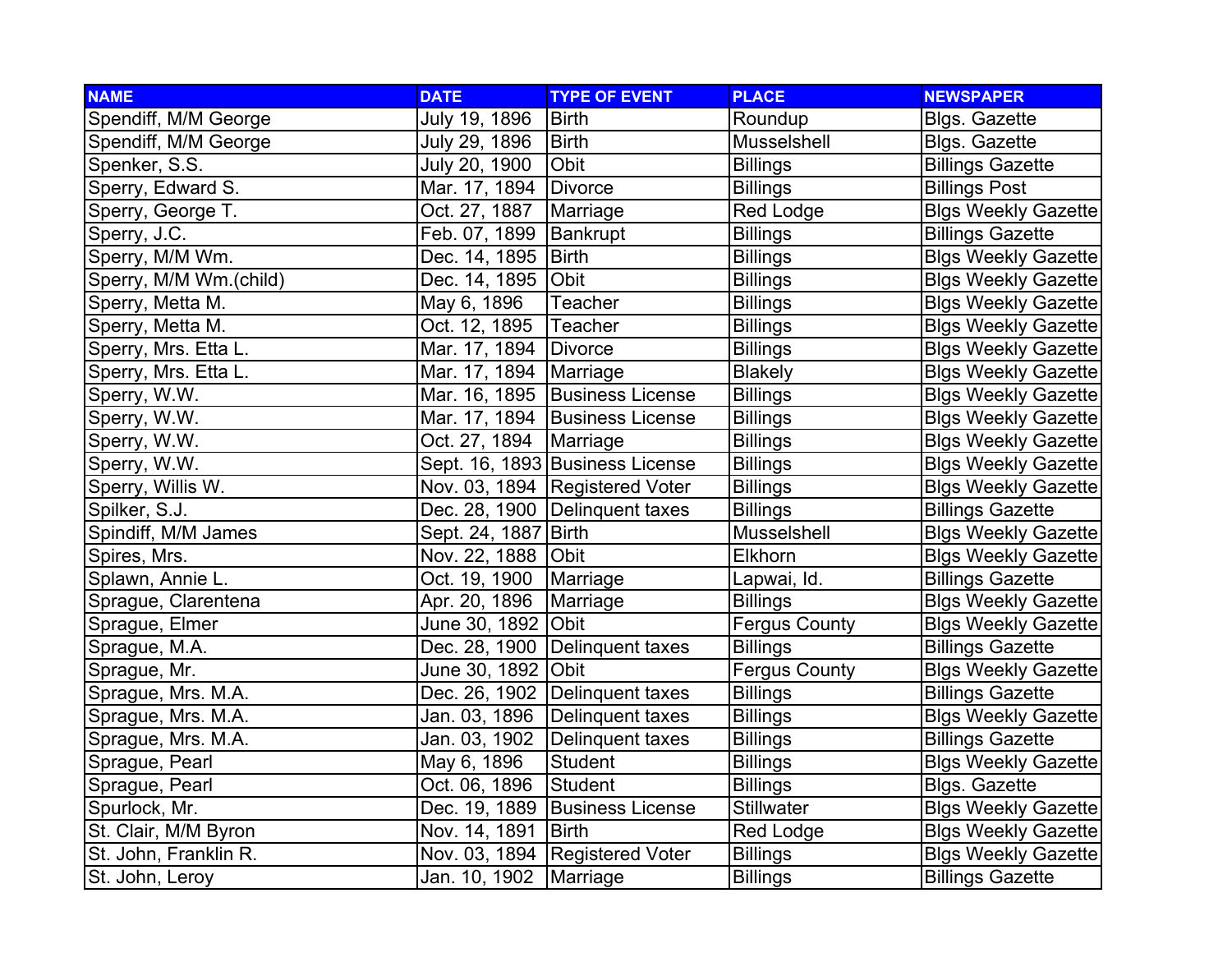| NAME | DATE | TYPE OF EVENT | PLACE | NEWSPAPER |
|---|---|---|---|---|
| Spendiff, M/M George | July 19, 1896 | Birth | Roundup | Blgs. Gazette |
| Spendiff, M/M George | July 29, 1896 | Birth | Musselshell | Blgs. Gazette |
| Spenker, S.S. | July 20, 1900 | Obit | Billings | Billings Gazette |
| Sperry, Edward S. | Mar. 17, 1894 | Divorce | Billings | Billings Post |
| Sperry, George T. | Oct. 27, 1887 | Marriage | Red Lodge | Blgs Weekly Gazette |
| Sperry, J.C. | Feb. 07, 1899 | Bankrupt | Billings | Billings Gazette |
| Sperry, M/M Wm. | Dec. 14, 1895 | Birth | Billings | Blgs Weekly Gazette |
| Sperry, M/M Wm.(child) | Dec. 14, 1895 | Obit | Billings | Blgs Weekly Gazette |
| Sperry, Metta M. | May 6, 1896 | Teacher | Billings | Blgs Weekly Gazette |
| Sperry, Metta M. | Oct. 12, 1895 | Teacher | Billings | Blgs Weekly Gazette |
| Sperry, Mrs. Etta L. | Mar. 17, 1894 | Divorce | Billings | Blgs Weekly Gazette |
| Sperry, Mrs. Etta L. | Mar. 17, 1894 | Marriage | Blakely | Blgs Weekly Gazette |
| Sperry, W.W. | Mar. 16, 1895 | Business License | Billings | Blgs Weekly Gazette |
| Sperry, W.W. | Mar. 17, 1894 | Business License | Billings | Blgs Weekly Gazette |
| Sperry, W.W. | Oct. 27, 1894 | Marriage | Billings | Blgs Weekly Gazette |
| Sperry, W.W. | Sept. 16, 1893 | Business License | Billings | Blgs Weekly Gazette |
| Sperry, Willis W. | Nov. 03, 1894 | Registered Voter | Billings | Blgs Weekly Gazette |
| Spilker, S.J. | Dec. 28, 1900 | Delinquent taxes | Billings | Billings Gazette |
| Spindiff, M/M James | Sept. 24, 1887 | Birth | Musselshell | Blgs Weekly Gazette |
| Spires, Mrs. | Nov. 22, 1888 | Obit | Elkhorn | Blgs Weekly Gazette |
| Splawn, Annie L. | Oct. 19, 1900 | Marriage | Lapwai, Id. | Billings Gazette |
| Sprague, Clarentena | Apr. 20, 1896 | Marriage | Billings | Blgs Weekly Gazette |
| Sprague, Elmer | June 30, 1892 | Obit | Fergus County | Blgs Weekly Gazette |
| Sprague, M.A. | Dec. 28, 1900 | Delinquent taxes | Billings | Billings Gazette |
| Sprague, Mr. | June 30, 1892 | Obit | Fergus County | Blgs Weekly Gazette |
| Sprague, Mrs. M.A. | Dec. 26, 1902 | Delinquent taxes | Billings | Billings Gazette |
| Sprague, Mrs. M.A. | Jan. 03, 1896 | Delinquent taxes | Billings | Blgs Weekly Gazette |
| Sprague, Mrs. M.A. | Jan. 03, 1902 | Delinquent taxes | Billings | Billings Gazette |
| Sprague, Pearl | May 6, 1896 | Student | Billings | Blgs Weekly Gazette |
| Sprague, Pearl | Oct. 06, 1896 | Student | Billings | Blgs. Gazette |
| Spurlock, Mr. | Dec. 19, 1889 | Business License | Stillwater | Blgs Weekly Gazette |
| St. Clair, M/M Byron | Nov. 14, 1891 | Birth | Red Lodge | Blgs Weekly Gazette |
| St. John, Franklin R. | Nov. 03, 1894 | Registered Voter | Billings | Blgs Weekly Gazette |
| St. John, Leroy | Jan. 10, 1902 | Marriage | Billings | Billings Gazette |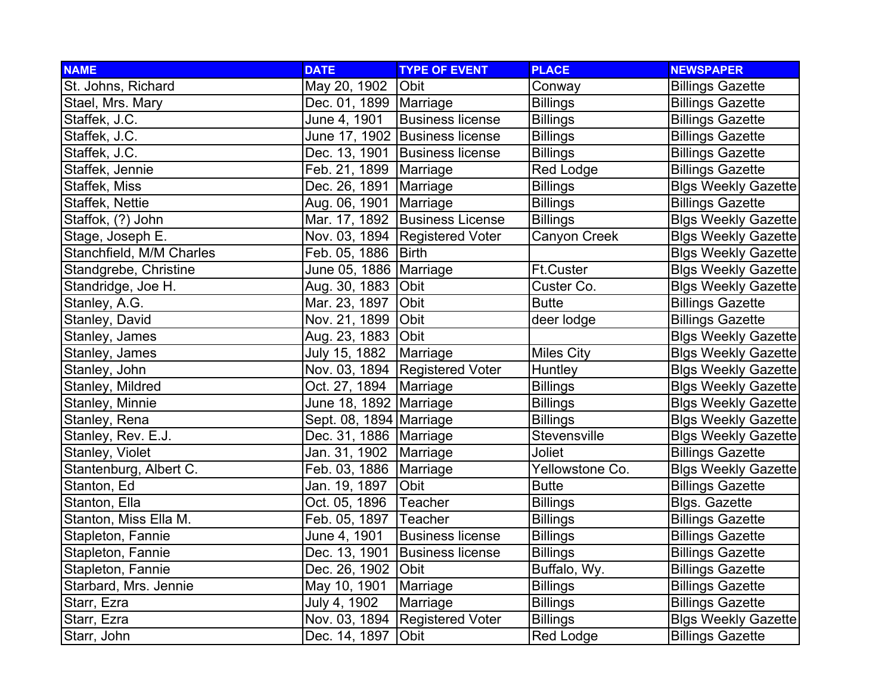| NAME | DATE | TYPE OF EVENT | PLACE | NEWSPAPER |
|---|---|---|---|---|
| St. Johns, Richard | May 20, 1902 | Obit | Conway | Billings Gazette |
| Stael, Mrs. Mary | Dec. 01, 1899 | Marriage | Billings | Billings Gazette |
| Staffek, J.C. | June 4, 1901 | Business license | Billings | Billings Gazette |
| Staffek, J.C. | June 17, 1902 | Business license | Billings | Billings Gazette |
| Staffek, J.C. | Dec. 13, 1901 | Business license | Billings | Billings Gazette |
| Staffek, Jennie | Feb. 21, 1899 | Marriage | Red Lodge | Billings Gazette |
| Staffek, Miss | Dec. 26, 1891 | Marriage | Billings | Blgs Weekly Gazette |
| Staffek, Nettie | Aug. 06, 1901 | Marriage | Billings | Billings Gazette |
| Staffok, (?) John | Mar. 17, 1892 | Business License | Billings | Blgs Weekly Gazette |
| Stage, Joseph E. | Nov. 03, 1894 | Registered Voter | Canyon Creek | Blgs Weekly Gazette |
| Stanchfield, M/M Charles | Feb. 05, 1886 | Birth | | Blgs Weekly Gazette |
| Standgrebe, Christine | June 05, 1886 | Marriage | Ft.Custer | Blgs Weekly Gazette |
| Standridge, Joe H. | Aug. 30, 1883 | Obit | Custer Co. | Blgs Weekly Gazette |
| Stanley, A.G. | Mar. 23, 1897 | Obit | Butte | Billings Gazette |
| Stanley, David | Nov. 21, 1899 | Obit | deer lodge | Billings Gazette |
| Stanley, James | Aug. 23, 1883 | Obit | | Blgs Weekly Gazette |
| Stanley, James | July 15, 1882 | Marriage | Miles City | Blgs Weekly Gazette |
| Stanley, John | Nov. 03, 1894 | Registered Voter | Huntley | Blgs Weekly Gazette |
| Stanley, Mildred | Oct. 27, 1894 | Marriage | Billings | Blgs Weekly Gazette |
| Stanley, Minnie | June 18, 1892 | Marriage | Billings | Blgs Weekly Gazette |
| Stanley, Rena | Sept. 08, 1894 | Marriage | Billings | Blgs Weekly Gazette |
| Stanley, Rev. E.J. | Dec. 31, 1886 | Marriage | Stevensville | Blgs Weekly Gazette |
| Stanley, Violet | Jan. 31, 1902 | Marriage | Joliet | Billings Gazette |
| Stantenburg, Albert C. | Feb. 03, 1886 | Marriage | Yellowstone Co. | Blgs Weekly Gazette |
| Stanton, Ed | Jan. 19, 1897 | Obit | Butte | Billings Gazette |
| Stanton, Ella | Oct. 05, 1896 | Teacher | Billings | Blgs. Gazette |
| Stanton, Miss Ella M. | Feb. 05, 1897 | Teacher | Billings | Billings Gazette |
| Stapleton, Fannie | June 4, 1901 | Business license | Billings | Billings Gazette |
| Stapleton, Fannie | Dec. 13, 1901 | Business license | Billings | Billings Gazette |
| Stapleton, Fannie | Dec. 26, 1902 | Obit | Buffalo, Wy. | Billings Gazette |
| Starbard, Mrs. Jennie | May 10, 1901 | Marriage | Billings | Billings Gazette |
| Starr, Ezra | July 4, 1902 | Marriage | Billings | Billings Gazette |
| Starr, Ezra | Nov. 03, 1894 | Registered Voter | Billings | Blgs Weekly Gazette |
| Starr, John | Dec. 14, 1897 | Obit | Red Lodge | Billings Gazette |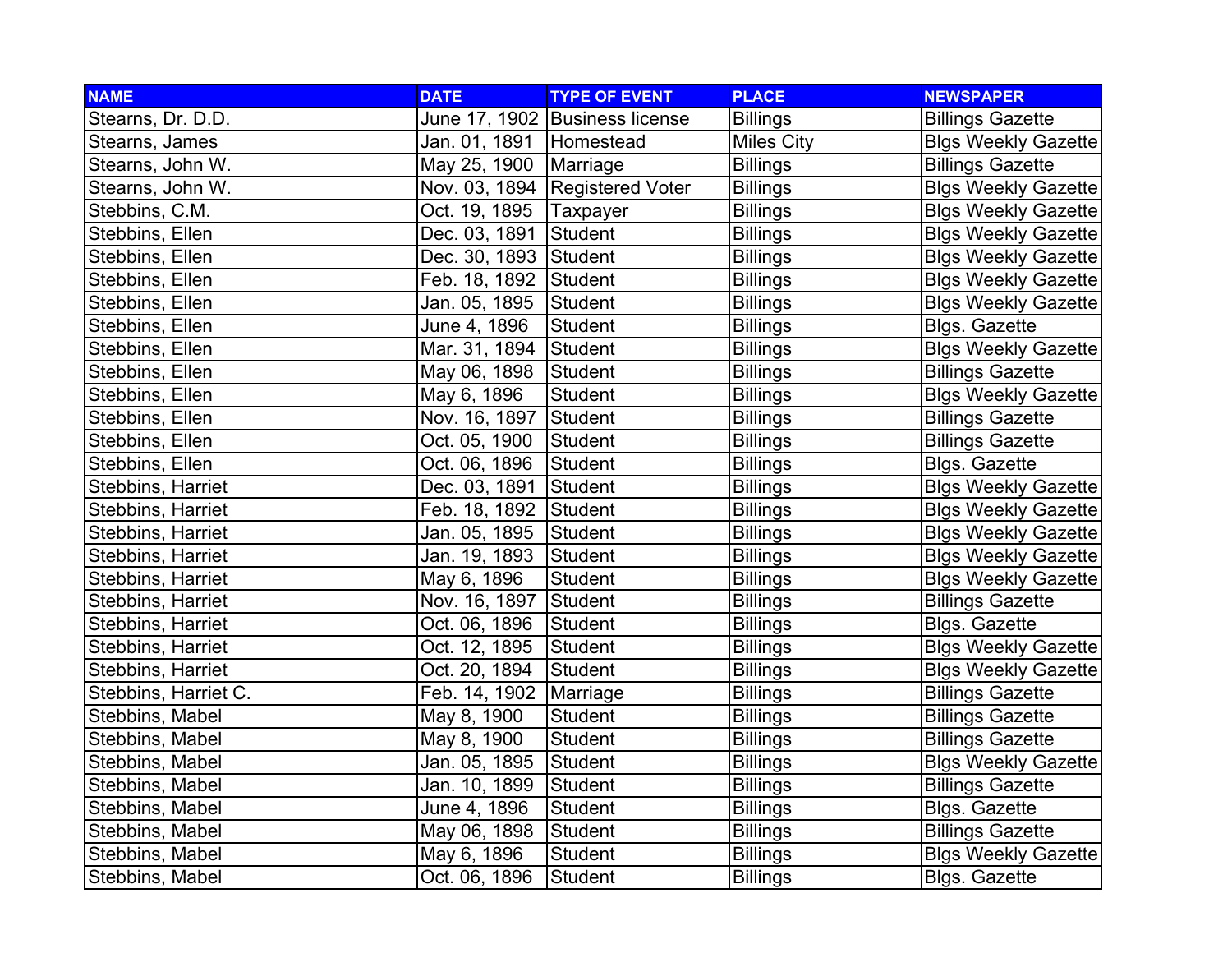| NAME | DATE | TYPE OF EVENT | PLACE | NEWSPAPER |
| --- | --- | --- | --- | --- |
| Stearns, Dr. D.D. | June 17, 1902 | Business license | Billings | Billings Gazette |
| Stearns, James | Jan. 01, 1891 | Homestead | Miles City | Blgs Weekly Gazette |
| Stearns, John W. | May 25, 1900 | Marriage | Billings | Billings Gazette |
| Stearns, John W. | Nov. 03, 1894 | Registered Voter | Billings | Blgs Weekly Gazette |
| Stebbins, C.M. | Oct. 19, 1895 | Taxpayer | Billings | Blgs Weekly Gazette |
| Stebbins, Ellen | Dec. 03, 1891 | Student | Billings | Blgs Weekly Gazette |
| Stebbins, Ellen | Dec. 30, 1893 | Student | Billings | Blgs Weekly Gazette |
| Stebbins, Ellen | Feb. 18, 1892 | Student | Billings | Blgs Weekly Gazette |
| Stebbins, Ellen | Jan. 05, 1895 | Student | Billings | Blgs Weekly Gazette |
| Stebbins, Ellen | June 4, 1896 | Student | Billings | Blgs. Gazette |
| Stebbins, Ellen | Mar. 31, 1894 | Student | Billings | Blgs Weekly Gazette |
| Stebbins, Ellen | May 06, 1898 | Student | Billings | Billings Gazette |
| Stebbins, Ellen | May 6, 1896 | Student | Billings | Blgs Weekly Gazette |
| Stebbins, Ellen | Nov. 16, 1897 | Student | Billings | Billings Gazette |
| Stebbins, Ellen | Oct. 05, 1900 | Student | Billings | Billings Gazette |
| Stebbins, Ellen | Oct. 06, 1896 | Student | Billings | Blgs. Gazette |
| Stebbins, Harriet | Dec. 03, 1891 | Student | Billings | Blgs Weekly Gazette |
| Stebbins, Harriet | Feb. 18, 1892 | Student | Billings | Blgs Weekly Gazette |
| Stebbins, Harriet | Jan. 05, 1895 | Student | Billings | Blgs Weekly Gazette |
| Stebbins, Harriet | Jan. 19, 1893 | Student | Billings | Blgs Weekly Gazette |
| Stebbins, Harriet | May 6, 1896 | Student | Billings | Blgs Weekly Gazette |
| Stebbins, Harriet | Nov. 16, 1897 | Student | Billings | Billings Gazette |
| Stebbins, Harriet | Oct. 06, 1896 | Student | Billings | Blgs. Gazette |
| Stebbins, Harriet | Oct. 12, 1895 | Student | Billings | Blgs Weekly Gazette |
| Stebbins, Harriet | Oct. 20, 1894 | Student | Billings | Blgs Weekly Gazette |
| Stebbins, Harriet C. | Feb. 14, 1902 | Marriage | Billings | Billings Gazette |
| Stebbins, Mabel | May 8, 1900 | Student | Billings | Billings Gazette |
| Stebbins, Mabel | May 8, 1900 | Student | Billings | Billings Gazette |
| Stebbins, Mabel | Jan. 05, 1895 | Student | Billings | Blgs Weekly Gazette |
| Stebbins, Mabel | Jan. 10, 1899 | Student | Billings | Billings Gazette |
| Stebbins, Mabel | June 4, 1896 | Student | Billings | Blgs. Gazette |
| Stebbins, Mabel | May 06, 1898 | Student | Billings | Billings Gazette |
| Stebbins, Mabel | May 6, 1896 | Student | Billings | Blgs Weekly Gazette |
| Stebbins, Mabel | Oct. 06, 1896 | Student | Billings | Blgs. Gazette |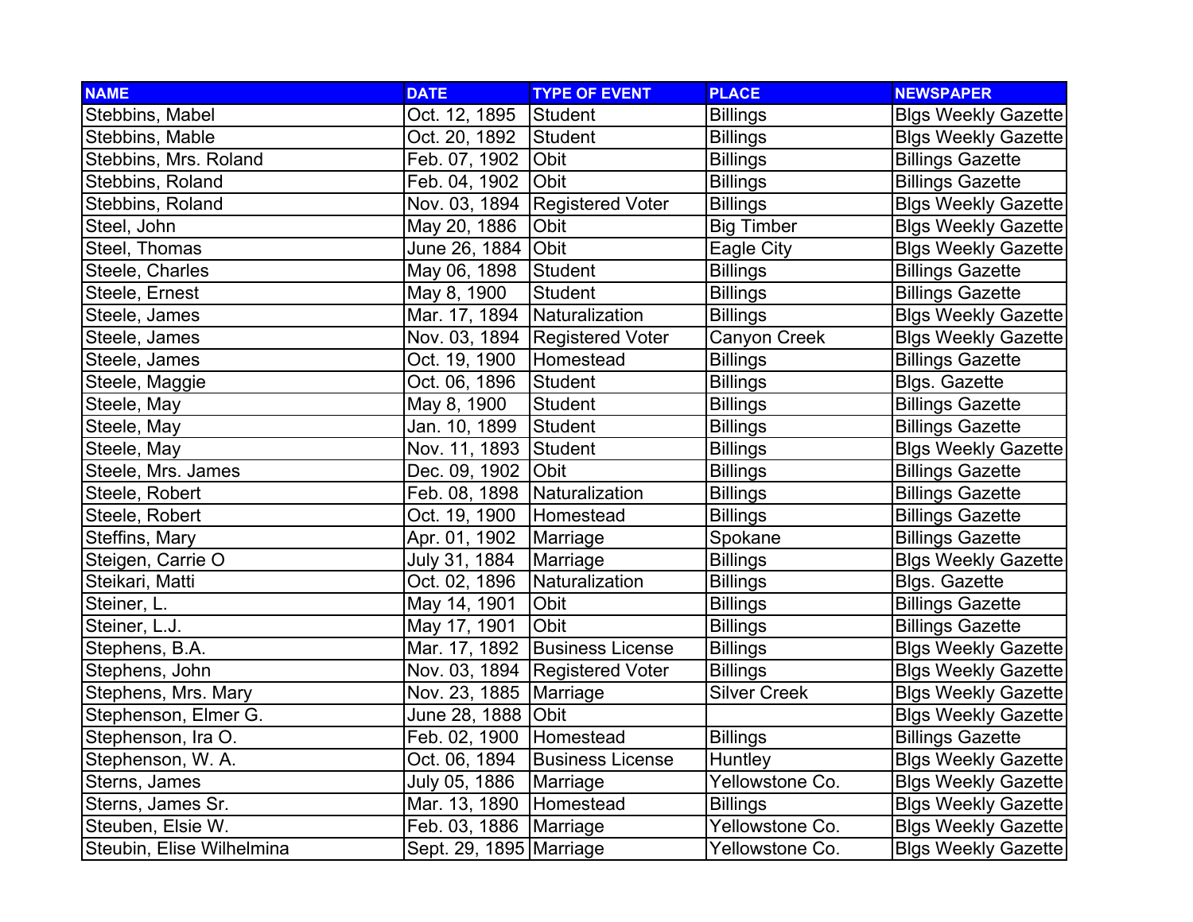| NAME | DATE | TYPE OF EVENT | PLACE | NEWSPAPER |
|---|---|---|---|---|
| Stebbins, Mabel | Oct. 12, 1895 | Student | Billings | Blgs Weekly Gazette |
| Stebbins, Mable | Oct. 20, 1892 | Student | Billings | Blgs Weekly Gazette |
| Stebbins, Mrs. Roland | Feb. 07, 1902 | Obit | Billings | Billings Gazette |
| Stebbins, Roland | Feb. 04, 1902 | Obit | Billings | Billings Gazette |
| Stebbins, Roland | Nov. 03, 1894 | Registered Voter | Billings | Blgs Weekly Gazette |
| Steel, John | May 20, 1886 | Obit | Big Timber | Blgs Weekly Gazette |
| Steel, Thomas | June 26, 1884 | Obit | Eagle City | Blgs Weekly Gazette |
| Steele, Charles | May 06, 1898 | Student | Billings | Billings Gazette |
| Steele, Ernest | May 8, 1900 | Student | Billings | Billings Gazette |
| Steele, James | Mar. 17, 1894 | Naturalization | Billings | Blgs Weekly Gazette |
| Steele, James | Nov. 03, 1894 | Registered Voter | Canyon Creek | Blgs Weekly Gazette |
| Steele, James | Oct. 19, 1900 | Homestead | Billings | Billings Gazette |
| Steele, Maggie | Oct. 06, 1896 | Student | Billings | Blgs. Gazette |
| Steele, May | May 8, 1900 | Student | Billings | Billings Gazette |
| Steele, May | Jan. 10, 1899 | Student | Billings | Billings Gazette |
| Steele, May | Nov. 11, 1893 | Student | Billings | Blgs Weekly Gazette |
| Steele, Mrs. James | Dec. 09, 1902 | Obit | Billings | Billings Gazette |
| Steele, Robert | Feb. 08, 1898 | Naturalization | Billings | Billings Gazette |
| Steele, Robert | Oct. 19, 1900 | Homestead | Billings | Billings Gazette |
| Steffins, Mary | Apr. 01, 1902 | Marriage | Spokane | Billings Gazette |
| Steigen, Carrie O | July 31, 1884 | Marriage | Billings | Blgs Weekly Gazette |
| Steikari, Matti | Oct. 02, 1896 | Naturalization | Billings | Blgs. Gazette |
| Steiner, L. | May 14, 1901 | Obit | Billings | Billings Gazette |
| Steiner, L.J. | May 17, 1901 | Obit | Billings | Billings Gazette |
| Stephens, B.A. | Mar. 17, 1892 | Business License | Billings | Blgs Weekly Gazette |
| Stephens, John | Nov. 03, 1894 | Registered Voter | Billings | Blgs Weekly Gazette |
| Stephens, Mrs. Mary | Nov. 23, 1885 | Marriage | Silver Creek | Blgs Weekly Gazette |
| Stephenson, Elmer G. | June 28, 1888 | Obit | | Blgs Weekly Gazette |
| Stephenson, Ira O. | Feb. 02, 1900 | Homestead | Billings | Billings Gazette |
| Stephenson, W. A. | Oct. 06, 1894 | Business License | Huntley | Blgs Weekly Gazette |
| Sterns, James | July 05, 1886 | Marriage | Yellowstone Co. | Blgs Weekly Gazette |
| Sterns, James Sr. | Mar. 13, 1890 | Homestead | Billings | Blgs Weekly Gazette |
| Steuben, Elsie W. | Feb. 03, 1886 | Marriage | Yellowstone Co. | Blgs Weekly Gazette |
| Steubin, Elise Wilhelmina | Sept. 29, 1895 | Marriage | Yellowstone Co. | Blgs Weekly Gazette |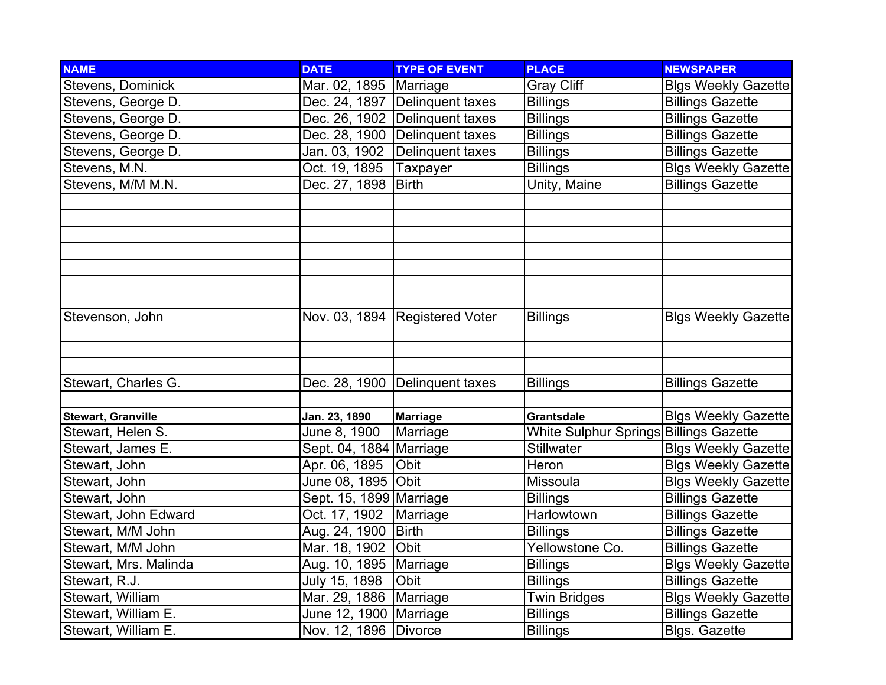| NAME | DATE | TYPE OF EVENT | PLACE | NEWSPAPER |
|---|---|---|---|---|
| Stevens, Dominick | Mar. 02, 1895 | Marriage | Gray Cliff | Blgs Weekly Gazette |
| Stevens, George D. | Dec. 24, 1897 | Delinquent taxes | Billings | Billings Gazette |
| Stevens, George D. | Dec. 26, 1902 | Delinquent taxes | Billings | Billings Gazette |
| Stevens, George D. | Dec. 28, 1900 | Delinquent taxes | Billings | Billings Gazette |
| Stevens, George D. | Jan. 03, 1902 | Delinquent taxes | Billings | Billings Gazette |
| Stevens, M.N. | Oct. 19, 1895 | Taxpayer | Billings | Blgs Weekly Gazette |
| Stevens, M/M M.N. | Dec. 27, 1898 | Birth | Unity, Maine | Billings Gazette |
| | | | | |
| | | | | |
| | | | | |
| | | | | |
| | | | | |
| | | | | |
| | | | | |
| Stevenson, John | Nov. 03, 1894 | Registered Voter | Billings | Blgs Weekly Gazette |
| | | | | |
| | | | | |
| | | | | |
| Stewart, Charles G. | Dec. 28, 1900 | Delinquent taxes | Billings | Billings Gazette |
| | | | | |
| **Stewart, Granville** | **Jan. 23, 1890** | **Marriage** | **Grantsdale** | Blgs Weekly Gazette |
| Stewart, Helen S. | June 8, 1900 | Marriage | White Sulphur Springs | Billings Gazette |
| Stewart, James E. | Sept. 04, 1884 | Marriage | Stillwater | Blgs Weekly Gazette |
| Stewart, John | Apr. 06, 1895 | Obit | Heron | Blgs Weekly Gazette |
| Stewart, John | June 08, 1895 | Obit | Missoula | Blgs Weekly Gazette |
| Stewart, John | Sept. 15, 1899 | Marriage | Billings | Billings Gazette |
| Stewart, John Edward | Oct. 17, 1902 | Marriage | Harlowtown | Billings Gazette |
| Stewart, M/M John | Aug. 24, 1900 | Birth | Billings | Billings Gazette |
| Stewart, M/M John | Mar. 18, 1902 | Obit | Yellowstone Co. | Billings Gazette |
| Stewart, Mrs. Malinda | Aug. 10, 1895 | Marriage | Billings | Blgs Weekly Gazette |
| Stewart, R.J. | July 15, 1898 | Obit | Billings | Billings Gazette |
| Stewart, William | Mar. 29, 1886 | Marriage | Twin Bridges | Blgs Weekly Gazette |
| Stewart, William E. | June 12, 1900 | Marriage | Billings | Billings Gazette |
| Stewart, William E. | Nov. 12, 1896 | Divorce | Billings | Blgs. Gazette |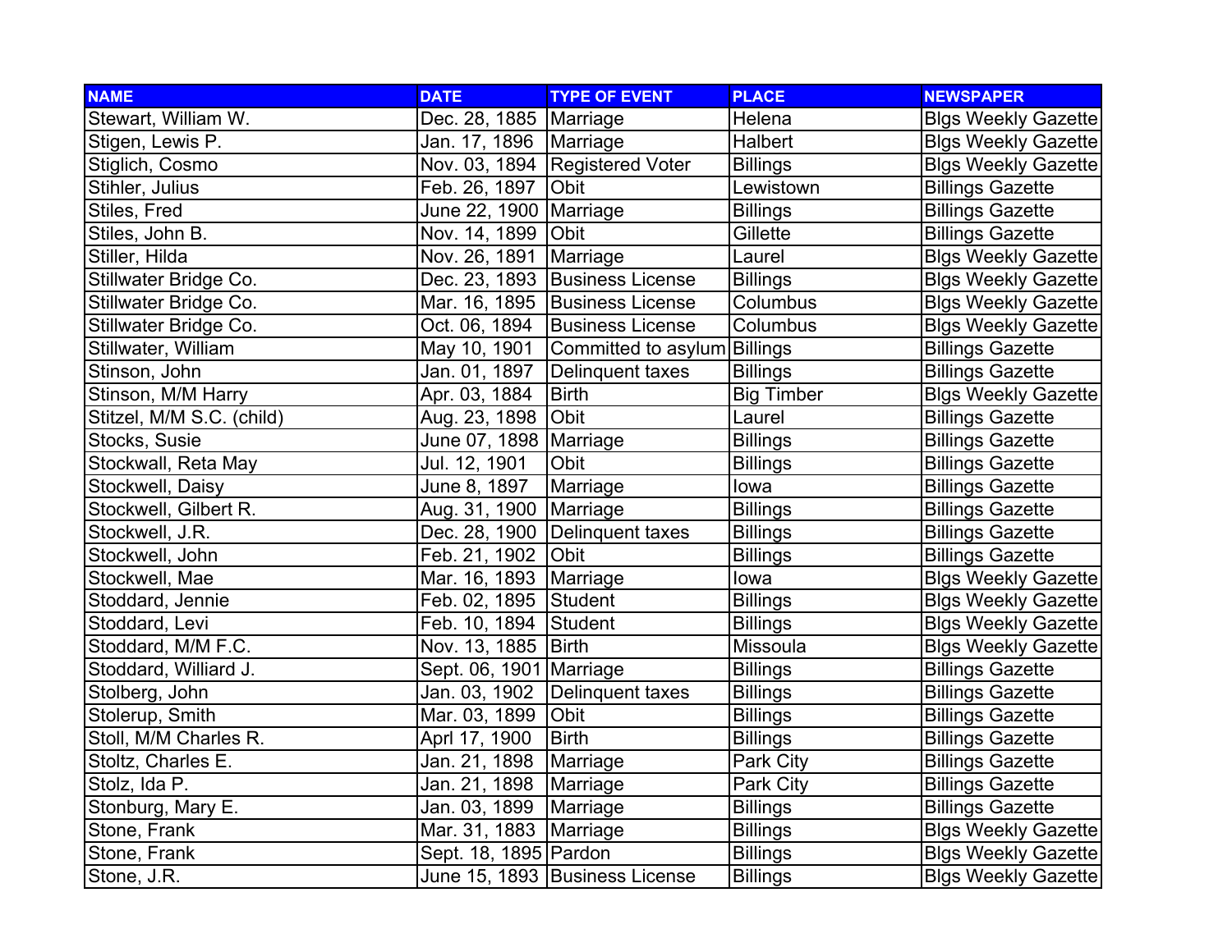| NAME | DATE | TYPE OF EVENT | PLACE | NEWSPAPER |
|---|---|---|---|---|
| Stewart, William W. | Dec. 28, 1885 | Marriage | Helena | Blgs Weekly Gazette |
| Stigen, Lewis P. | Jan. 17, 1896 | Marriage | Halbert | Blgs Weekly Gazette |
| Stiglich, Cosmo | Nov. 03, 1894 | Registered Voter | Billings | Blgs Weekly Gazette |
| Stihler, Julius | Feb. 26, 1897 | Obit | Lewistown | Billings Gazette |
| Stiles, Fred | June 22, 1900 | Marriage | Billings | Billings Gazette |
| Stiles, John B. | Nov. 14, 1899 | Obit | Gillette | Billings Gazette |
| Stiller, Hilda | Nov. 26, 1891 | Marriage | Laurel | Blgs Weekly Gazette |
| Stillwater Bridge Co. | Dec. 23, 1893 | Business License | Billings | Blgs Weekly Gazette |
| Stillwater Bridge Co. | Mar. 16, 1895 | Business License | Columbus | Blgs Weekly Gazette |
| Stillwater Bridge Co. | Oct. 06, 1894 | Business License | Columbus | Blgs Weekly Gazette |
| Stillwater, William | May 10, 1901 | Committed to asylum | Billings | Billings Gazette |
| Stinson, John | Jan. 01, 1897 | Delinquent taxes | Billings | Billings Gazette |
| Stinson, M/M Harry | Apr. 03, 1884 | Birth | Big Timber | Blgs Weekly Gazette |
| Stitzel, M/M S.C. (child) | Aug. 23, 1898 | Obit | Laurel | Billings Gazette |
| Stocks, Susie | June 07, 1898 | Marriage | Billings | Billings Gazette |
| Stockwall, Reta May | Jul. 12, 1901 | Obit | Billings | Billings Gazette |
| Stockwell, Daisy | June 8, 1897 | Marriage | Iowa | Billings Gazette |
| Stockwell, Gilbert R. | Aug. 31, 1900 | Marriage | Billings | Billings Gazette |
| Stockwell, J.R. | Dec. 28, 1900 | Delinquent taxes | Billings | Billings Gazette |
| Stockwell, John | Feb. 21, 1902 | Obit | Billings | Billings Gazette |
| Stockwell, Mae | Mar. 16, 1893 | Marriage | Iowa | Blgs Weekly Gazette |
| Stoddard, Jennie | Feb. 02, 1895 | Student | Billings | Blgs Weekly Gazette |
| Stoddard, Levi | Feb. 10, 1894 | Student | Billings | Blgs Weekly Gazette |
| Stoddard, M/M F.C. | Nov. 13, 1885 | Birth | Missoula | Blgs Weekly Gazette |
| Stoddard, Williard J. | Sept. 06, 1901 | Marriage | Billings | Billings Gazette |
| Stolberg, John | Jan. 03, 1902 | Delinquent taxes | Billings | Billings Gazette |
| Stolerup, Smith | Mar. 03, 1899 | Obit | Billings | Billings Gazette |
| Stoll, M/M Charles R. | Aprl 17, 1900 | Birth | Billings | Billings Gazette |
| Stoltz, Charles E. | Jan. 21, 1898 | Marriage | Park City | Billings Gazette |
| Stolz, Ida P. | Jan. 21, 1898 | Marriage | Park City | Billings Gazette |
| Stonburg, Mary E. | Jan. 03, 1899 | Marriage | Billings | Billings Gazette |
| Stone, Frank | Mar. 31, 1883 | Marriage | Billings | Blgs Weekly Gazette |
| Stone, Frank | Sept. 18, 1895 | Pardon | Billings | Blgs Weekly Gazette |
| Stone, J.R. | June 15, 1893 | Business License | Billings | Blgs Weekly Gazette |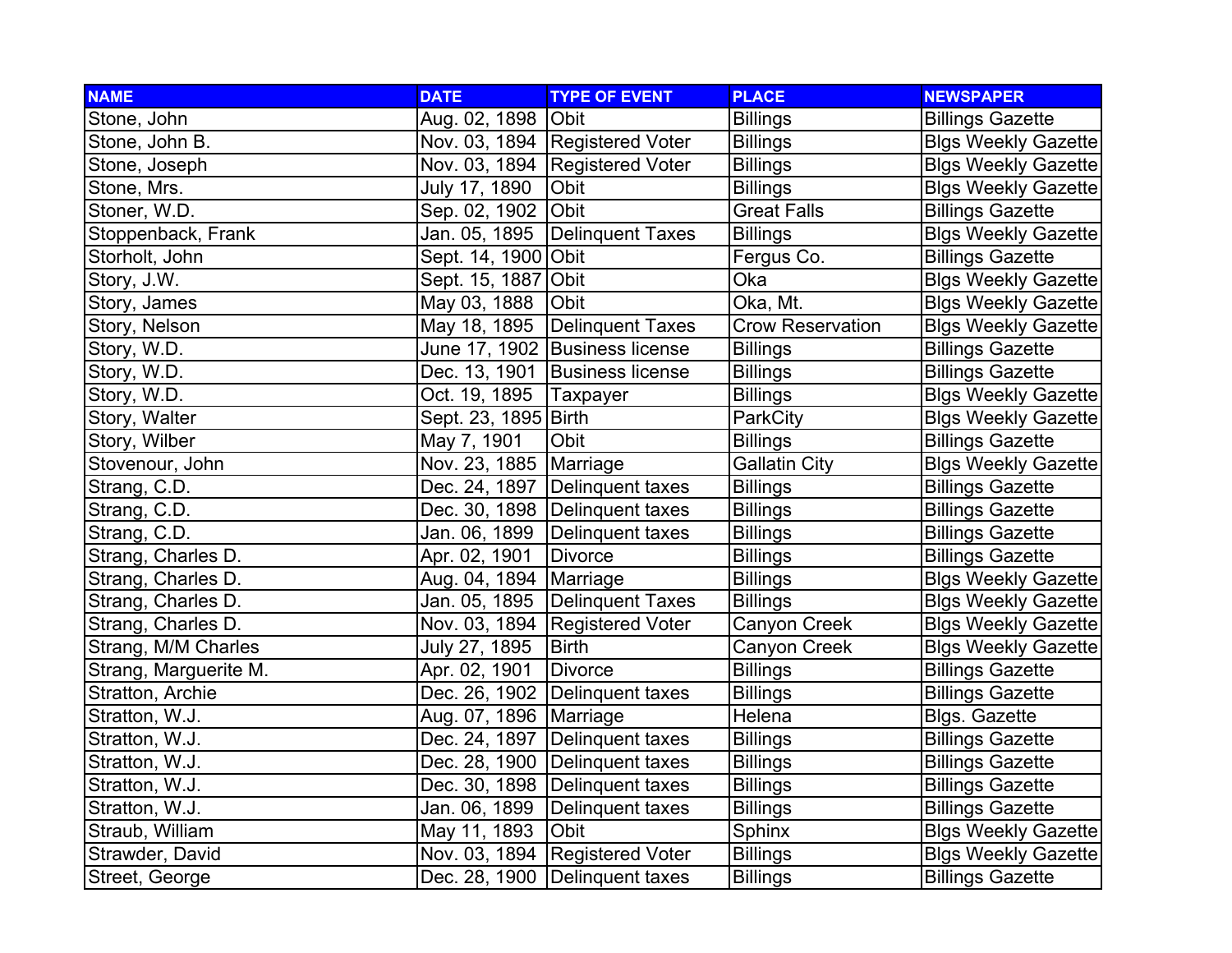| NAME | DATE | TYPE OF EVENT | PLACE | NEWSPAPER |
|---|---|---|---|---|
| Stone, John | Aug. 02, 1898 | Obit | Billings | Billings Gazette |
| Stone, John B. | Nov. 03, 1894 | Registered Voter | Billings | Blgs Weekly Gazette |
| Stone, Joseph | Nov. 03, 1894 | Registered Voter | Billings | Blgs Weekly Gazette |
| Stone, Mrs. | July 17, 1890 | Obit | Billings | Blgs Weekly Gazette |
| Stoner, W.D. | Sep. 02, 1902 | Obit | Great Falls | Billings Gazette |
| Stoppenback, Frank | Jan. 05, 1895 | Delinquent Taxes | Billings | Blgs Weekly Gazette |
| Storholt, John | Sept. 14, 1900 | Obit | Fergus Co. | Billings Gazette |
| Story, J.W. | Sept. 15, 1887 | Obit | Oka | Blgs Weekly Gazette |
| Story, James | May 03, 1888 | Obit | Oka, Mt. | Blgs Weekly Gazette |
| Story, Nelson | May 18, 1895 | Delinquent Taxes | Crow Reservation | Blgs Weekly Gazette |
| Story, W.D. | June 17, 1902 | Business license | Billings | Billings Gazette |
| Story, W.D. | Dec. 13, 1901 | Business license | Billings | Billings Gazette |
| Story, W.D. | Oct. 19, 1895 | Taxpayer | Billings | Blgs Weekly Gazette |
| Story, Walter | Sept. 23, 1895 | Birth | ParkCity | Blgs Weekly Gazette |
| Story, Wilber | May 7, 1901 | Obit | Billings | Billings Gazette |
| Stovenour, John | Nov. 23, 1885 | Marriage | Gallatin City | Blgs Weekly Gazette |
| Strang, C.D. | Dec. 24, 1897 | Delinquent taxes | Billings | Billings Gazette |
| Strang, C.D. | Dec. 30, 1898 | Delinquent taxes | Billings | Billings Gazette |
| Strang, C.D. | Jan. 06, 1899 | Delinquent taxes | Billings | Billings Gazette |
| Strang, Charles D. | Apr. 02, 1901 | Divorce | Billings | Billings Gazette |
| Strang, Charles D. | Aug. 04, 1894 | Marriage | Billings | Blgs Weekly Gazette |
| Strang, Charles D. | Jan. 05, 1895 | Delinquent Taxes | Billings | Blgs Weekly Gazette |
| Strang, Charles D. | Nov. 03, 1894 | Registered Voter | Canyon Creek | Blgs Weekly Gazette |
| Strang, M/M Charles | July 27, 1895 | Birth | Canyon Creek | Blgs Weekly Gazette |
| Strang, Marguerite M. | Apr. 02, 1901 | Divorce | Billings | Billings Gazette |
| Stratton, Archie | Dec. 26, 1902 | Delinquent taxes | Billings | Billings Gazette |
| Stratton, W.J. | Aug. 07, 1896 | Marriage | Helena | Blgs. Gazette |
| Stratton, W.J. | Dec. 24, 1897 | Delinquent taxes | Billings | Billings Gazette |
| Stratton, W.J. | Dec. 28, 1900 | Delinquent taxes | Billings | Billings Gazette |
| Stratton, W.J. | Dec. 30, 1898 | Delinquent taxes | Billings | Billings Gazette |
| Stratton, W.J. | Jan. 06, 1899 | Delinquent taxes | Billings | Billings Gazette |
| Straub, William | May 11, 1893 | Obit | Sphinx | Blgs Weekly Gazette |
| Strawder, David | Nov. 03, 1894 | Registered Voter | Billings | Blgs Weekly Gazette |
| Street, George | Dec. 28, 1900 | Delinquent taxes | Billings | Billings Gazette |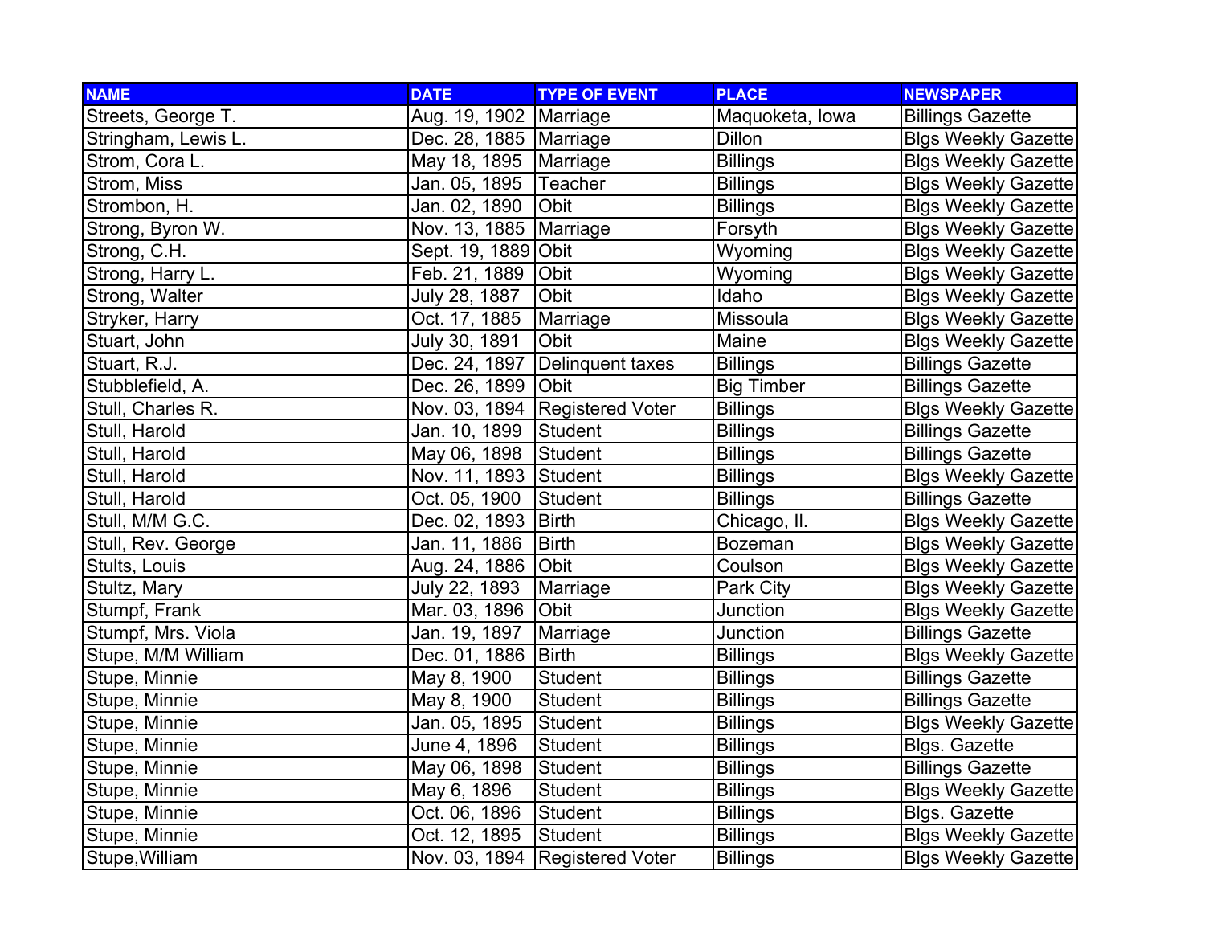| NAME | DATE | TYPE OF EVENT | PLACE | NEWSPAPER |
| --- | --- | --- | --- | --- |
| Streets, George T. | Aug. 19, 1902 | Marriage | Maquoketa, Iowa | Billings Gazette |
| Stringham, Lewis L. | Dec. 28, 1885 | Marriage | Dillon | Blgs Weekly Gazette |
| Strom, Cora L. | May 18, 1895 | Marriage | Billings | Blgs Weekly Gazette |
| Strom, Miss | Jan. 05, 1895 | Teacher | Billings | Blgs Weekly Gazette |
| Strombon, H. | Jan. 02, 1890 | Obit | Billings | Blgs Weekly Gazette |
| Strong, Byron W. | Nov. 13, 1885 | Marriage | Forsyth | Blgs Weekly Gazette |
| Strong, C.H. | Sept. 19, 1889 | Obit | Wyoming | Blgs Weekly Gazette |
| Strong, Harry L. | Feb. 21, 1889 | Obit | Wyoming | Blgs Weekly Gazette |
| Strong, Walter | July 28, 1887 | Obit | Idaho | Blgs Weekly Gazette |
| Stryker, Harry | Oct. 17, 1885 | Marriage | Missoula | Blgs Weekly Gazette |
| Stuart, John | July 30, 1891 | Obit | Maine | Blgs Weekly Gazette |
| Stuart, R.J. | Dec. 24, 1897 | Delinquent taxes | Billings | Billings Gazette |
| Stubblefield, A. | Dec. 26, 1899 | Obit | Big Timber | Billings Gazette |
| Stull, Charles R. | Nov. 03, 1894 | Registered Voter | Billings | Blgs Weekly Gazette |
| Stull, Harold | Jan. 10, 1899 | Student | Billings | Billings Gazette |
| Stull, Harold | May 06, 1898 | Student | Billings | Billings Gazette |
| Stull, Harold | Nov. 11, 1893 | Student | Billings | Blgs Weekly Gazette |
| Stull, Harold | Oct. 05, 1900 | Student | Billings | Billings Gazette |
| Stull, M/M G.C. | Dec. 02, 1893 | Birth | Chicago, Il. | Blgs Weekly Gazette |
| Stull, Rev. George | Jan. 11, 1886 | Birth | Bozeman | Blgs Weekly Gazette |
| Stults, Louis | Aug. 24, 1886 | Obit | Coulson | Blgs Weekly Gazette |
| Stultz, Mary | July 22, 1893 | Marriage | Park City | Blgs Weekly Gazette |
| Stumpf, Frank | Mar. 03, 1896 | Obit | Junction | Blgs Weekly Gazette |
| Stumpf, Mrs. Viola | Jan. 19, 1897 | Marriage | Junction | Billings Gazette |
| Stupe, M/M William | Dec. 01, 1886 | Birth | Billings | Blgs Weekly Gazette |
| Stupe, Minnie | May 8, 1900 | Student | Billings | Billings Gazette |
| Stupe, Minnie | May 8, 1900 | Student | Billings | Billings Gazette |
| Stupe, Minnie | Jan. 05, 1895 | Student | Billings | Blgs Weekly Gazette |
| Stupe, Minnie | June 4, 1896 | Student | Billings | Blgs. Gazette |
| Stupe, Minnie | May 06, 1898 | Student | Billings | Billings Gazette |
| Stupe, Minnie | May 6, 1896 | Student | Billings | Blgs Weekly Gazette |
| Stupe, Minnie | Oct. 06, 1896 | Student | Billings | Blgs. Gazette |
| Stupe, Minnie | Oct. 12, 1895 | Student | Billings | Blgs Weekly Gazette |
| Stupe,William | Nov. 03, 1894 | Registered Voter | Billings | Blgs Weekly Gazette |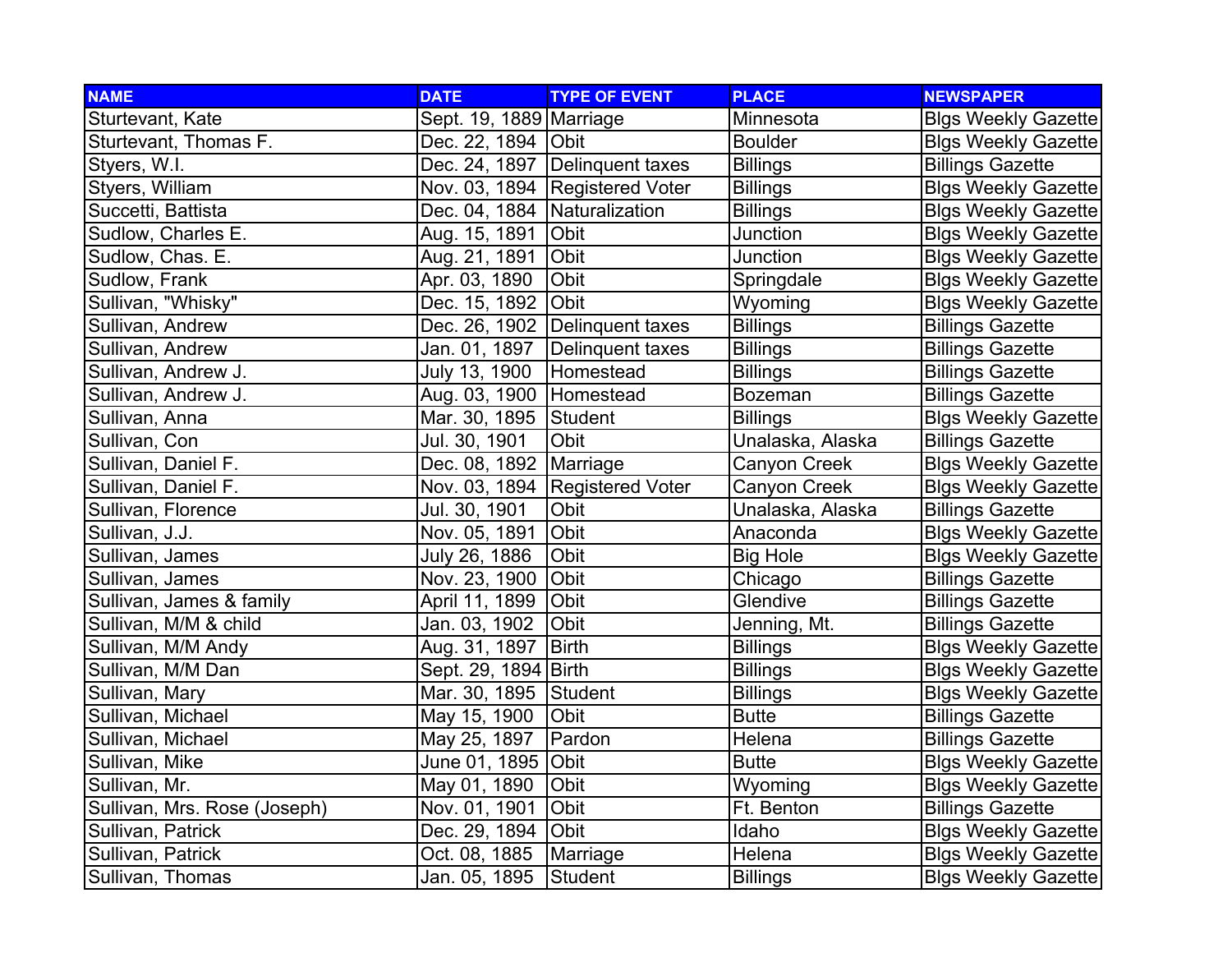| NAME | DATE | TYPE OF EVENT | PLACE | NEWSPAPER |
|---|---|---|---|---|
| Sturtevant, Kate | Sept. 19, 1889 | Marriage | Minnesota | Blgs Weekly Gazette |
| Sturtevant, Thomas F. | Dec. 22, 1894 | Obit | Boulder | Blgs Weekly Gazette |
| Styers, W.I. | Dec. 24, 1897 | Delinquent taxes | Billings | Billings Gazette |
| Styers, William | Nov. 03, 1894 | Registered Voter | Billings | Blgs Weekly Gazette |
| Succetti, Battista | Dec. 04, 1884 | Naturalization | Billings | Blgs Weekly Gazette |
| Sudlow, Charles E. | Aug. 15, 1891 | Obit | Junction | Blgs Weekly Gazette |
| Sudlow, Chas. E. | Aug. 21, 1891 | Obit | Junction | Blgs Weekly Gazette |
| Sudlow, Frank | Apr. 03, 1890 | Obit | Springdale | Blgs Weekly Gazette |
| Sullivan, "Whisky" | Dec. 15, 1892 | Obit | Wyoming | Blgs Weekly Gazette |
| Sullivan, Andrew | Dec. 26, 1902 | Delinquent taxes | Billings | Billings Gazette |
| Sullivan, Andrew | Jan. 01, 1897 | Delinquent taxes | Billings | Billings Gazette |
| Sullivan, Andrew J. | July 13, 1900 | Homestead | Billings | Billings Gazette |
| Sullivan, Andrew J. | Aug. 03, 1900 | Homestead | Bozeman | Billings Gazette |
| Sullivan, Anna | Mar. 30, 1895 | Student | Billings | Blgs Weekly Gazette |
| Sullivan, Con | Jul. 30, 1901 | Obit | Unalaska, Alaska | Billings Gazette |
| Sullivan, Daniel F. | Dec. 08, 1892 | Marriage | Canyon Creek | Blgs Weekly Gazette |
| Sullivan, Daniel F. | Nov. 03, 1894 | Registered Voter | Canyon Creek | Blgs Weekly Gazette |
| Sullivan, Florence | Jul. 30, 1901 | Obit | Unalaska, Alaska | Billings Gazette |
| Sullivan, J.J. | Nov. 05, 1891 | Obit | Anaconda | Blgs Weekly Gazette |
| Sullivan, James | July 26, 1886 | Obit | Big Hole | Blgs Weekly Gazette |
| Sullivan, James | Nov. 23, 1900 | Obit | Chicago | Billings Gazette |
| Sullivan, James & family | April 11, 1899 | Obit | Glendive | Billings Gazette |
| Sullivan, M/M & child | Jan. 03, 1902 | Obit | Jenning, Mt. | Billings Gazette |
| Sullivan, M/M Andy | Aug. 31, 1897 | Birth | Billings | Blgs Weekly Gazette |
| Sullivan, M/M Dan | Sept. 29, 1894 | Birth | Billings | Blgs Weekly Gazette |
| Sullivan, Mary | Mar. 30, 1895 | Student | Billings | Blgs Weekly Gazette |
| Sullivan, Michael | May 15, 1900 | Obit | Butte | Billings Gazette |
| Sullivan, Michael | May 25, 1897 | Pardon | Helena | Billings Gazette |
| Sullivan, Mike | June 01, 1895 | Obit | Butte | Blgs Weekly Gazette |
| Sullivan, Mr. | May 01, 1890 | Obit | Wyoming | Blgs Weekly Gazette |
| Sullivan, Mrs. Rose (Joseph) | Nov. 01, 1901 | Obit | Ft. Benton | Billings Gazette |
| Sullivan, Patrick | Dec. 29, 1894 | Obit | Idaho | Blgs Weekly Gazette |
| Sullivan, Patrick | Oct. 08, 1885 | Marriage | Helena | Blgs Weekly Gazette |
| Sullivan, Thomas | Jan. 05, 1895 | Student | Billings | Blgs Weekly Gazette |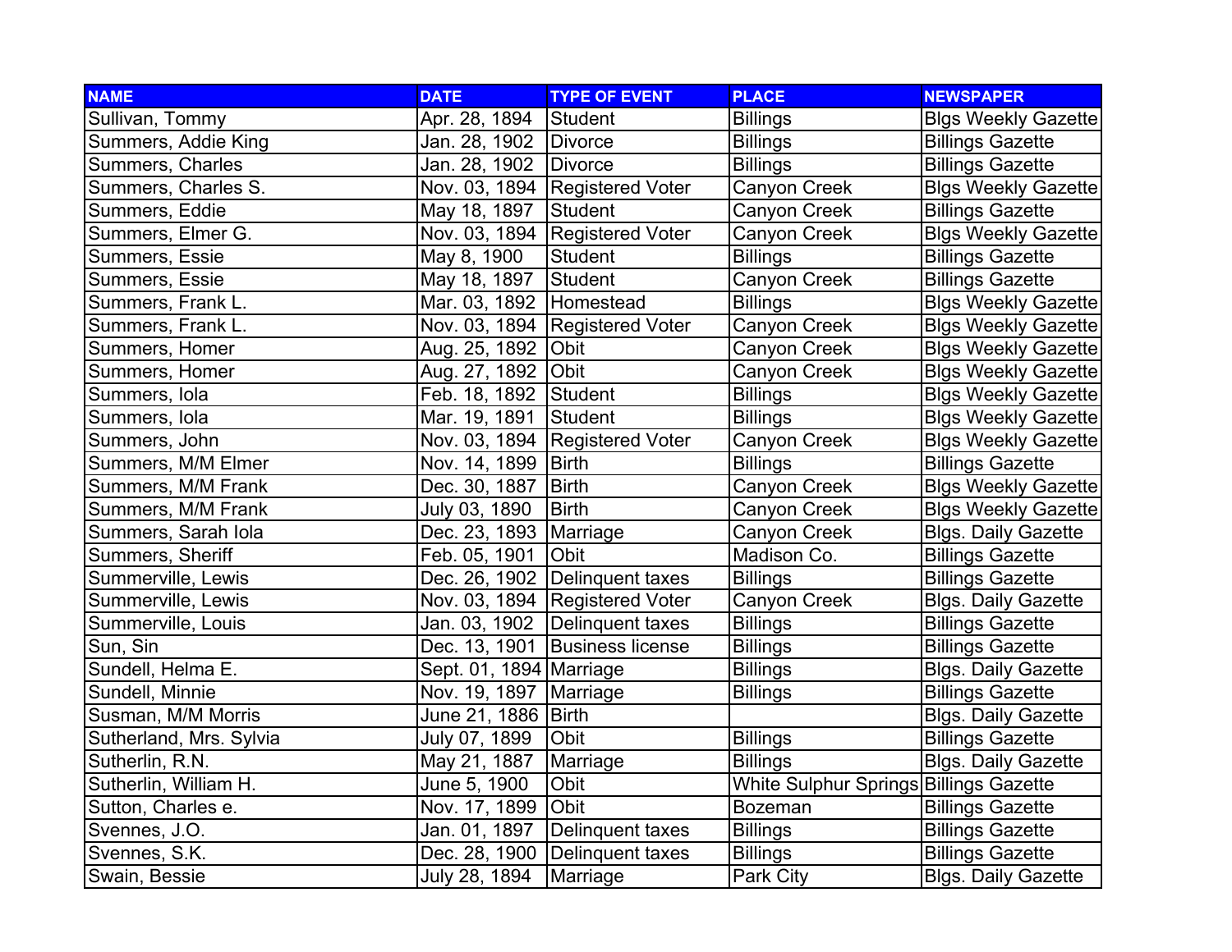| NAME | DATE | TYPE OF EVENT | PLACE | NEWSPAPER |
|---|---|---|---|---|
| Sullivan, Tommy | Apr. 28, 1894 | Student | Billings | Blgs Weekly Gazette |
| Summers, Addie King | Jan. 28, 1902 | Divorce | Billings | Billings Gazette |
| Summers, Charles | Jan. 28, 1902 | Divorce | Billings | Billings Gazette |
| Summers, Charles S. | Nov. 03, 1894 | Registered Voter | Canyon Creek | Blgs Weekly Gazette |
| Summers, Eddie | May 18, 1897 | Student | Canyon Creek | Billings Gazette |
| Summers, Elmer G. | Nov. 03, 1894 | Registered Voter | Canyon Creek | Blgs Weekly Gazette |
| Summers, Essie | May 8, 1900 | Student | Billings | Billings Gazette |
| Summers, Essie | May 18, 1897 | Student | Canyon Creek | Billings Gazette |
| Summers, Frank L. | Mar. 03, 1892 | Homestead | Billings | Blgs Weekly Gazette |
| Summers, Frank L. | Nov. 03, 1894 | Registered Voter | Canyon Creek | Blgs Weekly Gazette |
| Summers, Homer | Aug. 25, 1892 | Obit | Canyon Creek | Blgs Weekly Gazette |
| Summers, Homer | Aug. 27, 1892 | Obit | Canyon Creek | Blgs Weekly Gazette |
| Summers, Iola | Feb. 18, 1892 | Student | Billings | Blgs Weekly Gazette |
| Summers, Iola | Mar. 19, 1891 | Student | Billings | Blgs Weekly Gazette |
| Summers, John | Nov. 03, 1894 | Registered Voter | Canyon Creek | Blgs Weekly Gazette |
| Summers, M/M Elmer | Nov. 14, 1899 | Birth | Billings | Billings Gazette |
| Summers, M/M Frank | Dec. 30, 1887 | Birth | Canyon Creek | Blgs Weekly Gazette |
| Summers, M/M Frank | July 03, 1890 | Birth | Canyon Creek | Blgs Weekly Gazette |
| Summers, Sarah Iola | Dec. 23, 1893 | Marriage | Canyon Creek | Blgs. Daily Gazette |
| Summers, Sheriff | Feb. 05, 1901 | Obit | Madison Co. | Billings Gazette |
| Summerville, Lewis | Dec. 26, 1902 | Delinquent taxes | Billings | Billings Gazette |
| Summerville, Lewis | Nov. 03, 1894 | Registered Voter | Canyon Creek | Blgs. Daily Gazette |
| Summerville, Louis | Jan. 03, 1902 | Delinquent taxes | Billings | Billings Gazette |
| Sun, Sin | Dec. 13, 1901 | Business license | Billings | Billings Gazette |
| Sundell, Helma E. | Sept. 01, 1894 | Marriage | Billings | Blgs. Daily Gazette |
| Sundell, Minnie | Nov. 19, 1897 | Marriage | Billings | Billings Gazette |
| Susman, M/M Morris | June 21, 1886 | Birth | | Blgs. Daily Gazette |
| Sutherland, Mrs. Sylvia | July 07, 1899 | Obit | Billings | Billings Gazette |
| Sutherlin, R.N. | May 21, 1887 | Marriage | Billings | Blgs. Daily Gazette |
| Sutherlin, William H. | June 5, 1900 | Obit | White Sulphur Springs | Billings Gazette |
| Sutton, Charles e. | Nov. 17, 1899 | Obit | Bozeman | Billings Gazette |
| Svennes, J.O. | Jan. 01, 1897 | Delinquent taxes | Billings | Billings Gazette |
| Svennes, S.K. | Dec. 28, 1900 | Delinquent taxes | Billings | Billings Gazette |
| Swain, Bessie | July 28, 1894 | Marriage | Park City | Blgs. Daily Gazette |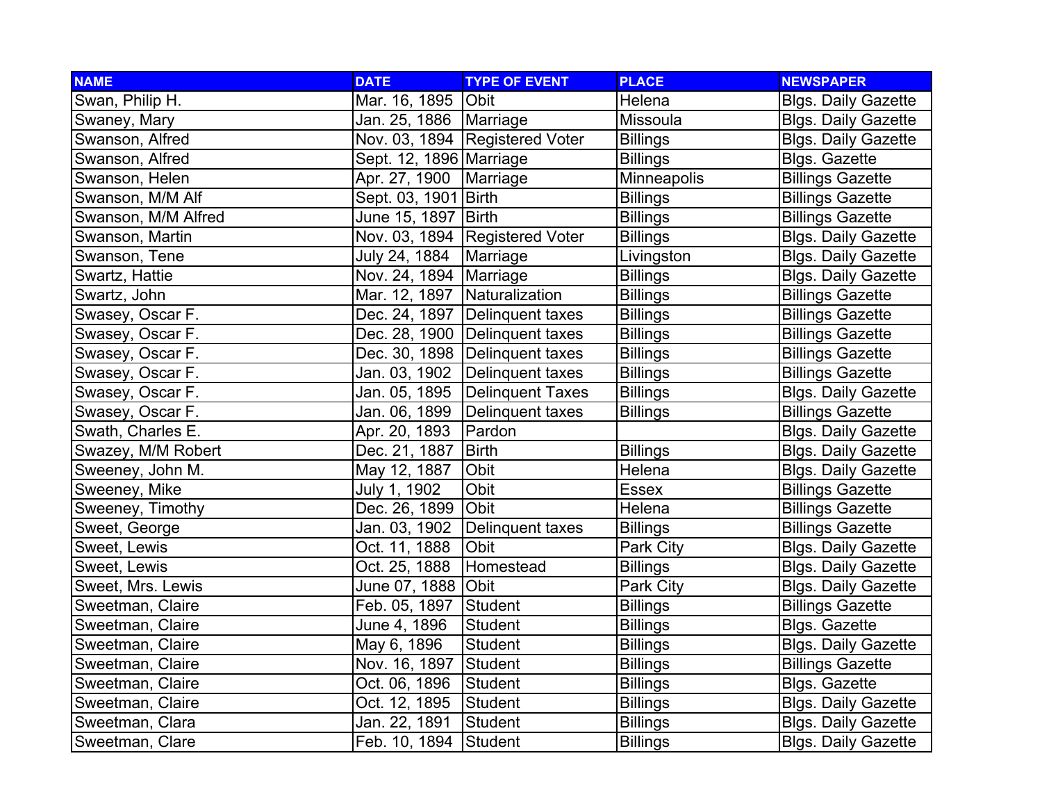| NAME | DATE | TYPE OF EVENT | PLACE | NEWSPAPER |
|---|---|---|---|---|
| Swan, Philip H. | Mar. 16, 1895 | Obit | Helena | Blgs. Daily Gazette |
| Swaney, Mary | Jan. 25, 1886 | Marriage | Missoula | Blgs. Daily Gazette |
| Swanson, Alfred | Nov. 03, 1894 | Registered Voter | Billings | Blgs. Daily Gazette |
| Swanson, Alfred | Sept. 12, 1896 | Marriage | Billings | Blgs. Gazette |
| Swanson, Helen | Apr. 27, 1900 | Marriage | Minneapolis | Billings Gazette |
| Swanson, M/M Alf | Sept. 03, 1901 | Birth | Billings | Billings Gazette |
| Swanson, M/M Alfred | June 15, 1897 | Birth | Billings | Billings Gazette |
| Swanson, Martin | Nov. 03, 1894 | Registered Voter | Billings | Blgs. Daily Gazette |
| Swanson, Tene | July 24, 1884 | Marriage | Livingston | Blgs. Daily Gazette |
| Swartz, Hattie | Nov. 24, 1894 | Marriage | Billings | Blgs. Daily Gazette |
| Swartz, John | Mar. 12, 1897 | Naturalization | Billings | Billings Gazette |
| Swasey, Oscar F. | Dec. 24, 1897 | Delinquent taxes | Billings | Billings Gazette |
| Swasey, Oscar F. | Dec. 28, 1900 | Delinquent taxes | Billings | Billings Gazette |
| Swasey, Oscar F. | Dec. 30, 1898 | Delinquent taxes | Billings | Billings Gazette |
| Swasey, Oscar F. | Jan. 03, 1902 | Delinquent taxes | Billings | Billings Gazette |
| Swasey, Oscar F. | Jan. 05, 1895 | Delinquent Taxes | Billings | Blgs. Daily Gazette |
| Swasey, Oscar F. | Jan. 06, 1899 | Delinquent taxes | Billings | Billings Gazette |
| Swath, Charles E. | Apr. 20, 1893 | Pardon | | Blgs. Daily Gazette |
| Swazey, M/M Robert | Dec. 21, 1887 | Birth | Billings | Blgs. Daily Gazette |
| Sweeney, John M. | May 12, 1887 | Obit | Helena | Blgs. Daily Gazette |
| Sweeney, Mike | July 1, 1902 | Obit | Essex | Billings Gazette |
| Sweeney, Timothy | Dec. 26, 1899 | Obit | Helena | Billings Gazette |
| Sweet, George | Jan. 03, 1902 | Delinquent taxes | Billings | Billings Gazette |
| Sweet, Lewis | Oct. 11, 1888 | Obit | Park City | Blgs. Daily Gazette |
| Sweet, Lewis | Oct. 25, 1888 | Homestead | Billings | Blgs. Daily Gazette |
| Sweet, Mrs. Lewis | June 07, 1888 | Obit | Park City | Blgs. Daily Gazette |
| Sweetman, Claire | Feb. 05, 1897 | Student | Billings | Billings Gazette |
| Sweetman, Claire | June 4, 1896 | Student | Billings | Blgs. Gazette |
| Sweetman, Claire | May 6, 1896 | Student | Billings | Blgs. Daily Gazette |
| Sweetman, Claire | Nov. 16, 1897 | Student | Billings | Billings Gazette |
| Sweetman, Claire | Oct. 06, 1896 | Student | Billings | Blgs. Gazette |
| Sweetman, Claire | Oct. 12, 1895 | Student | Billings | Blgs. Daily Gazette |
| Sweetman, Clara | Jan. 22, 1891 | Student | Billings | Blgs. Daily Gazette |
| Sweetman, Clare | Feb. 10, 1894 | Student | Billings | Blgs. Daily Gazette |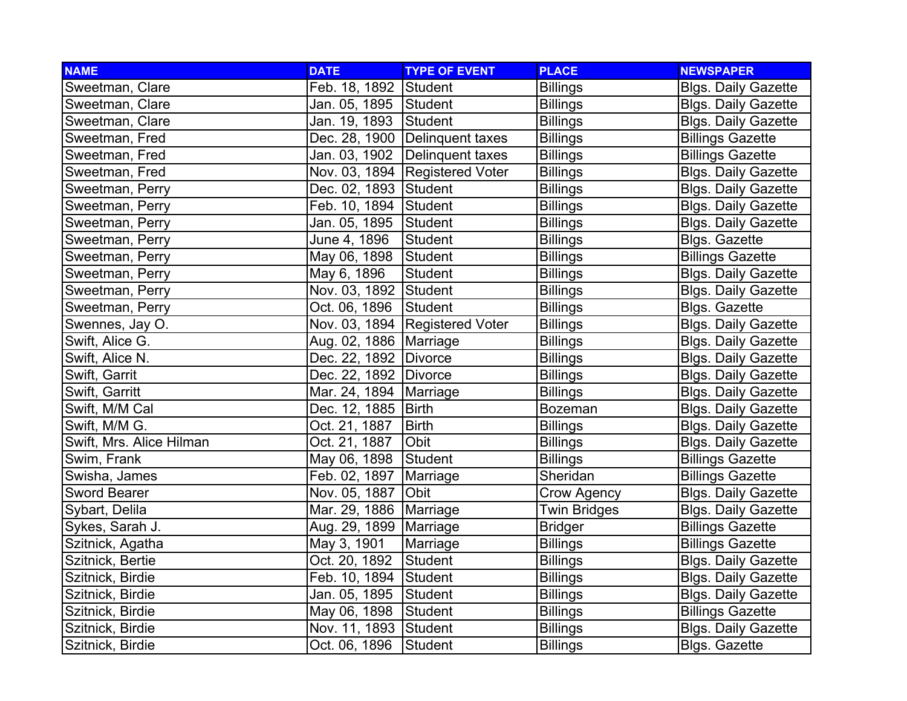| NAME | DATE | TYPE OF EVENT | PLACE | NEWSPAPER |
|---|---|---|---|---|
| Sweetman, Clare | Feb. 18, 1892 | Student | Billings | Blgs. Daily Gazette |
| Sweetman, Clare | Jan. 05, 1895 | Student | Billings | Blgs. Daily Gazette |
| Sweetman, Clare | Jan. 19, 1893 | Student | Billings | Blgs. Daily Gazette |
| Sweetman, Fred | Dec. 28, 1900 | Delinquent taxes | Billings | Billings Gazette |
| Sweetman, Fred | Jan. 03, 1902 | Delinquent taxes | Billings | Billings Gazette |
| Sweetman, Fred | Nov. 03, 1894 | Registered Voter | Billings | Blgs. Daily Gazette |
| Sweetman, Perry | Dec. 02, 1893 | Student | Billings | Blgs. Daily Gazette |
| Sweetman, Perry | Feb. 10, 1894 | Student | Billings | Blgs. Daily Gazette |
| Sweetman, Perry | Jan. 05, 1895 | Student | Billings | Blgs. Daily Gazette |
| Sweetman, Perry | June 4, 1896 | Student | Billings | Blgs. Gazette |
| Sweetman, Perry | May 06, 1898 | Student | Billings | Billings Gazette |
| Sweetman, Perry | May 6, 1896 | Student | Billings | Blgs. Daily Gazette |
| Sweetman, Perry | Nov. 03, 1892 | Student | Billings | Blgs. Daily Gazette |
| Sweetman, Perry | Oct. 06, 1896 | Student | Billings | Blgs. Gazette |
| Swennes, Jay O. | Nov. 03, 1894 | Registered Voter | Billings | Blgs. Daily Gazette |
| Swift, Alice G. | Aug. 02, 1886 | Marriage | Billings | Blgs. Daily Gazette |
| Swift, Alice N. | Dec. 22, 1892 | Divorce | Billings | Blgs. Daily Gazette |
| Swift, Garrit | Dec. 22, 1892 | Divorce | Billings | Blgs. Daily Gazette |
| Swift, Garritt | Mar. 24, 1894 | Marriage | Billings | Blgs. Daily Gazette |
| Swift, M/M Cal | Dec. 12, 1885 | Birth | Bozeman | Blgs. Daily Gazette |
| Swift, M/M G. | Oct. 21, 1887 | Birth | Billings | Blgs. Daily Gazette |
| Swift, Mrs. Alice Hilman | Oct. 21, 1887 | Obit | Billings | Blgs. Daily Gazette |
| Swim, Frank | May 06, 1898 | Student | Billings | Billings Gazette |
| Swisha, James | Feb. 02, 1897 | Marriage | Sheridan | Billings Gazette |
| Sword Bearer | Nov. 05, 1887 | Obit | Crow Agency | Blgs. Daily Gazette |
| Sybart, Delila | Mar. 29, 1886 | Marriage | Twin Bridges | Blgs. Daily Gazette |
| Sykes, Sarah J. | Aug. 29, 1899 | Marriage | Bridger | Billings Gazette |
| Szitnick, Agatha | May 3, 1901 | Marriage | Billings | Billings Gazette |
| Szitnick, Bertie | Oct. 20, 1892 | Student | Billings | Blgs. Daily Gazette |
| Szitnick, Birdie | Feb. 10, 1894 | Student | Billings | Blgs. Daily Gazette |
| Szitnick, Birdie | Jan. 05, 1895 | Student | Billings | Blgs. Daily Gazette |
| Szitnick, Birdie | May 06, 1898 | Student | Billings | Billings Gazette |
| Szitnick, Birdie | Nov. 11, 1893 | Student | Billings | Blgs. Daily Gazette |
| Szitnick, Birdie | Oct. 06, 1896 | Student | Billings | Blgs. Gazette |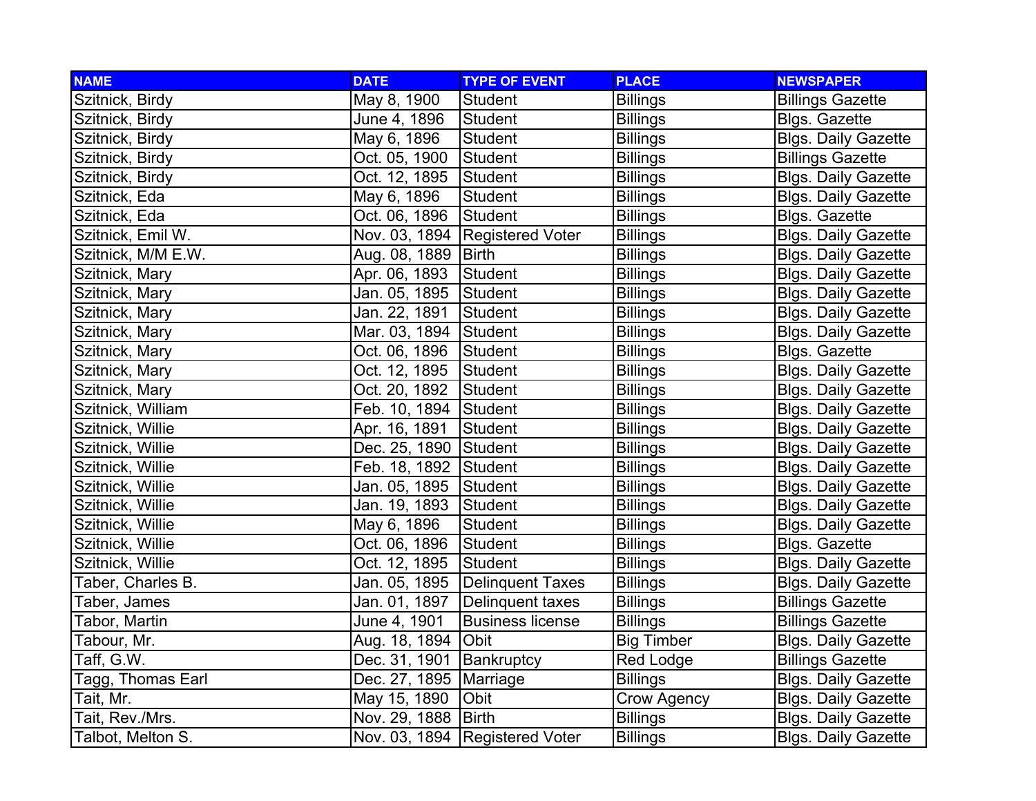| NAME | DATE | TYPE OF EVENT | PLACE | NEWSPAPER |
|---|---|---|---|---|
| Szitnick, Birdy | May 8, 1900 | Student | Billings | Billings Gazette |
| Szitnick, Birdy | June 4, 1896 | Student | Billings | Blgs. Gazette |
| Szitnick, Birdy | May 6, 1896 | Student | Billings | Blgs. Daily Gazette |
| Szitnick, Birdy | Oct. 05, 1900 | Student | Billings | Billings Gazette |
| Szitnick, Birdy | Oct. 12, 1895 | Student | Billings | Blgs. Daily Gazette |
| Szitnick, Eda | May 6, 1896 | Student | Billings | Blgs. Daily Gazette |
| Szitnick, Eda | Oct. 06, 1896 | Student | Billings | Blgs. Gazette |
| Szitnick, Emil W. | Nov. 03, 1894 | Registered Voter | Billings | Blgs. Daily Gazette |
| Szitnick, M/M E.W. | Aug. 08, 1889 | Birth | Billings | Blgs. Daily Gazette |
| Szitnick, Mary | Apr. 06, 1893 | Student | Billings | Blgs. Daily Gazette |
| Szitnick, Mary | Jan. 05, 1895 | Student | Billings | Blgs. Daily Gazette |
| Szitnick, Mary | Jan. 22, 1891 | Student | Billings | Blgs. Daily Gazette |
| Szitnick, Mary | Mar. 03, 1894 | Student | Billings | Blgs. Daily Gazette |
| Szitnick, Mary | Oct. 06, 1896 | Student | Billings | Blgs. Gazette |
| Szitnick, Mary | Oct. 12, 1895 | Student | Billings | Blgs. Daily Gazette |
| Szitnick, Mary | Oct. 20, 1892 | Student | Billings | Blgs. Daily Gazette |
| Szitnick, William | Feb. 10, 1894 | Student | Billings | Blgs. Daily Gazette |
| Szitnick, Willie | Apr. 16, 1891 | Student | Billings | Blgs. Daily Gazette |
| Szitnick, Willie | Dec. 25, 1890 | Student | Billings | Blgs. Daily Gazette |
| Szitnick, Willie | Feb. 18, 1892 | Student | Billings | Blgs. Daily Gazette |
| Szitnick, Willie | Jan. 05, 1895 | Student | Billings | Blgs. Daily Gazette |
| Szitnick, Willie | Jan. 19, 1893 | Student | Billings | Blgs. Daily Gazette |
| Szitnick, Willie | May 6, 1896 | Student | Billings | Blgs. Daily Gazette |
| Szitnick, Willie | Oct. 06, 1896 | Student | Billings | Blgs. Gazette |
| Szitnick, Willie | Oct. 12, 1895 | Student | Billings | Blgs. Daily Gazette |
| Taber, Charles B. | Jan. 05, 1895 | Delinquent Taxes | Billings | Blgs. Daily Gazette |
| Taber, James | Jan. 01, 1897 | Delinquent taxes | Billings | Billings Gazette |
| Tabor, Martin | June 4, 1901 | Business license | Billings | Billings Gazette |
| Tabour, Mr. | Aug. 18, 1894 | Obit | Big Timber | Blgs. Daily Gazette |
| Taff, G.W. | Dec. 31, 1901 | Bankruptcy | Red Lodge | Billings Gazette |
| Tagg, Thomas Earl | Dec. 27, 1895 | Marriage | Billings | Blgs. Daily Gazette |
| Tait, Mr. | May 15, 1890 | Obit | Crow Agency | Blgs. Daily Gazette |
| Tait, Rev./Mrs. | Nov. 29, 1888 | Birth | Billings | Blgs. Daily Gazette |
| Talbot, Melton S. | Nov. 03, 1894 | Registered Voter | Billings | Blgs. Daily Gazette |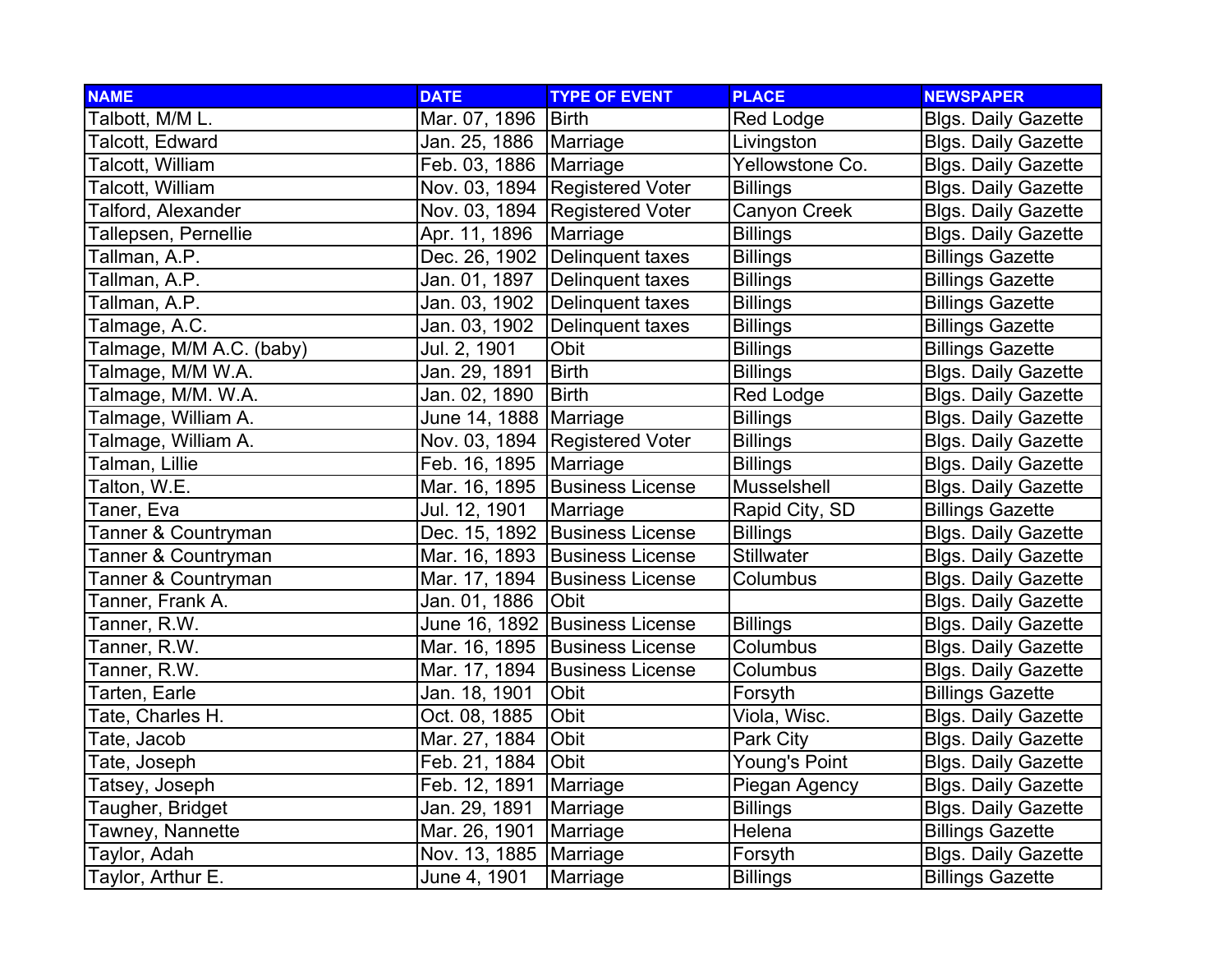| NAME | DATE | TYPE OF EVENT | PLACE | NEWSPAPER |
|---|---|---|---|---|
| Talbott, M/M L. | Mar. 07, 1896 | Birth | Red Lodge | Blgs. Daily Gazette |
| Talcott, Edward | Jan. 25, 1886 | Marriage | Livingston | Blgs. Daily Gazette |
| Talcott, William | Feb. 03, 1886 | Marriage | Yellowstone Co. | Blgs. Daily Gazette |
| Talcott, William | Nov. 03, 1894 | Registered Voter | Billings | Blgs. Daily Gazette |
| Talford, Alexander | Nov. 03, 1894 | Registered Voter | Canyon Creek | Blgs. Daily Gazette |
| Tallepsen, Pernellie | Apr. 11, 1896 | Marriage | Billings | Blgs. Daily Gazette |
| Tallman, A.P. | Dec. 26, 1902 | Delinquent taxes | Billings | Billings Gazette |
| Tallman, A.P. | Jan. 01, 1897 | Delinquent taxes | Billings | Billings Gazette |
| Tallman, A.P. | Jan. 03, 1902 | Delinquent taxes | Billings | Billings Gazette |
| Talmage, A.C. | Jan. 03, 1902 | Delinquent taxes | Billings | Billings Gazette |
| Talmage, M/M A.C. (baby) | Jul. 2, 1901 | Obit | Billings | Billings Gazette |
| Talmage, M/M W.A. | Jan. 29, 1891 | Birth | Billings | Blgs. Daily Gazette |
| Talmage, M/M. W.A. | Jan. 02, 1890 | Birth | Red Lodge | Blgs. Daily Gazette |
| Talmage, William A. | June 14, 1888 | Marriage | Billings | Blgs. Daily Gazette |
| Talmage, William A. | Nov. 03, 1894 | Registered Voter | Billings | Blgs. Daily Gazette |
| Talman, Lillie | Feb. 16, 1895 | Marriage | Billings | Blgs. Daily Gazette |
| Talton, W.E. | Mar. 16, 1895 | Business License | Musselshell | Blgs. Daily Gazette |
| Taner, Eva | Jul. 12, 1901 | Marriage | Rapid City, SD | Billings Gazette |
| Tanner & Countryman | Dec. 15, 1892 | Business License | Billings | Blgs. Daily Gazette |
| Tanner & Countryman | Mar. 16, 1893 | Business License | Stillwater | Blgs. Daily Gazette |
| Tanner & Countryman | Mar. 17, 1894 | Business License | Columbus | Blgs. Daily Gazette |
| Tanner, Frank A. | Jan. 01, 1886 | Obit | | Blgs. Daily Gazette |
| Tanner, R.W. | June 16, 1892 | Business License | Billings | Blgs. Daily Gazette |
| Tanner, R.W. | Mar. 16, 1895 | Business License | Columbus | Blgs. Daily Gazette |
| Tanner, R.W. | Mar. 17, 1894 | Business License | Columbus | Blgs. Daily Gazette |
| Tarten, Earle | Jan. 18, 1901 | Obit | Forsyth | Billings Gazette |
| Tate, Charles H. | Oct. 08, 1885 | Obit | Viola, Wisc. | Blgs. Daily Gazette |
| Tate, Jacob | Mar. 27, 1884 | Obit | Park City | Blgs. Daily Gazette |
| Tate, Joseph | Feb. 21, 1884 | Obit | Young's Point | Blgs. Daily Gazette |
| Tatsey, Joseph | Feb. 12, 1891 | Marriage | Piegan Agency | Blgs. Daily Gazette |
| Taugher, Bridget | Jan. 29, 1891 | Marriage | Billings | Blgs. Daily Gazette |
| Tawney, Nannette | Mar. 26, 1901 | Marriage | Helena | Billings Gazette |
| Taylor, Adah | Nov. 13, 1885 | Marriage | Forsyth | Blgs. Daily Gazette |
| Taylor, Arthur E. | June 4, 1901 | Marriage | Billings | Billings Gazette |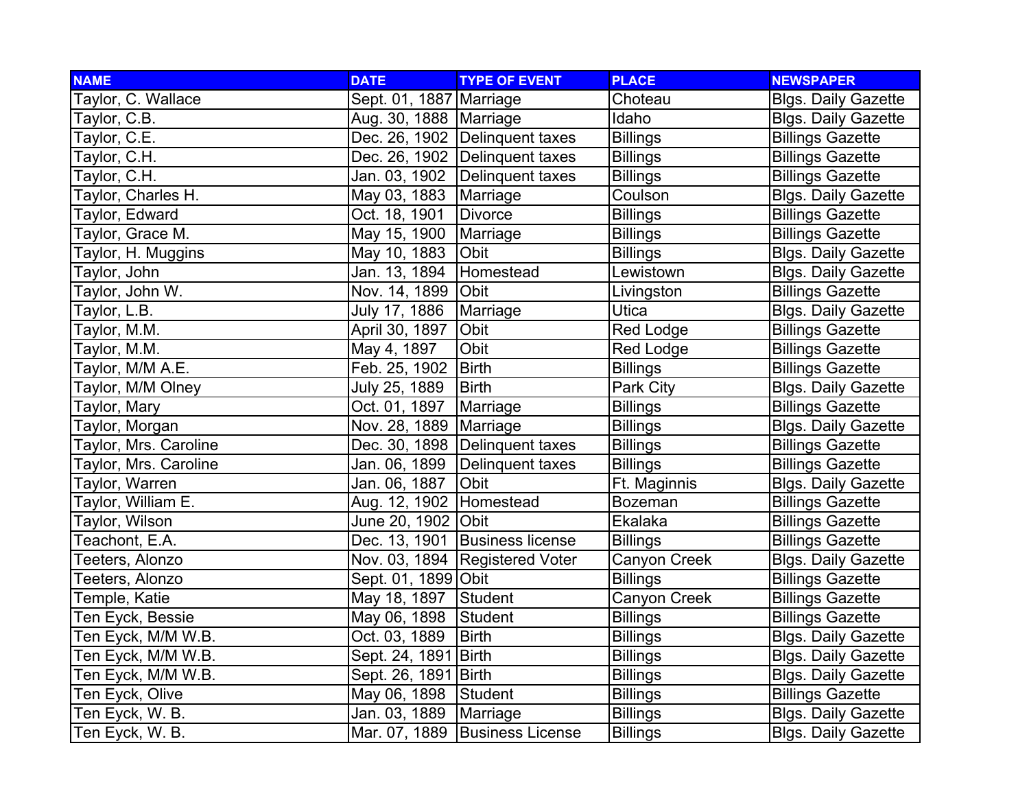| NAME | DATE | TYPE OF EVENT | PLACE | NEWSPAPER |
|---|---|---|---|---|
| Taylor, C. Wallace | Sept. 01, 1887 | Marriage | Choteau | Blgs. Daily Gazette |
| Taylor, C.B. | Aug. 30, 1888 | Marriage | Idaho | Blgs. Daily Gazette |
| Taylor, C.E. | Dec. 26, 1902 | Delinquent taxes | Billings | Billings Gazette |
| Taylor, C.H. | Dec. 26, 1902 | Delinquent taxes | Billings | Billings Gazette |
| Taylor, C.H. | Jan. 03, 1902 | Delinquent taxes | Billings | Billings Gazette |
| Taylor, Charles H. | May 03, 1883 | Marriage | Coulson | Blgs. Daily Gazette |
| Taylor, Edward | Oct. 18, 1901 | Divorce | Billings | Billings Gazette |
| Taylor, Grace M. | May 15, 1900 | Marriage | Billings | Billings Gazette |
| Taylor, H. Muggins | May 10, 1883 | Obit | Billings | Blgs. Daily Gazette |
| Taylor, John | Jan. 13, 1894 | Homestead | Lewistown | Blgs. Daily Gazette |
| Taylor, John W. | Nov. 14, 1899 | Obit | Livingston | Billings Gazette |
| Taylor, L.B. | July 17, 1886 | Marriage | Utica | Blgs. Daily Gazette |
| Taylor, M.M. | April 30, 1897 | Obit | Red Lodge | Billings Gazette |
| Taylor, M.M. | May 4, 1897 | Obit | Red Lodge | Billings Gazette |
| Taylor, M/M A.E. | Feb. 25, 1902 | Birth | Billings | Billings Gazette |
| Taylor, M/M Olney | July 25, 1889 | Birth | Park City | Blgs. Daily Gazette |
| Taylor, Mary | Oct. 01, 1897 | Marriage | Billings | Billings Gazette |
| Taylor, Morgan | Nov. 28, 1889 | Marriage | Billings | Blgs. Daily Gazette |
| Taylor, Mrs. Caroline | Dec. 30, 1898 | Delinquent taxes | Billings | Billings Gazette |
| Taylor, Mrs. Caroline | Jan. 06, 1899 | Delinquent taxes | Billings | Billings Gazette |
| Taylor, Warren | Jan. 06, 1887 | Obit | Ft. Maginnis | Blgs. Daily Gazette |
| Taylor, William E. | Aug. 12, 1902 | Homestead | Bozeman | Billings Gazette |
| Taylor, Wilson | June 20, 1902 | Obit | Ekalaka | Billings Gazette |
| Teachont, E.A. | Dec. 13, 1901 | Business license | Billings | Billings Gazette |
| Teeters, Alonzo | Nov. 03, 1894 | Registered Voter | Canyon Creek | Blgs. Daily Gazette |
| Teeters, Alonzo | Sept. 01, 1899 | Obit | Billings | Billings Gazette |
| Temple, Katie | May 18, 1897 | Student | Canyon Creek | Billings Gazette |
| Ten Eyck, Bessie | May 06, 1898 | Student | Billings | Billings Gazette |
| Ten Eyck, M/M W.B. | Oct. 03, 1889 | Birth | Billings | Blgs. Daily Gazette |
| Ten Eyck, M/M W.B. | Sept. 24, 1891 | Birth | Billings | Blgs. Daily Gazette |
| Ten Eyck, M/M W.B. | Sept. 26, 1891 | Birth | Billings | Blgs. Daily Gazette |
| Ten Eyck, Olive | May 06, 1898 | Student | Billings | Billings Gazette |
| Ten Eyck, W. B. | Jan. 03, 1889 | Marriage | Billings | Blgs. Daily Gazette |
| Ten Eyck, W. B. | Mar. 07, 1889 | Business License | Billings | Blgs. Daily Gazette |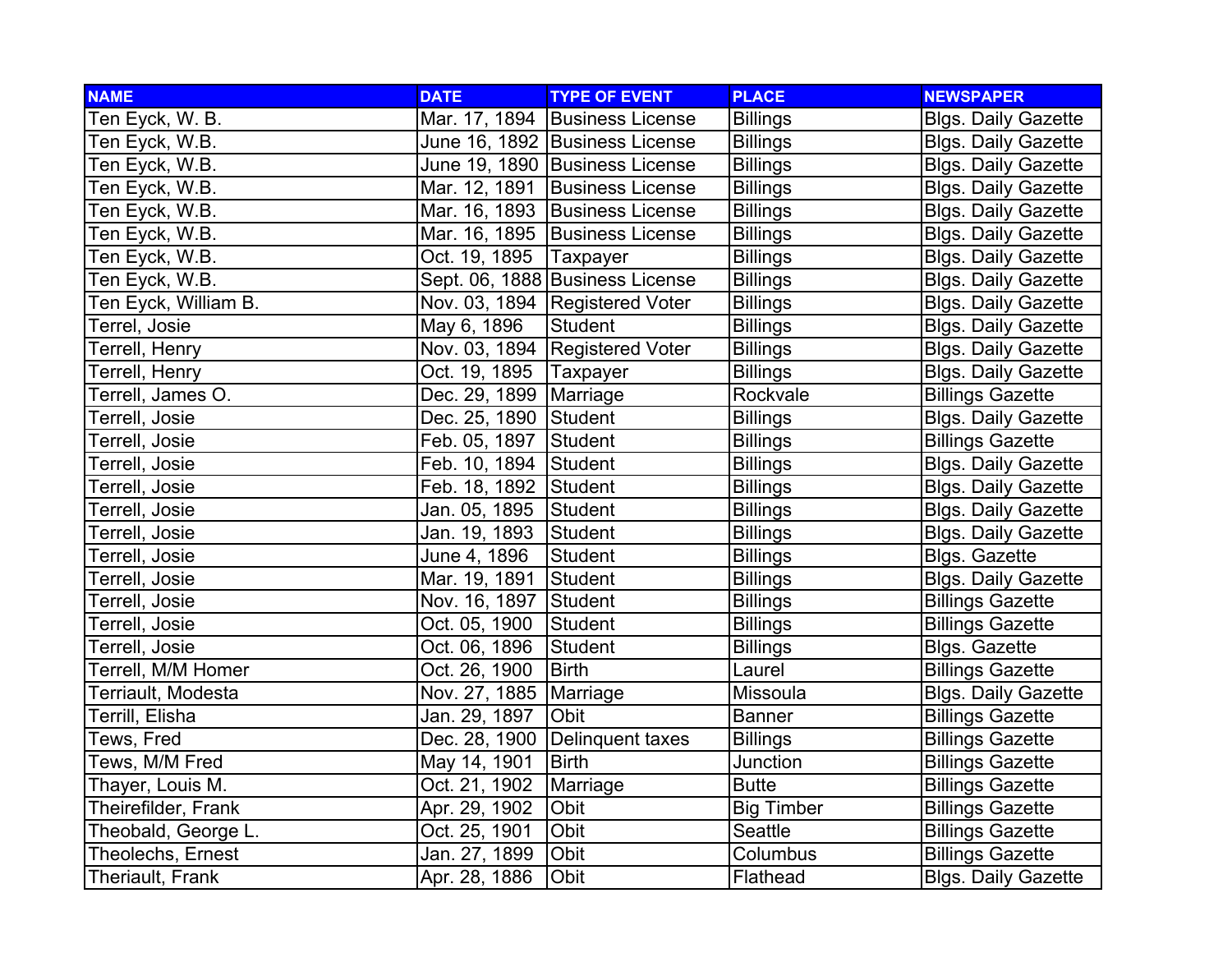| NAME | DATE | TYPE OF EVENT | PLACE | NEWSPAPER |
| --- | --- | --- | --- | --- |
| Ten Eyck, W. B. | Mar. 17, 1894 | Business License | Billings | Blgs. Daily Gazette |
| Ten Eyck, W.B. | June 16, 1892 | Business License | Billings | Blgs. Daily Gazette |
| Ten Eyck, W.B. | June 19, 1890 | Business License | Billings | Blgs. Daily Gazette |
| Ten Eyck, W.B. | Mar. 12, 1891 | Business License | Billings | Blgs. Daily Gazette |
| Ten Eyck, W.B. | Mar. 16, 1893 | Business License | Billings | Blgs. Daily Gazette |
| Ten Eyck, W.B. | Mar. 16, 1895 | Business License | Billings | Blgs. Daily Gazette |
| Ten Eyck, W.B. | Oct. 19, 1895 | Taxpayer | Billings | Blgs. Daily Gazette |
| Ten Eyck, W.B. | Sept. 06, 1888 | Business License | Billings | Blgs. Daily Gazette |
| Ten Eyck, William B. | Nov. 03, 1894 | Registered Voter | Billings | Blgs. Daily Gazette |
| Terrel, Josie | May 6, 1896 | Student | Billings | Blgs. Daily Gazette |
| Terrell, Henry | Nov. 03, 1894 | Registered Voter | Billings | Blgs. Daily Gazette |
| Terrell, Henry | Oct. 19, 1895 | Taxpayer | Billings | Blgs. Daily Gazette |
| Terrell, James O. | Dec. 29, 1899 | Marriage | Rockvale | Billings Gazette |
| Terrell, Josie | Dec. 25, 1890 | Student | Billings | Blgs. Daily Gazette |
| Terrell, Josie | Feb. 05, 1897 | Student | Billings | Billings Gazette |
| Terrell, Josie | Feb. 10, 1894 | Student | Billings | Blgs. Daily Gazette |
| Terrell, Josie | Feb. 18, 1892 | Student | Billings | Blgs. Daily Gazette |
| Terrell, Josie | Jan. 05, 1895 | Student | Billings | Blgs. Daily Gazette |
| Terrell, Josie | Jan. 19, 1893 | Student | Billings | Blgs. Daily Gazette |
| Terrell, Josie | June 4, 1896 | Student | Billings | Blgs. Gazette |
| Terrell, Josie | Mar. 19, 1891 | Student | Billings | Blgs. Daily Gazette |
| Terrell, Josie | Nov. 16, 1897 | Student | Billings | Billings Gazette |
| Terrell, Josie | Oct. 05, 1900 | Student | Billings | Billings Gazette |
| Terrell, Josie | Oct. 06, 1896 | Student | Billings | Blgs. Gazette |
| Terrell, M/M Homer | Oct. 26, 1900 | Birth | Laurel | Billings Gazette |
| Terriault, Modesta | Nov. 27, 1885 | Marriage | Missoula | Blgs. Daily Gazette |
| Terrill, Elisha | Jan. 29, 1897 | Obit | Banner | Billings Gazette |
| Tews, Fred | Dec. 28, 1900 | Delinquent taxes | Billings | Billings Gazette |
| Tews, M/M Fred | May 14, 1901 | Birth | Junction | Billings Gazette |
| Thayer, Louis M. | Oct. 21, 1902 | Marriage | Butte | Billings Gazette |
| Theirefilder, Frank | Apr. 29, 1902 | Obit | Big Timber | Billings Gazette |
| Theobald, George L. | Oct. 25, 1901 | Obit | Seattle | Billings Gazette |
| Theolechs, Ernest | Jan. 27, 1899 | Obit | Columbus | Billings Gazette |
| Theriault, Frank | Apr. 28, 1886 | Obit | Flathead | Blgs. Daily Gazette |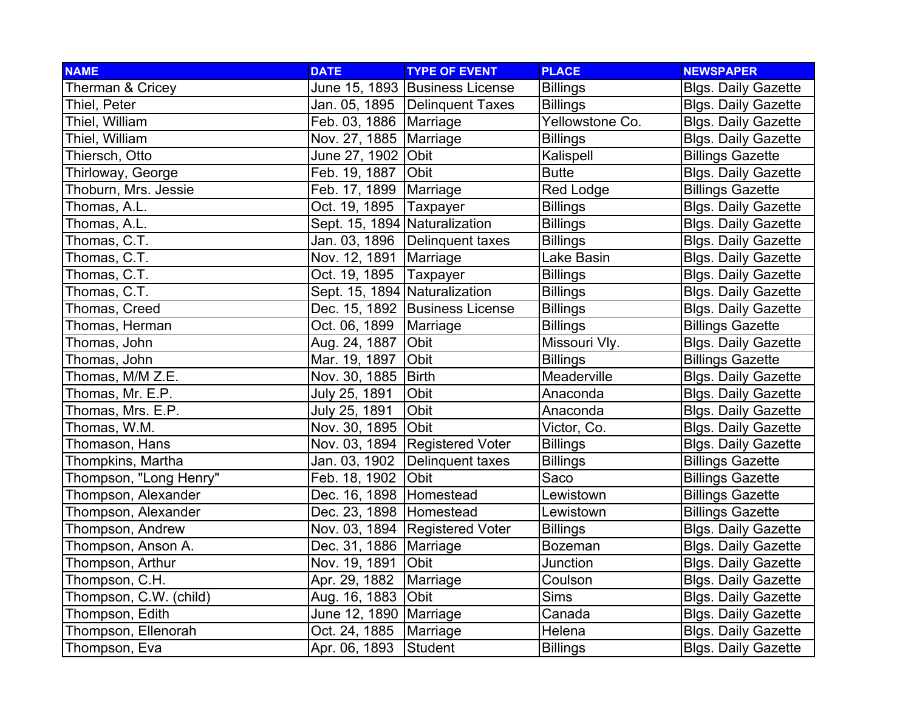| NAME | DATE | TYPE OF EVENT | PLACE | NEWSPAPER |
| --- | --- | --- | --- | --- |
| Therman & Cricey | June 15, 1893 | Business License | Billings | Blgs. Daily Gazette |
| Thiel, Peter | Jan. 05, 1895 | Delinquent Taxes | Billings | Blgs. Daily Gazette |
| Thiel, William | Feb. 03, 1886 | Marriage | Yellowstone Co. | Blgs. Daily Gazette |
| Thiel, William | Nov. 27, 1885 | Marriage | Billings | Blgs. Daily Gazette |
| Thiersch, Otto | June 27, 1902 | Obit | Kalispell | Billings Gazette |
| Thirloway, George | Feb. 19, 1887 | Obit | Butte | Blgs. Daily Gazette |
| Thoburn, Mrs. Jessie | Feb. 17, 1899 | Marriage | Red Lodge | Billings Gazette |
| Thomas, A.L. | Oct. 19, 1895 | Taxpayer | Billings | Blgs. Daily Gazette |
| Thomas, A.L. | Sept. 15, 1894 | Naturalization | Billings | Blgs. Daily Gazette |
| Thomas, C.T. | Jan. 03, 1896 | Delinquent taxes | Billings | Blgs. Daily Gazette |
| Thomas, C.T. | Nov. 12, 1891 | Marriage | Lake Basin | Blgs. Daily Gazette |
| Thomas, C.T. | Oct. 19, 1895 | Taxpayer | Billings | Blgs. Daily Gazette |
| Thomas, C.T. | Sept. 15, 1894 | Naturalization | Billings | Blgs. Daily Gazette |
| Thomas, Creed | Dec. 15, 1892 | Business License | Billings | Blgs. Daily Gazette |
| Thomas, Herman | Oct. 06, 1899 | Marriage | Billings | Billings Gazette |
| Thomas, John | Aug. 24, 1887 | Obit | Missouri Vly. | Blgs. Daily Gazette |
| Thomas, John | Mar. 19, 1897 | Obit | Billings | Billings Gazette |
| Thomas, M/M Z.E. | Nov. 30, 1885 | Birth | Meaderville | Blgs. Daily Gazette |
| Thomas, Mr. E.P. | July 25, 1891 | Obit | Anaconda | Blgs. Daily Gazette |
| Thomas, Mrs. E.P. | July 25, 1891 | Obit | Anaconda | Blgs. Daily Gazette |
| Thomas, W.M. | Nov. 30, 1895 | Obit | Victor, Co. | Blgs. Daily Gazette |
| Thomason, Hans | Nov. 03, 1894 | Registered Voter | Billings | Blgs. Daily Gazette |
| Thompkins, Martha | Jan. 03, 1902 | Delinquent taxes | Billings | Billings Gazette |
| Thompson, "Long Henry" | Feb. 18, 1902 | Obit | Saco | Billings Gazette |
| Thompson, Alexander | Dec. 16, 1898 | Homestead | Lewistown | Billings Gazette |
| Thompson, Alexander | Dec. 23, 1898 | Homestead | Lewistown | Billings Gazette |
| Thompson, Andrew | Nov. 03, 1894 | Registered Voter | Billings | Blgs. Daily Gazette |
| Thompson, Anson A. | Dec. 31, 1886 | Marriage | Bozeman | Blgs. Daily Gazette |
| Thompson, Arthur | Nov. 19, 1891 | Obit | Junction | Blgs. Daily Gazette |
| Thompson, C.H. | Apr. 29, 1882 | Marriage | Coulson | Blgs. Daily Gazette |
| Thompson, C.W. (child) | Aug. 16, 1883 | Obit | Sims | Blgs. Daily Gazette |
| Thompson, Edith | June 12, 1890 | Marriage | Canada | Blgs. Daily Gazette |
| Thompson, Ellenorah | Oct. 24, 1885 | Marriage | Helena | Blgs. Daily Gazette |
| Thompson, Eva | Apr. 06, 1893 | Student | Billings | Blgs. Daily Gazette |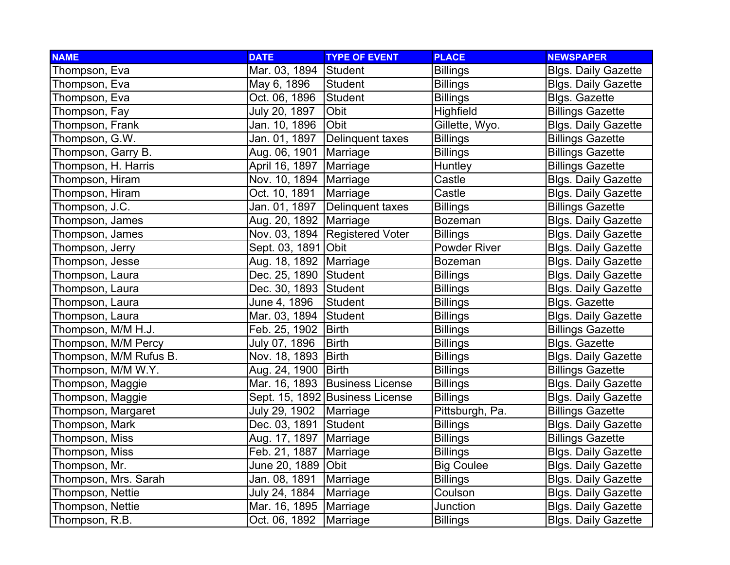| NAME | DATE | TYPE OF EVENT | PLACE | NEWSPAPER |
|---|---|---|---|---|
| Thompson, Eva | Mar. 03, 1894 | Student | Billings | Blgs. Daily Gazette |
| Thompson, Eva | May 6, 1896 | Student | Billings | Blgs. Daily Gazette |
| Thompson, Eva | Oct. 06, 1896 | Student | Billings | Blgs. Gazette |
| Thompson, Fay | July 20, 1897 | Obit | Highfield | Billings Gazette |
| Thompson, Frank | Jan. 10, 1896 | Obit | Gillette, Wyo. | Blgs. Daily Gazette |
| Thompson, G.W. | Jan. 01, 1897 | Delinquent taxes | Billings | Billings Gazette |
| Thompson, Garry B. | Aug. 06, 1901 | Marriage | Billings | Billings Gazette |
| Thompson, H. Harris | April 16, 1897 | Marriage | Huntley | Billings Gazette |
| Thompson, Hiram | Nov. 10, 1894 | Marriage | Castle | Blgs. Daily Gazette |
| Thompson, Hiram | Oct. 10, 1891 | Marriage | Castle | Blgs. Daily Gazette |
| Thompson, J.C. | Jan. 01, 1897 | Delinquent taxes | Billings | Billings Gazette |
| Thompson, James | Aug. 20, 1892 | Marriage | Bozeman | Blgs. Daily Gazette |
| Thompson, James | Nov. 03, 1894 | Registered Voter | Billings | Blgs. Daily Gazette |
| Thompson, Jerry | Sept. 03, 1891 | Obit | Powder River | Blgs. Daily Gazette |
| Thompson, Jesse | Aug. 18, 1892 | Marriage | Bozeman | Blgs. Daily Gazette |
| Thompson, Laura | Dec. 25, 1890 | Student | Billings | Blgs. Daily Gazette |
| Thompson, Laura | Dec. 30, 1893 | Student | Billings | Blgs. Daily Gazette |
| Thompson, Laura | June 4, 1896 | Student | Billings | Blgs. Gazette |
| Thompson, Laura | Mar. 03, 1894 | Student | Billings | Blgs. Daily Gazette |
| Thompson, M/M H.J. | Feb. 25, 1902 | Birth | Billings | Billings Gazette |
| Thompson, M/M Percy | July 07, 1896 | Birth | Billings | Blgs. Gazette |
| Thompson, M/M Rufus B. | Nov. 18, 1893 | Birth | Billings | Blgs. Daily Gazette |
| Thompson, M/M W.Y. | Aug. 24, 1900 | Birth | Billings | Billings Gazette |
| Thompson, Maggie | Mar. 16, 1893 | Business License | Billings | Blgs. Daily Gazette |
| Thompson, Maggie | Sept. 15, 1892 | Business License | Billings | Blgs. Daily Gazette |
| Thompson, Margaret | July 29, 1902 | Marriage | Pittsburgh, Pa. | Billings Gazette |
| Thompson, Mark | Dec. 03, 1891 | Student | Billings | Blgs. Daily Gazette |
| Thompson, Miss | Aug. 17, 1897 | Marriage | Billings | Billings Gazette |
| Thompson, Miss | Feb. 21, 1887 | Marriage | Billings | Blgs. Daily Gazette |
| Thompson, Mr. | June 20, 1889 | Obit | Big Coulee | Blgs. Daily Gazette |
| Thompson, Mrs. Sarah | Jan. 08, 1891 | Marriage | Billings | Blgs. Daily Gazette |
| Thompson, Nettie | July 24, 1884 | Marriage | Coulson | Blgs. Daily Gazette |
| Thompson, Nettie | Mar. 16, 1895 | Marriage | Junction | Blgs. Daily Gazette |
| Thompson, R.B. | Oct. 06, 1892 | Marriage | Billings | Blgs. Daily Gazette |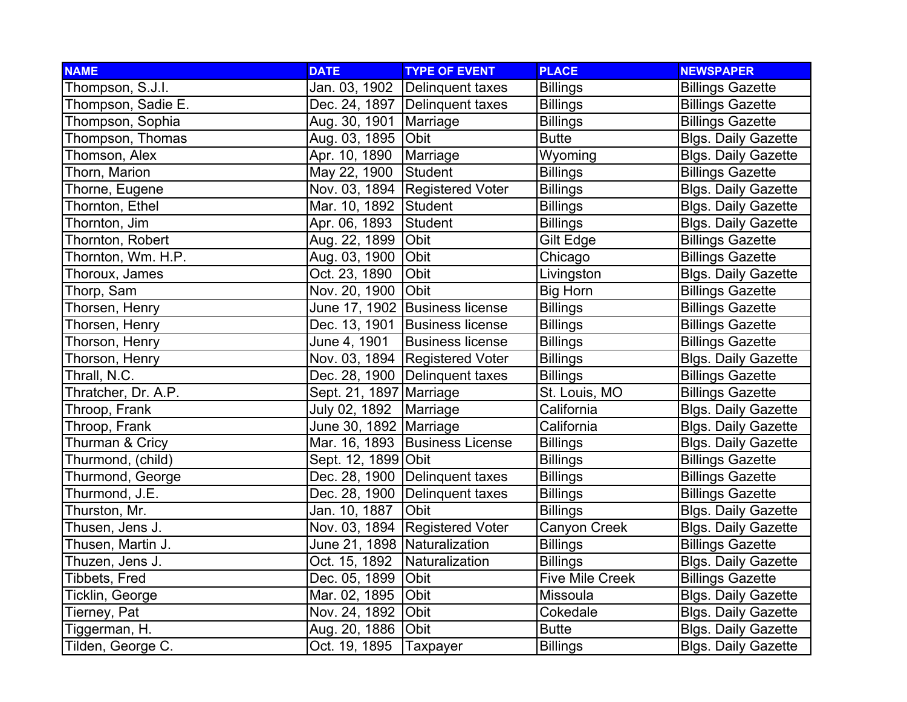| NAME | DATE | TYPE OF EVENT | PLACE | NEWSPAPER |
| --- | --- | --- | --- | --- |
| Thompson, S.J.I. | Jan. 03, 1902 | Delinquent taxes | Billings | Billings Gazette |
| Thompson, Sadie E. | Dec. 24, 1897 | Delinquent taxes | Billings | Billings Gazette |
| Thompson, Sophia | Aug. 30, 1901 | Marriage | Billings | Billings Gazette |
| Thompson, Thomas | Aug. 03, 1895 | Obit | Butte | Blgs. Daily Gazette |
| Thomson, Alex | Apr. 10, 1890 | Marriage | Wyoming | Blgs. Daily Gazette |
| Thorn, Marion | May 22, 1900 | Student | Billings | Billings Gazette |
| Thorne, Eugene | Nov. 03, 1894 | Registered Voter | Billings | Blgs. Daily Gazette |
| Thornton, Ethel | Mar. 10, 1892 | Student | Billings | Blgs. Daily Gazette |
| Thornton, Jim | Apr. 06, 1893 | Student | Billings | Blgs. Daily Gazette |
| Thornton, Robert | Aug. 22, 1899 | Obit | Gilt Edge | Billings Gazette |
| Thornton, Wm. H.P. | Aug. 03, 1900 | Obit | Chicago | Billings Gazette |
| Thoroux, James | Oct. 23, 1890 | Obit | Livingston | Blgs. Daily Gazette |
| Thorp, Sam | Nov. 20, 1900 | Obit | Big Horn | Billings Gazette |
| Thorsen, Henry | June 17, 1902 | Business license | Billings | Billings Gazette |
| Thorsen, Henry | Dec. 13, 1901 | Business license | Billings | Billings Gazette |
| Thorson, Henry | June 4, 1901 | Business license | Billings | Billings Gazette |
| Thorson, Henry | Nov. 03, 1894 | Registered Voter | Billings | Blgs. Daily Gazette |
| Thrall, N.C. | Dec. 28, 1900 | Delinquent taxes | Billings | Billings Gazette |
| Thratcher, Dr. A.P. | Sept. 21, 1897 | Marriage | St. Louis, MO | Billings Gazette |
| Throop, Frank | July 02, 1892 | Marriage | California | Blgs. Daily Gazette |
| Throop, Frank | June 30, 1892 | Marriage | California | Blgs. Daily Gazette |
| Thurman & Cricy | Mar. 16, 1893 | Business License | Billings | Blgs. Daily Gazette |
| Thurmond, (child) | Sept. 12, 1899 | Obit | Billings | Billings Gazette |
| Thurmond, George | Dec. 28, 1900 | Delinquent taxes | Billings | Billings Gazette |
| Thurmond, J.E. | Dec. 28, 1900 | Delinquent taxes | Billings | Billings Gazette |
| Thurston, Mr. | Jan. 10, 1887 | Obit | Billings | Blgs. Daily Gazette |
| Thusen, Jens J. | Nov. 03, 1894 | Registered Voter | Canyon Creek | Blgs. Daily Gazette |
| Thusen, Martin J. | June 21, 1898 | Naturalization | Billings | Billings Gazette |
| Thuzen, Jens J. | Oct. 15, 1892 | Naturalization | Billings | Blgs. Daily Gazette |
| Tibbets, Fred | Dec. 05, 1899 | Obit | Five Mile Creek | Billings Gazette |
| Ticklin, George | Mar. 02, 1895 | Obit | Missoula | Blgs. Daily Gazette |
| Tierney, Pat | Nov. 24, 1892 | Obit | Cokedale | Blgs. Daily Gazette |
| Tiggerman, H. | Aug. 20, 1886 | Obit | Butte | Blgs. Daily Gazette |
| Tilden, George C. | Oct. 19, 1895 | Taxpayer | Billings | Blgs. Daily Gazette |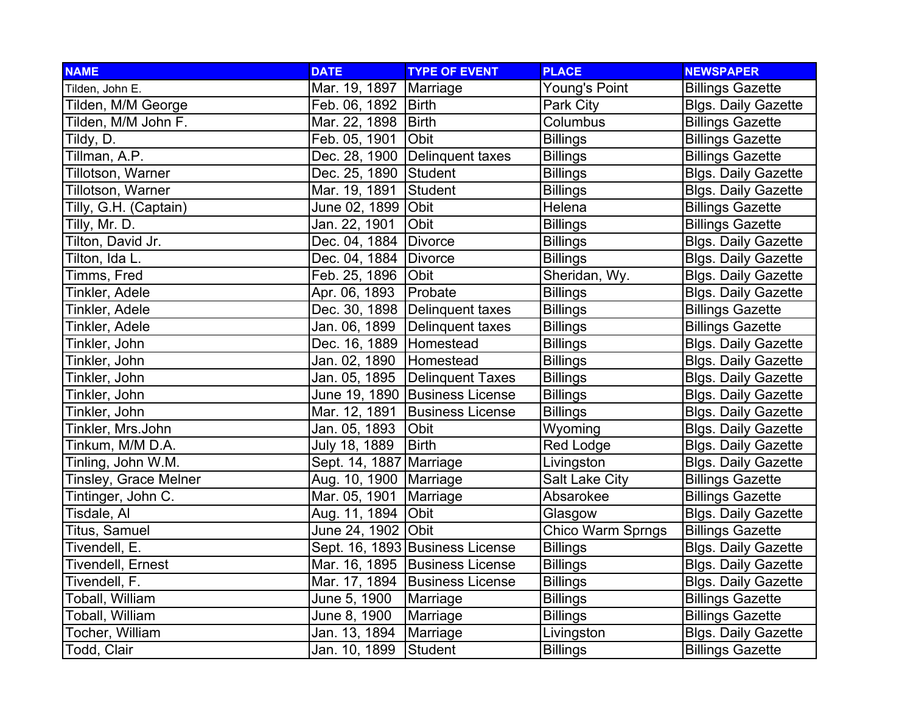| NAME | DATE | TYPE OF EVENT | PLACE | NEWSPAPER |
| --- | --- | --- | --- | --- |
| Tilden, John E. | Mar. 19, 1897 | Marriage | Young's Point | Billings Gazette |
| Tilden, M/M George | Feb. 06, 1892 | Birth | Park City | Blgs. Daily Gazette |
| Tilden, M/M John F. | Mar. 22, 1898 | Birth | Columbus | Billings Gazette |
| Tildy, D. | Feb. 05, 1901 | Obit | Billings | Billings Gazette |
| Tillman, A.P. | Dec. 28, 1900 | Delinquent taxes | Billings | Billings Gazette |
| Tillotson, Warner | Dec. 25, 1890 | Student | Billings | Blgs. Daily Gazette |
| Tillotson, Warner | Mar. 19, 1891 | Student | Billings | Blgs. Daily Gazette |
| Tilly, G.H. (Captain) | June 02, 1899 | Obit | Helena | Billings Gazette |
| Tilly, Mr. D. | Jan. 22, 1901 | Obit | Billings | Billings Gazette |
| Tilton, David Jr. | Dec. 04, 1884 | Divorce | Billings | Blgs. Daily Gazette |
| Tilton, Ida L. | Dec. 04, 1884 | Divorce | Billings | Blgs. Daily Gazette |
| Timms, Fred | Feb. 25, 1896 | Obit | Sheridan, Wy. | Blgs. Daily Gazette |
| Tinkler, Adele | Apr. 06, 1893 | Probate | Billings | Blgs. Daily Gazette |
| Tinkler, Adele | Dec. 30, 1898 | Delinquent taxes | Billings | Billings Gazette |
| Tinkler, Adele | Jan. 06, 1899 | Delinquent taxes | Billings | Billings Gazette |
| Tinkler, John | Dec. 16, 1889 | Homestead | Billings | Blgs. Daily Gazette |
| Tinkler, John | Jan. 02, 1890 | Homestead | Billings | Blgs. Daily Gazette |
| Tinkler, John | Jan. 05, 1895 | Delinquent Taxes | Billings | Blgs. Daily Gazette |
| Tinkler, John | June 19, 1890 | Business License | Billings | Blgs. Daily Gazette |
| Tinkler, John | Mar. 12, 1891 | Business License | Billings | Blgs. Daily Gazette |
| Tinkler, Mrs.John | Jan. 05, 1893 | Obit | Wyoming | Blgs. Daily Gazette |
| Tinkum, M/M D.A. | July 18, 1889 | Birth | Red Lodge | Blgs. Daily Gazette |
| Tinling, John W.M. | Sept. 14, 1887 | Marriage | Livingston | Blgs. Daily Gazette |
| Tinsley, Grace Melner | Aug. 10, 1900 | Marriage | Salt Lake City | Billings Gazette |
| Tintinger, John C. | Mar. 05, 1901 | Marriage | Absarokee | Billings Gazette |
| Tisdale, Al | Aug. 11, 1894 | Obit | Glasgow | Blgs. Daily Gazette |
| Titus, Samuel | June 24, 1902 | Obit | Chico Warm Sprngs | Billings Gazette |
| Tivendell, E. | Sept. 16, 1893 | Business License | Billings | Blgs. Daily Gazette |
| Tivendell, Ernest | Mar. 16, 1895 | Business License | Billings | Blgs. Daily Gazette |
| Tivendell, F. | Mar. 17, 1894 | Business License | Billings | Blgs. Daily Gazette |
| Toball, William | June 5, 1900 | Marriage | Billings | Billings Gazette |
| Toball, William | June 8, 1900 | Marriage | Billings | Billings Gazette |
| Tocher, William | Jan. 13, 1894 | Marriage | Livingston | Blgs. Daily Gazette |
| Todd, Clair | Jan. 10, 1899 | Student | Billings | Billings Gazette |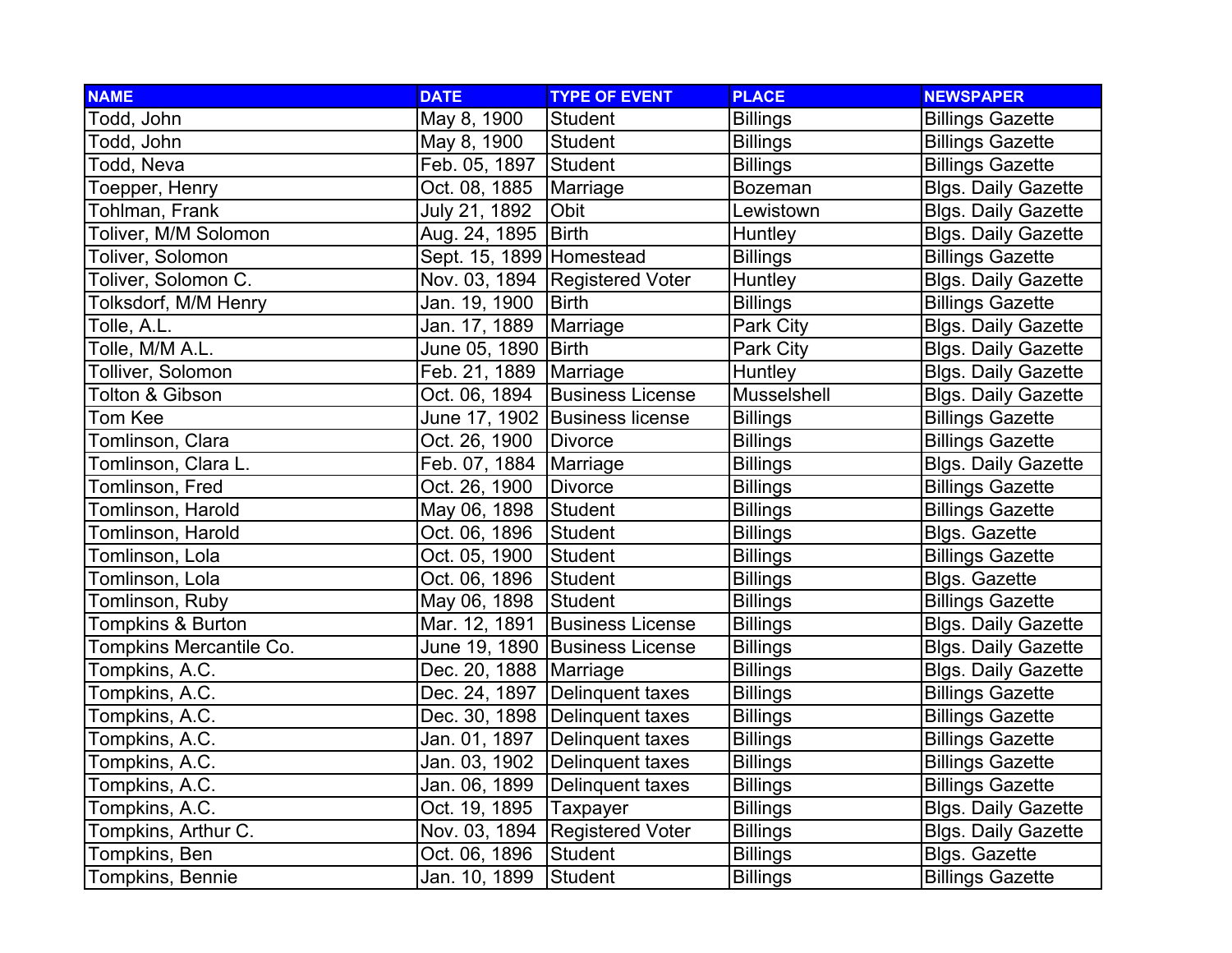| NAME | DATE | TYPE OF EVENT | PLACE | NEWSPAPER |
|---|---|---|---|---|
| Todd, John | May 8, 1900 | Student | Billings | Billings Gazette |
| Todd, John | May 8, 1900 | Student | Billings | Billings Gazette |
| Todd, Neva | Feb. 05, 1897 | Student | Billings | Billings Gazette |
| Toepper, Henry | Oct. 08, 1885 | Marriage | Bozeman | Blgs. Daily Gazette |
| Tohlman, Frank | July 21, 1892 | Obit | Lewistown | Blgs. Daily Gazette |
| Toliver, M/M Solomon | Aug. 24, 1895 | Birth | Huntley | Blgs. Daily Gazette |
| Toliver, Solomon | Sept. 15, 1899 | Homestead | Billings | Billings Gazette |
| Toliver, Solomon C. | Nov. 03, 1894 | Registered Voter | Huntley | Blgs. Daily Gazette |
| Tolksdorf, M/M Henry | Jan. 19, 1900 | Birth | Billings | Billings Gazette |
| Tolle, A.L. | Jan. 17, 1889 | Marriage | Park City | Blgs. Daily Gazette |
| Tolle, M/M A.L. | June 05, 1890 | Birth | Park City | Blgs. Daily Gazette |
| Tolliver, Solomon | Feb. 21, 1889 | Marriage | Huntley | Blgs. Daily Gazette |
| Tolton & Gibson | Oct. 06, 1894 | Business License | Musselshell | Blgs. Daily Gazette |
| Tom Kee | June 17, 1902 | Business license | Billings | Billings Gazette |
| Tomlinson, Clara | Oct. 26, 1900 | Divorce | Billings | Billings Gazette |
| Tomlinson, Clara L. | Feb. 07, 1884 | Marriage | Billings | Blgs. Daily Gazette |
| Tomlinson, Fred | Oct. 26, 1900 | Divorce | Billings | Billings Gazette |
| Tomlinson, Harold | May 06, 1898 | Student | Billings | Billings Gazette |
| Tomlinson, Harold | Oct. 06, 1896 | Student | Billings | Blgs. Gazette |
| Tomlinson, Lola | Oct. 05, 1900 | Student | Billings | Billings Gazette |
| Tomlinson, Lola | Oct. 06, 1896 | Student | Billings | Blgs. Gazette |
| Tomlinson, Ruby | May 06, 1898 | Student | Billings | Billings Gazette |
| Tompkins & Burton | Mar. 12, 1891 | Business License | Billings | Blgs. Daily Gazette |
| Tompkins Mercantile Co. | June 19, 1890 | Business License | Billings | Blgs. Daily Gazette |
| Tompkins, A.C. | Dec. 20, 1888 | Marriage | Billings | Blgs. Daily Gazette |
| Tompkins, A.C. | Dec. 24, 1897 | Delinquent taxes | Billings | Billings Gazette |
| Tompkins, A.C. | Dec. 30, 1898 | Delinquent taxes | Billings | Billings Gazette |
| Tompkins, A.C. | Jan. 01, 1897 | Delinquent taxes | Billings | Billings Gazette |
| Tompkins, A.C. | Jan. 03, 1902 | Delinquent taxes | Billings | Billings Gazette |
| Tompkins, A.C. | Jan. 06, 1899 | Delinquent taxes | Billings | Billings Gazette |
| Tompkins, A.C. | Oct. 19, 1895 | Taxpayer | Billings | Blgs. Daily Gazette |
| Tompkins, Arthur C. | Nov. 03, 1894 | Registered Voter | Billings | Blgs. Daily Gazette |
| Tompkins, Ben | Oct. 06, 1896 | Student | Billings | Blgs. Gazette |
| Tompkins, Bennie | Jan. 10, 1899 | Student | Billings | Billings Gazette |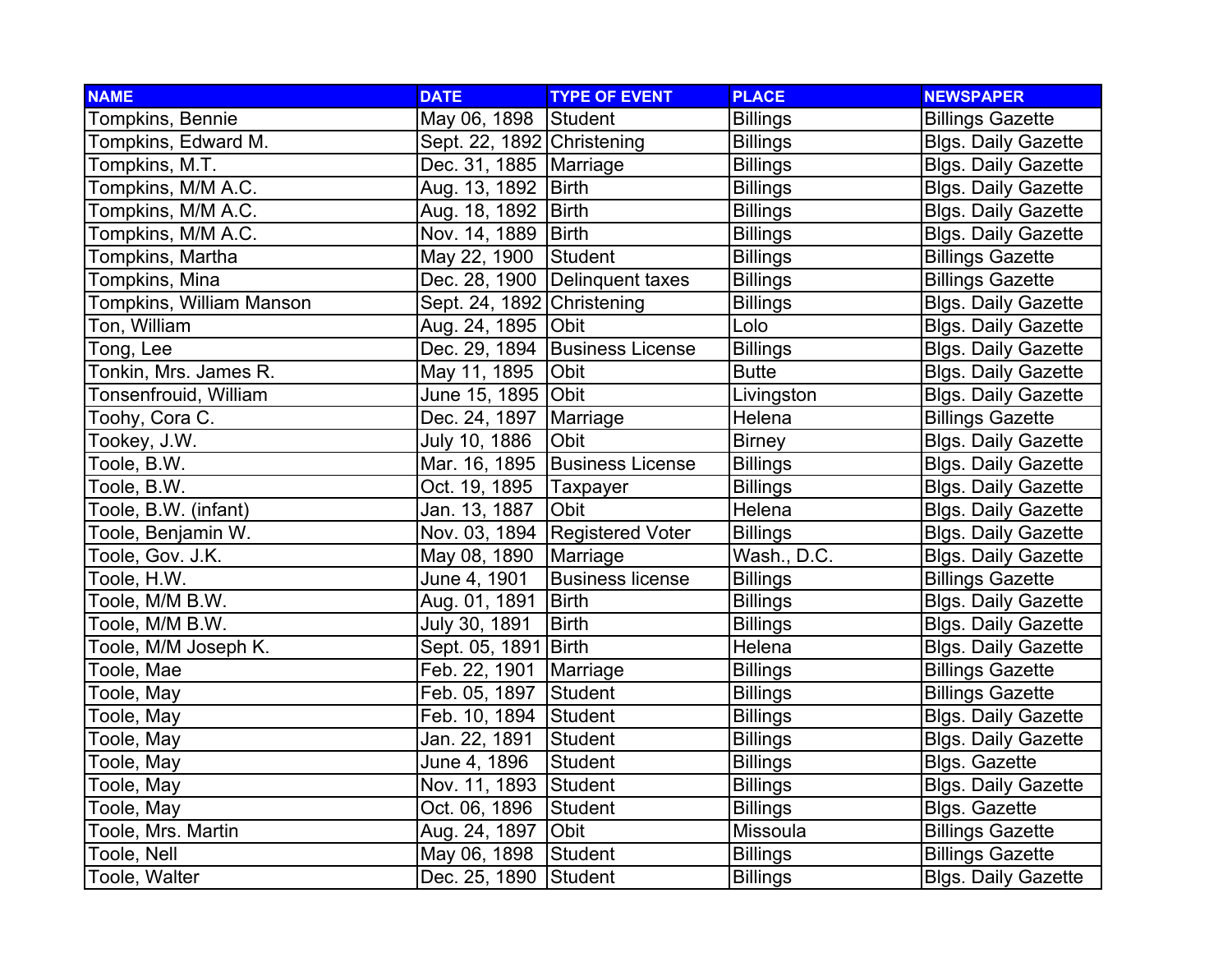| NAME | DATE | TYPE OF EVENT | PLACE | NEWSPAPER |
|---|---|---|---|---|
| Tompkins, Bennie | May 06, 1898 | Student | Billings | Billings Gazette |
| Tompkins, Edward M. | Sept. 22, 1892 | Christening | Billings | Blgs. Daily Gazette |
| Tompkins, M.T. | Dec. 31, 1885 | Marriage | Billings | Blgs. Daily Gazette |
| Tompkins, M/M A.C. | Aug. 13, 1892 | Birth | Billings | Blgs. Daily Gazette |
| Tompkins, M/M A.C. | Aug. 18, 1892 | Birth | Billings | Blgs. Daily Gazette |
| Tompkins, M/M A.C. | Nov. 14, 1889 | Birth | Billings | Blgs. Daily Gazette |
| Tompkins, Martha | May 22, 1900 | Student | Billings | Billings Gazette |
| Tompkins, Mina | Dec. 28, 1900 | Delinquent taxes | Billings | Billings Gazette |
| Tompkins, William Manson | Sept. 24, 1892 | Christening | Billings | Blgs. Daily Gazette |
| Ton, William | Aug. 24, 1895 | Obit | Lolo | Blgs. Daily Gazette |
| Tong, Lee | Dec. 29, 1894 | Business License | Billings | Blgs. Daily Gazette |
| Tonkin, Mrs. James R. | May 11, 1895 | Obit | Butte | Blgs. Daily Gazette |
| Tonsenfrouid, William | June 15, 1895 | Obit | Livingston | Blgs. Daily Gazette |
| Toohy, Cora C. | Dec. 24, 1897 | Marriage | Helena | Billings Gazette |
| Tookey, J.W. | July 10, 1886 | Obit | Birney | Blgs. Daily Gazette |
| Toole, B.W. | Mar. 16, 1895 | Business License | Billings | Blgs. Daily Gazette |
| Toole, B.W. | Oct. 19, 1895 | Taxpayer | Billings | Blgs. Daily Gazette |
| Toole, B.W. (infant) | Jan. 13, 1887 | Obit | Helena | Blgs. Daily Gazette |
| Toole, Benjamin W. | Nov. 03, 1894 | Registered Voter | Billings | Blgs. Daily Gazette |
| Toole, Gov. J.K. | May 08, 1890 | Marriage | Wash., D.C. | Blgs. Daily Gazette |
| Toole, H.W. | June 4, 1901 | Business license | Billings | Billings Gazette |
| Toole, M/M B.W. | Aug. 01, 1891 | Birth | Billings | Blgs. Daily Gazette |
| Toole, M/M B.W. | July 30, 1891 | Birth | Billings | Blgs. Daily Gazette |
| Toole, M/M Joseph K. | Sept. 05, 1891 | Birth | Helena | Blgs. Daily Gazette |
| Toole, Mae | Feb. 22, 1901 | Marriage | Billings | Billings Gazette |
| Toole, May | Feb. 05, 1897 | Student | Billings | Billings Gazette |
| Toole, May | Feb. 10, 1894 | Student | Billings | Blgs. Daily Gazette |
| Toole, May | Jan. 22, 1891 | Student | Billings | Blgs. Daily Gazette |
| Toole, May | June 4, 1896 | Student | Billings | Blgs. Gazette |
| Toole, May | Nov. 11, 1893 | Student | Billings | Blgs. Daily Gazette |
| Toole, May | Oct. 06, 1896 | Student | Billings | Blgs. Gazette |
| Toole, Mrs. Martin | Aug. 24, 1897 | Obit | Missoula | Billings Gazette |
| Toole, Nell | May 06, 1898 | Student | Billings | Billings Gazette |
| Toole, Walter | Dec. 25, 1890 | Student | Billings | Blgs. Daily Gazette |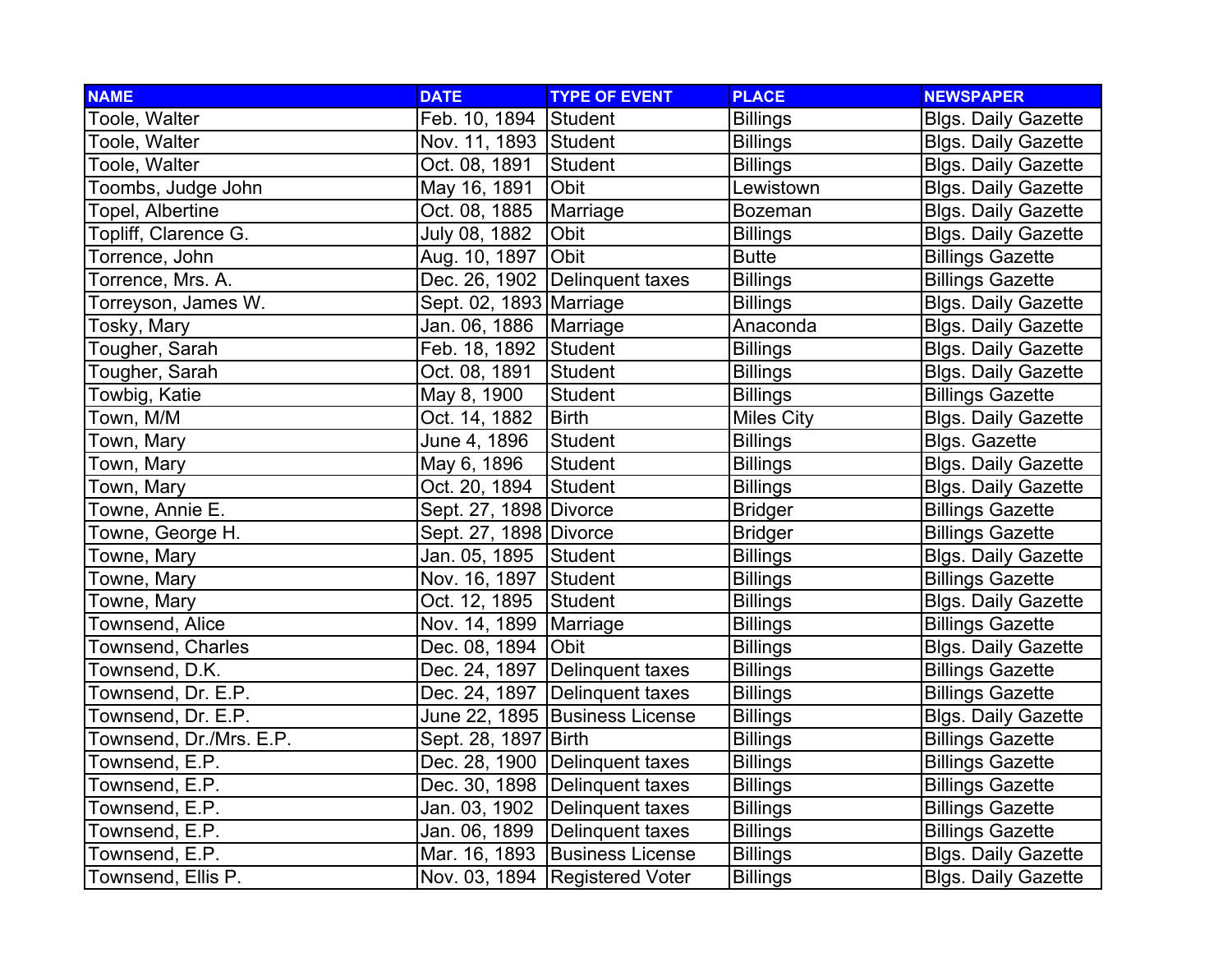| NAME | DATE | TYPE OF EVENT | PLACE | NEWSPAPER |
|---|---|---|---|---|
| Toole, Walter | Feb. 10, 1894 | Student | Billings | Blgs. Daily Gazette |
| Toole, Walter | Nov. 11, 1893 | Student | Billings | Blgs. Daily Gazette |
| Toole, Walter | Oct. 08, 1891 | Student | Billings | Blgs. Daily Gazette |
| Toombs, Judge John | May 16, 1891 | Obit | Lewistown | Blgs. Daily Gazette |
| Topel, Albertine | Oct. 08, 1885 | Marriage | Bozeman | Blgs. Daily Gazette |
| Topliff, Clarence G. | July 08, 1882 | Obit | Billings | Blgs. Daily Gazette |
| Torrence, John | Aug. 10, 1897 | Obit | Butte | Billings Gazette |
| Torrence, Mrs. A. | Dec. 26, 1902 | Delinquent taxes | Billings | Billings Gazette |
| Torreyson, James W. | Sept. 02, 1893 | Marriage | Billings | Blgs. Daily Gazette |
| Tosky, Mary | Jan. 06, 1886 | Marriage | Anaconda | Blgs. Daily Gazette |
| Tougher, Sarah | Feb. 18, 1892 | Student | Billings | Blgs. Daily Gazette |
| Tougher, Sarah | Oct. 08, 1891 | Student | Billings | Blgs. Daily Gazette |
| Towbig, Katie | May 8, 1900 | Student | Billings | Billings Gazette |
| Town, M/M | Oct. 14, 1882 | Birth | Miles City | Blgs. Daily Gazette |
| Town, Mary | June 4, 1896 | Student | Billings | Blgs. Gazette |
| Town, Mary | May 6, 1896 | Student | Billings | Blgs. Daily Gazette |
| Town, Mary | Oct. 20, 1894 | Student | Billings | Blgs. Daily Gazette |
| Towne, Annie E. | Sept. 27, 1898 | Divorce | Bridger | Billings Gazette |
| Towne, George H. | Sept. 27, 1898 | Divorce | Bridger | Billings Gazette |
| Towne, Mary | Jan. 05, 1895 | Student | Billings | Blgs. Daily Gazette |
| Towne, Mary | Nov. 16, 1897 | Student | Billings | Billings Gazette |
| Towne, Mary | Oct. 12, 1895 | Student | Billings | Blgs. Daily Gazette |
| Townsend, Alice | Nov. 14, 1899 | Marriage | Billings | Billings Gazette |
| Townsend, Charles | Dec. 08, 1894 | Obit | Billings | Blgs. Daily Gazette |
| Townsend, D.K. | Dec. 24, 1897 | Delinquent taxes | Billings | Billings Gazette |
| Townsend, Dr. E.P. | Dec. 24, 1897 | Delinquent taxes | Billings | Billings Gazette |
| Townsend, Dr. E.P. | June 22, 1895 | Business License | Billings | Blgs. Daily Gazette |
| Townsend, Dr./Mrs. E.P. | Sept. 28, 1897 | Birth | Billings | Billings Gazette |
| Townsend, E.P. | Dec. 28, 1900 | Delinquent taxes | Billings | Billings Gazette |
| Townsend, E.P. | Dec. 30, 1898 | Delinquent taxes | Billings | Billings Gazette |
| Townsend, E.P. | Jan. 03, 1902 | Delinquent taxes | Billings | Billings Gazette |
| Townsend, E.P. | Jan. 06, 1899 | Delinquent taxes | Billings | Billings Gazette |
| Townsend, E.P. | Mar. 16, 1893 | Business License | Billings | Blgs. Daily Gazette |
| Townsend, Ellis P. | Nov. 03, 1894 | Registered Voter | Billings | Blgs. Daily Gazette |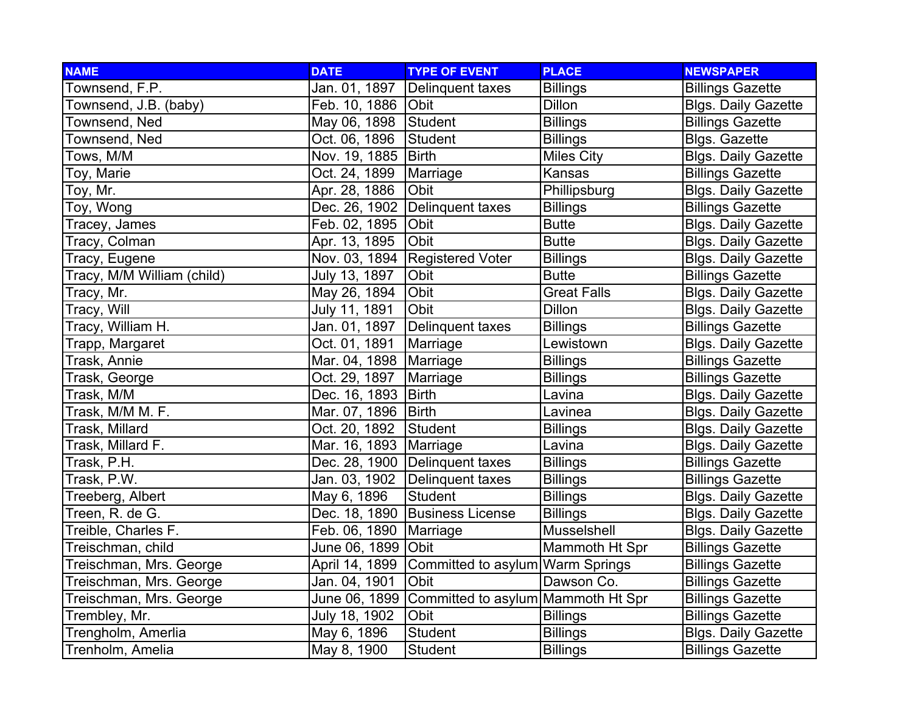| NAME | DATE | TYPE OF EVENT | PLACE | NEWSPAPER |
| --- | --- | --- | --- | --- |
| Townsend, F.P. | Jan. 01, 1897 | Delinquent taxes | Billings | Billings Gazette |
| Townsend, J.B. (baby) | Feb. 10, 1886 | Obit | Dillon | Blgs. Daily Gazette |
| Townsend, Ned | May 06, 1898 | Student | Billings | Billings Gazette |
| Townsend, Ned | Oct. 06, 1896 | Student | Billings | Blgs. Gazette |
| Tows, M/M | Nov. 19, 1885 | Birth | Miles City | Blgs. Daily Gazette |
| Toy, Marie | Oct. 24, 1899 | Marriage | Kansas | Billings Gazette |
| Toy, Mr. | Apr. 28, 1886 | Obit | Phillipsburg | Blgs. Daily Gazette |
| Toy, Wong | Dec. 26, 1902 | Delinquent taxes | Billings | Billings Gazette |
| Tracey, James | Feb. 02, 1895 | Obit | Butte | Blgs. Daily Gazette |
| Tracy, Colman | Apr. 13, 1895 | Obit | Butte | Blgs. Daily Gazette |
| Tracy, Eugene | Nov. 03, 1894 | Registered Voter | Billings | Blgs. Daily Gazette |
| Tracy, M/M William (child) | July 13, 1897 | Obit | Butte | Billings Gazette |
| Tracy, Mr. | May 26, 1894 | Obit | Great Falls | Blgs. Daily Gazette |
| Tracy, Will | July 11, 1891 | Obit | Dillon | Blgs. Daily Gazette |
| Tracy, William H. | Jan. 01, 1897 | Delinquent taxes | Billings | Billings Gazette |
| Trapp, Margaret | Oct. 01, 1891 | Marriage | Lewistown | Blgs. Daily Gazette |
| Trask, Annie | Mar. 04, 1898 | Marriage | Billings | Billings Gazette |
| Trask, George | Oct. 29, 1897 | Marriage | Billings | Billings Gazette |
| Trask, M/M | Dec. 16, 1893 | Birth | Lavina | Blgs. Daily Gazette |
| Trask, M/M M. F. | Mar. 07, 1896 | Birth | Lavinea | Blgs. Daily Gazette |
| Trask, Millard | Oct. 20, 1892 | Student | Billings | Blgs. Daily Gazette |
| Trask, Millard F. | Mar. 16, 1893 | Marriage | Lavina | Blgs. Daily Gazette |
| Trask, P.H. | Dec. 28, 1900 | Delinquent taxes | Billings | Billings Gazette |
| Trask, P.W. | Jan. 03, 1902 | Delinquent taxes | Billings | Billings Gazette |
| Treeberg, Albert | May 6, 1896 | Student | Billings | Blgs. Daily Gazette |
| Treen, R. de G. | Dec. 18, 1890 | Business License | Billings | Blgs. Daily Gazette |
| Treible, Charles F. | Feb. 06, 1890 | Marriage | Musselshell | Blgs. Daily Gazette |
| Treischman, child | June 06, 1899 | Obit | Mammoth Ht Spr | Billings Gazette |
| Treischman, Mrs. George | April 14, 1899 | Committed to asylum | Warm Springs | Billings Gazette |
| Treischman, Mrs. George | Jan. 04, 1901 | Obit | Dawson Co. | Billings Gazette |
| Treischman, Mrs. George | June 06, 1899 | Committed to asylum | Mammoth Ht Spr | Billings Gazette |
| Trembley, Mr. | July 18, 1902 | Obit | Billings | Billings Gazette |
| Trengholm, Amerlia | May 6, 1896 | Student | Billings | Blgs. Daily Gazette |
| Trenholm, Amelia | May 8, 1900 | Student | Billings | Billings Gazette |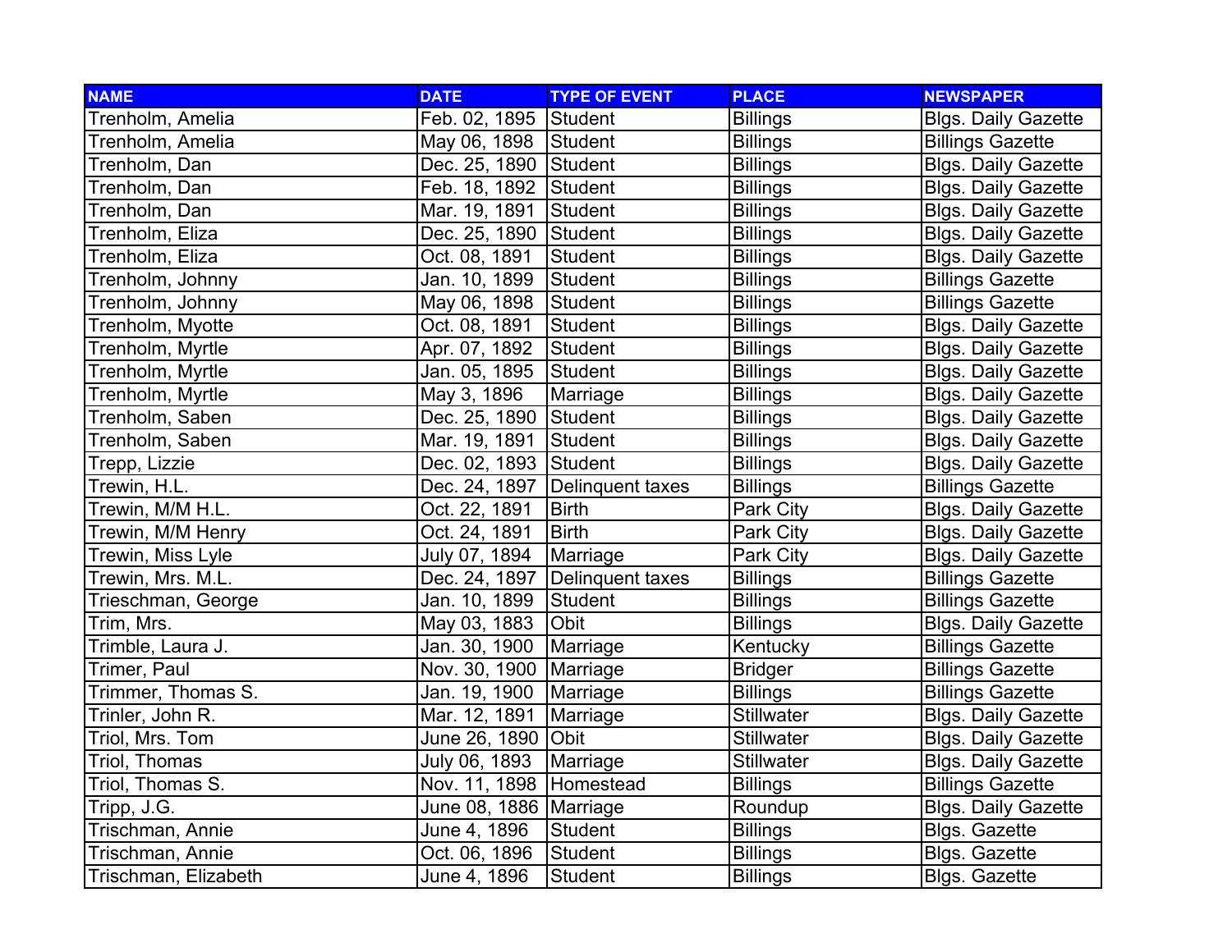| NAME | DATE | TYPE OF EVENT | PLACE | NEWSPAPER |
|---|---|---|---|---|
| Trenholm, Amelia | Feb. 02, 1895 | Student | Billings | Blgs. Daily Gazette |
| Trenholm, Amelia | May 06, 1898 | Student | Billings | Billings Gazette |
| Trenholm, Dan | Dec. 25, 1890 | Student | Billings | Blgs. Daily Gazette |
| Trenholm, Dan | Feb. 18, 1892 | Student | Billings | Blgs. Daily Gazette |
| Trenholm, Dan | Mar. 19, 1891 | Student | Billings | Blgs. Daily Gazette |
| Trenholm, Eliza | Dec. 25, 1890 | Student | Billings | Blgs. Daily Gazette |
| Trenholm, Eliza | Oct. 08, 1891 | Student | Billings | Blgs. Daily Gazette |
| Trenholm, Johnny | Jan. 10, 1899 | Student | Billings | Billings Gazette |
| Trenholm, Johnny | May 06, 1898 | Student | Billings | Billings Gazette |
| Trenholm, Myotte | Oct. 08, 1891 | Student | Billings | Blgs. Daily Gazette |
| Trenholm, Myrtle | Apr. 07, 1892 | Student | Billings | Blgs. Daily Gazette |
| Trenholm, Myrtle | Jan. 05, 1895 | Student | Billings | Blgs. Daily Gazette |
| Trenholm, Myrtle | May 3, 1896 | Marriage | Billings | Blgs. Daily Gazette |
| Trenholm, Saben | Dec. 25, 1890 | Student | Billings | Blgs. Daily Gazette |
| Trenholm, Saben | Mar. 19, 1891 | Student | Billings | Blgs. Daily Gazette |
| Trepp, Lizzie | Dec. 02, 1893 | Student | Billings | Blgs. Daily Gazette |
| Trewin, H.L. | Dec. 24, 1897 | Delinquent taxes | Billings | Billings Gazette |
| Trewin, M/M H.L. | Oct. 22, 1891 | Birth | Park City | Blgs. Daily Gazette |
| Trewin, M/M Henry | Oct. 24, 1891 | Birth | Park City | Blgs. Daily Gazette |
| Trewin, Miss Lyle | July 07, 1894 | Marriage | Park City | Blgs. Daily Gazette |
| Trewin, Mrs. M.L. | Dec. 24, 1897 | Delinquent taxes | Billings | Billings Gazette |
| Trieschman, George | Jan. 10, 1899 | Student | Billings | Billings Gazette |
| Trim, Mrs. | May 03, 1883 | Obit | Billings | Blgs. Daily Gazette |
| Trimble, Laura J. | Jan. 30, 1900 | Marriage | Kentucky | Billings Gazette |
| Trimer, Paul | Nov. 30, 1900 | Marriage | Bridger | Billings Gazette |
| Trimmer, Thomas S. | Jan. 19, 1900 | Marriage | Billings | Billings Gazette |
| Trinler, John R. | Mar. 12, 1891 | Marriage | Stillwater | Blgs. Daily Gazette |
| Triol, Mrs. Tom | June 26, 1890 | Obit | Stillwater | Blgs. Daily Gazette |
| Triol, Thomas | July 06, 1893 | Marriage | Stillwater | Blgs. Daily Gazette |
| Triol, Thomas S. | Nov. 11, 1898 | Homestead | Billings | Billings Gazette |
| Tripp, J.G. | June 08, 1886 | Marriage | Roundup | Blgs. Daily Gazette |
| Trischman, Annie | June 4, 1896 | Student | Billings | Blgs. Gazette |
| Trischman, Annie | Oct. 06, 1896 | Student | Billings | Blgs. Gazette |
| Trischman, Elizabeth | June 4, 1896 | Student | Billings | Blgs. Gazette |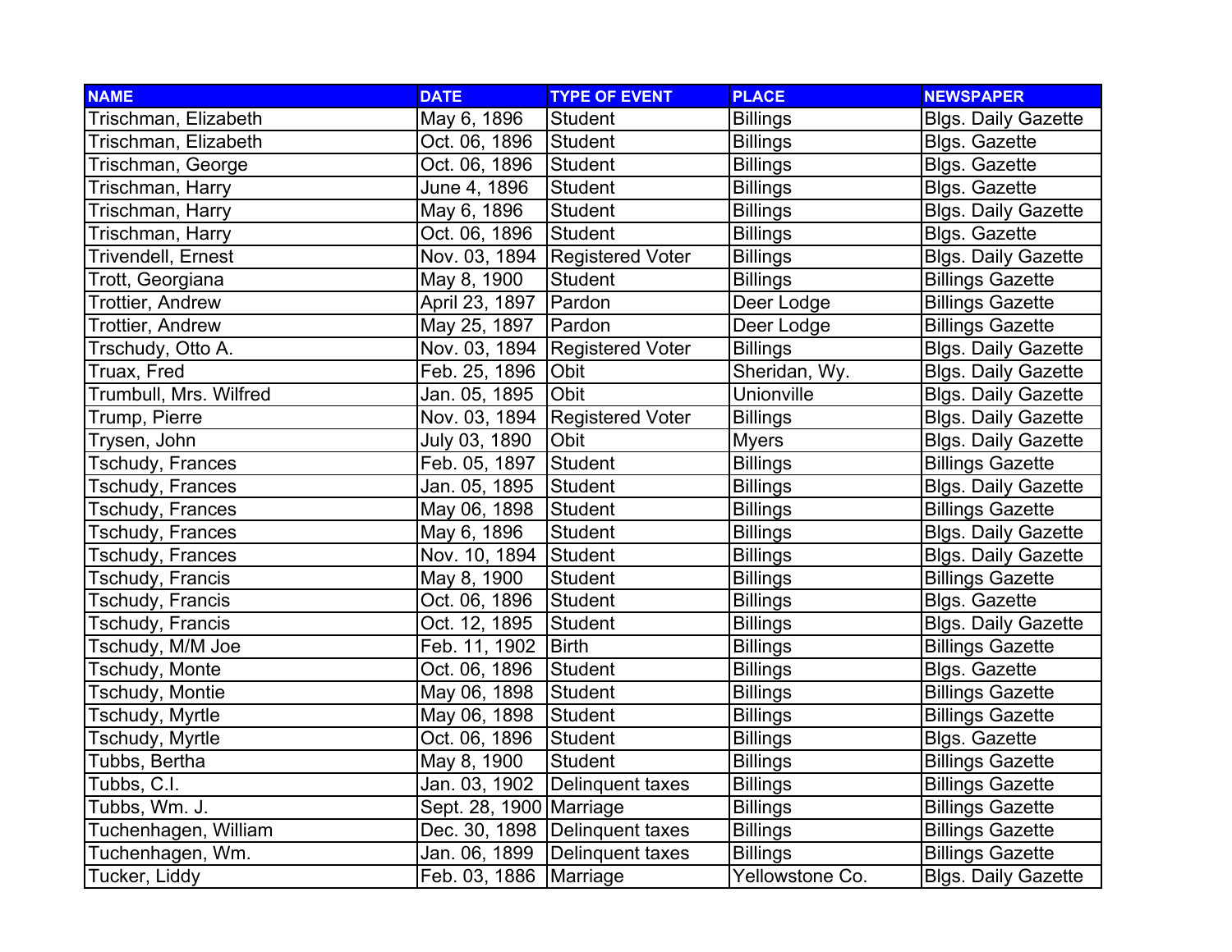| NAME | DATE | TYPE OF EVENT | PLACE | NEWSPAPER |
| --- | --- | --- | --- | --- |
| Trischman, Elizabeth | May 6, 1896 | Student | Billings | Blgs. Daily Gazette |
| Trischman, Elizabeth | Oct. 06, 1896 | Student | Billings | Blgs. Gazette |
| Trischman, George | Oct. 06, 1896 | Student | Billings | Blgs. Gazette |
| Trischman, Harry | June 4, 1896 | Student | Billings | Blgs. Gazette |
| Trischman, Harry | May 6, 1896 | Student | Billings | Blgs. Daily Gazette |
| Trischman, Harry | Oct. 06, 1896 | Student | Billings | Blgs. Gazette |
| Trivendell, Ernest | Nov. 03, 1894 | Registered Voter | Billings | Blgs. Daily Gazette |
| Trott, Georgiana | May 8, 1900 | Student | Billings | Billings Gazette |
| Trottier, Andrew | April 23, 1897 | Pardon | Deer Lodge | Billings Gazette |
| Trottier, Andrew | May 25, 1897 | Pardon | Deer Lodge | Billings Gazette |
| Trschudy, Otto A. | Nov. 03, 1894 | Registered Voter | Billings | Blgs. Daily Gazette |
| Truax, Fred | Feb. 25, 1896 | Obit | Sheridan, Wy. | Blgs. Daily Gazette |
| Trumbull, Mrs. Wilfred | Jan. 05, 1895 | Obit | Unionville | Blgs. Daily Gazette |
| Trump, Pierre | Nov. 03, 1894 | Registered Voter | Billings | Blgs. Daily Gazette |
| Trysen, John | July 03, 1890 | Obit | Myers | Blgs. Daily Gazette |
| Tschudy, Frances | Feb. 05, 1897 | Student | Billings | Billings Gazette |
| Tschudy, Frances | Jan. 05, 1895 | Student | Billings | Blgs. Daily Gazette |
| Tschudy, Frances | May 06, 1898 | Student | Billings | Billings Gazette |
| Tschudy, Frances | May 6, 1896 | Student | Billings | Blgs. Daily Gazette |
| Tschudy, Frances | Nov. 10, 1894 | Student | Billings | Blgs. Daily Gazette |
| Tschudy, Francis | May 8, 1900 | Student | Billings | Billings Gazette |
| Tschudy, Francis | Oct. 06, 1896 | Student | Billings | Blgs. Gazette |
| Tschudy, Francis | Oct. 12, 1895 | Student | Billings | Blgs. Daily Gazette |
| Tschudy, M/M Joe | Feb. 11, 1902 | Birth | Billings | Billings Gazette |
| Tschudy, Monte | Oct. 06, 1896 | Student | Billings | Blgs. Gazette |
| Tschudy, Montie | May 06, 1898 | Student | Billings | Billings Gazette |
| Tschudy, Myrtle | May 06, 1898 | Student | Billings | Billings Gazette |
| Tschudy, Myrtle | Oct. 06, 1896 | Student | Billings | Blgs. Gazette |
| Tubbs, Bertha | May 8, 1900 | Student | Billings | Billings Gazette |
| Tubbs, C.I. | Jan. 03, 1902 | Delinquent taxes | Billings | Billings Gazette |
| Tubbs, Wm. J. | Sept. 28, 1900 | Marriage | Billings | Billings Gazette |
| Tuchenhagen, William | Dec. 30, 1898 | Delinquent taxes | Billings | Billings Gazette |
| Tuchenhagen, Wm. | Jan. 06, 1899 | Delinquent taxes | Billings | Billings Gazette |
| Tucker, Liddy | Feb. 03, 1886 | Marriage | Yellowstone Co. | Blgs. Daily Gazette |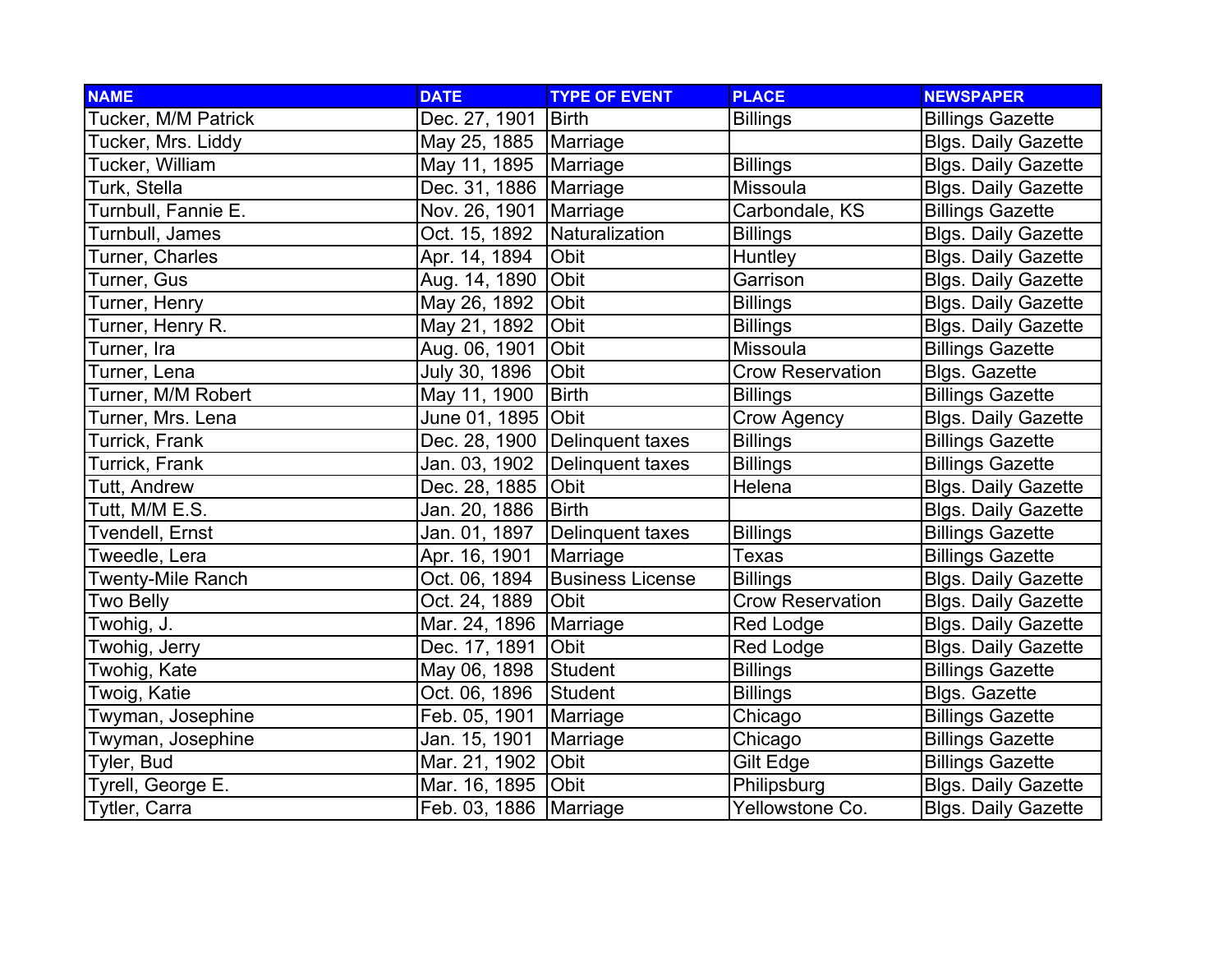| NAME | DATE | TYPE OF EVENT | PLACE | NEWSPAPER |
|---|---|---|---|---|
| Tucker, M/M Patrick | Dec. 27, 1901 | Birth | Billings | Billings Gazette |
| Tucker, Mrs. Liddy | May 25, 1885 | Marriage | | Blgs. Daily Gazette |
| Tucker, William | May 11, 1895 | Marriage | Billings | Blgs. Daily Gazette |
| Turk, Stella | Dec. 31, 1886 | Marriage | Missoula | Blgs. Daily Gazette |
| Turnbull, Fannie E. | Nov. 26, 1901 | Marriage | Carbondale, KS | Billings Gazette |
| Turnbull, James | Oct. 15, 1892 | Naturalization | Billings | Blgs. Daily Gazette |
| Turner, Charles | Apr. 14, 1894 | Obit | Huntley | Blgs. Daily Gazette |
| Turner, Gus | Aug. 14, 1890 | Obit | Garrison | Blgs. Daily Gazette |
| Turner, Henry | May 26, 1892 | Obit | Billings | Blgs. Daily Gazette |
| Turner, Henry R. | May 21, 1892 | Obit | Billings | Blgs. Daily Gazette |
| Turner, Ira | Aug. 06, 1901 | Obit | Missoula | Billings Gazette |
| Turner, Lena | July 30, 1896 | Obit | Crow Reservation | Blgs. Gazette |
| Turner, M/M Robert | May 11, 1900 | Birth | Billings | Billings Gazette |
| Turner, Mrs. Lena | June 01, 1895 | Obit | Crow Agency | Blgs. Daily Gazette |
| Turrick, Frank | Dec. 28, 1900 | Delinquent taxes | Billings | Billings Gazette |
| Turrick, Frank | Jan. 03, 1902 | Delinquent taxes | Billings | Billings Gazette |
| Tutt, Andrew | Dec. 28, 1885 | Obit | Helena | Blgs. Daily Gazette |
| Tutt, M/M E.S. | Jan. 20, 1886 | Birth | | Blgs. Daily Gazette |
| Tvendell, Ernst | Jan. 01, 1897 | Delinquent taxes | Billings | Billings Gazette |
| Tweedle, Lera | Apr. 16, 1901 | Marriage | Texas | Billings Gazette |
| Twenty-Mile Ranch | Oct. 06, 1894 | Business License | Billings | Blgs. Daily Gazette |
| Two Belly | Oct. 24, 1889 | Obit | Crow Reservation | Blgs. Daily Gazette |
| Twohig, J. | Mar. 24, 1896 | Marriage | Red Lodge | Blgs. Daily Gazette |
| Twohig, Jerry | Dec. 17, 1891 | Obit | Red Lodge | Blgs. Daily Gazette |
| Twohig, Kate | May 06, 1898 | Student | Billings | Billings Gazette |
| Twoig, Katie | Oct. 06, 1896 | Student | Billings | Blgs. Gazette |
| Twyman, Josephine | Feb. 05, 1901 | Marriage | Chicago | Billings Gazette |
| Twyman, Josephine | Jan. 15, 1901 | Marriage | Chicago | Billings Gazette |
| Tyler, Bud | Mar. 21, 1902 | Obit | Gilt Edge | Billings Gazette |
| Tyrell, George E. | Mar. 16, 1895 | Obit | Philipsburg | Blgs. Daily Gazette |
| Tytler, Carra | Feb. 03, 1886 | Marriage | Yellowstone Co. | Blgs. Daily Gazette |